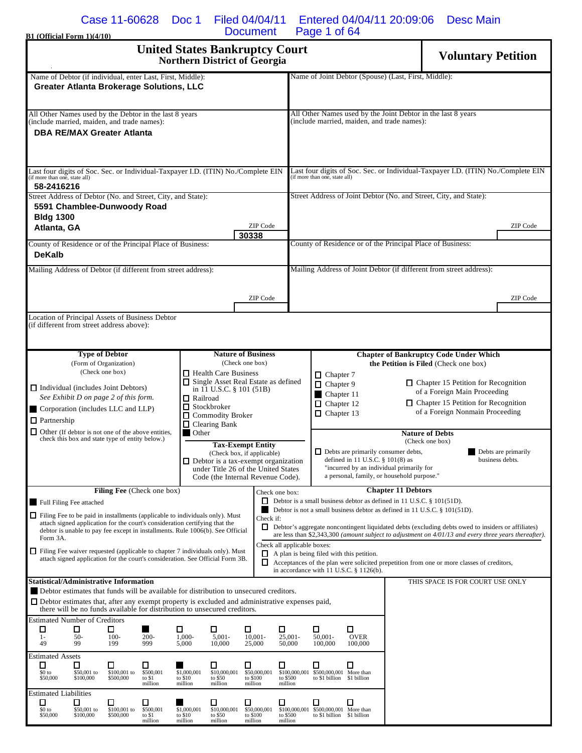B1 (Official Form 1)(4/10)

# United States Bankruptcy Court
## Northern District of Georgia

**Voluntary Petition**

| Debtor | Joint Debtor (Spouse) |
|---|---|
| Name of Debtor (if individual, enter Last, First, Middle): **Greater Atlanta Brokerage Solutions, LLC** | Name of Joint Debtor (Spouse) (Last, First, Middle): |
| All Other Names used by the Debtor in the last 8 years (include married, maiden, and trade names): **DBA RE/MAX Greater Atlanta** | All Other Names used by the Joint Debtor in the last 8 years (include married, maiden, and trade names): |
| Last four digits of Soc. Sec. or Individual-Taxpayer I.D. (ITIN) No./Complete EIN (if more than one, state all): **58-2416216** | Last four digits of Soc. Sec. or Individual-Taxpayer I.D. (ITIN) No./Complete EIN (if more than one, state all): |
| Street Address of Debtor (No. and Street, City, and State): **5591 Chamblee-Dunwoody Road, Bldg 1300, Atlanta, GA** ZIP Code **30338** | Street Address of Joint Debtor (No. and Street, City, and State): ZIP Code |
| County of Residence or of the Principal Place of Business: **DeKalb** | County of Residence or of the Principal Place of Business: |
| Mailing Address of Debtor (if different from street address): ZIP Code | Mailing Address of Joint Debtor (if different from street address): ZIP Code |

Location of Principal Assets of Business Debtor (if different from street address above):

**Type of Debtor** (Form of Organization) (Check one box)
- ☐ Individual (includes Joint Debtors) *See Exhibit D on page 2 of this form.*
- ■ Corporation (includes LLC and LLP)
- ☐ Partnership
- ☐ Other (If debtor is not one of the above entities, check this box and state type of entity below.)

**Nature of Business** (Check one box)
- ☐ Health Care Business
- ☐ Single Asset Real Estate as defined in 11 U.S.C. § 101 (51B)
- ☐ Railroad
- ☐ Stockbroker
- ☐ Commodity Broker
- ☐ Clearing Bank
- ■ Other

**Tax-Exempt Entity** (Check box, if applicable)
- ☐ Debtor is a tax-exempt organization under Title 26 of the United States Code (the Internal Revenue Code).

**Chapter of Bankruptcy Code Under Which the Petition is Filed** (Check one box)
- ☐ Chapter 7
- ☐ Chapter 9
- ■ Chapter 11
- ☐ Chapter 12
- ☐ Chapter 13
- ☐ Chapter 15 Petition for Recognition of a Foreign Main Proceeding
- ☐ Chapter 15 Petition for Recognition of a Foreign Nonmain Proceeding

**Nature of Debts** (Check one box)
- ☐ Debts are primarily consumer debts, defined in 11 U.S.C. § 101(8) as "incurred by an individual primarily for a personal, family, or household purpose."
- ■ Debts are primarily business debts.

**Filing Fee** (Check one box)
- ■ Full Filing Fee attached
- ☐ Filing Fee to be paid in installments (applicable to individuals only). Must attach signed application for the court's consideration certifying that the debtor is unable to pay fee except in installments. Rule 1006(b). See Official Form 3A.
- ☐ Filing Fee waiver requested (applicable to chapter 7 individuals only). Must attach signed application for the court's consideration. See Official Form 3B.

**Chapter 11 Debtors**

Check one box:
- ☐ Debtor is a small business debtor as defined in 11 U.S.C. § 101(51D).
- ■ Debtor is not a small business debtor as defined in 11 U.S.C. § 101(51D).

Check if:
- ☐ Debtor's aggregate noncontingent liquidated debts (excluding debts owed to insiders or affiliates) are less than $2,343,300 *(amount subject to adjustment on 4/01/13 and every three years thereafter).*

Check all applicable boxes:
- ☐ A plan is being filed with this petition.
- ☐ Acceptances of the plan were solicited prepetition from one or more classes of creditors, in accordance with 11 U.S.C. § 1126(b).

**Statistical/Administrative Information**
- ■ Debtor estimates that funds will be available for distribution to unsecured creditors.
- ☐ Debtor estimates that, after any exempt property is excluded and administrative expenses paid, there will be no funds available for distribution to unsecured creditors.

THIS SPACE IS FOR COURT USE ONLY

Estimated Number of Creditors

| ☐ 1-49 | ☐ 50-99 | ☐ 100-199 | ■ 200-999 | ☐ 1,000-5,000 | ☐ 5,001-10,000 | ☐ 10,001-25,000 | ☐ 25,001-50,000 | ☐ 50,001-100,000 | ☐ OVER 100,000 |
|---|---|---|---|---|---|---|---|---|---|

Estimated Assets

| ☐ $0 to $50,000 | ☐ $50,001 to $100,000 | ☐ $100,001 to $500,000 | ☐ $500,001 to $1 million | ■ $1,000,001 to $10 million | ☐ $10,000,001 to $50 million | ☐ $50,000,001 to $100 million | ☐ $100,000,001 to $500 million | ☐ $500,000,001 to $1 billion | ☐ More than $1 billion |
|---|---|---|---|---|---|---|---|---|---|

Estimated Liabilities

| ☐ $0 to $50,000 | ☐ $50,001 to $100,000 | ☐ $100,001 to $500,000 | ☐ $500,001 to $1 million | ■ $1,000,001 to $10 million | ☐ $10,000,001 to $50 million | ☐ $50,000,001 to $100 million | ☐ $100,000,001 to $500 million | ☐ $500,000,001 to $1 billion | ☐ More than $1 billion |
|---|---|---|---|---|---|---|---|---|---|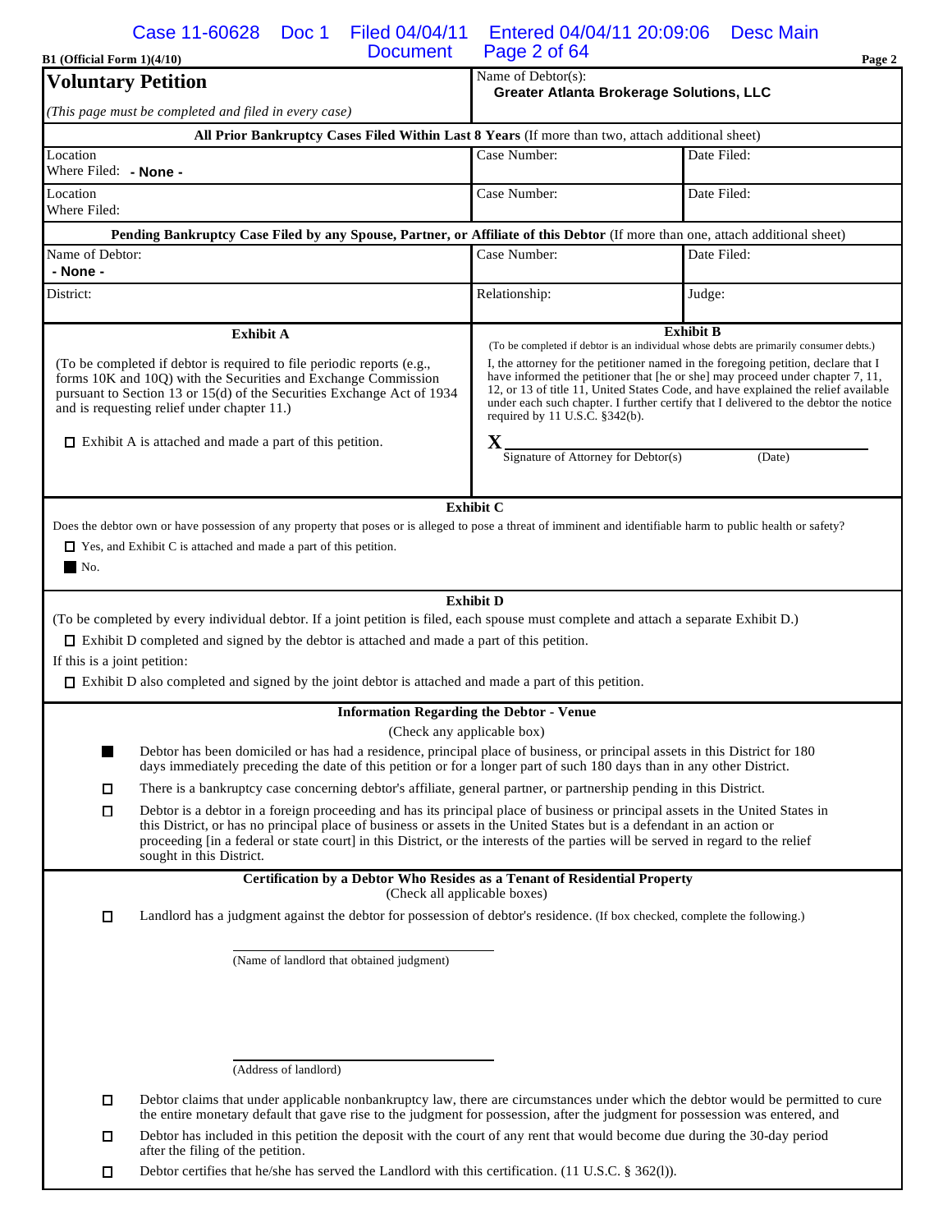B1 (Official Form 1)(4/10)

# Voluntary Petition

*(This page must be completed and filed in every case)*

Name of Debtor(s):
**Greater Atlanta Brokerage Solutions, LLC**

**All Prior Bankruptcy Cases Filed Within Last 8 Years** (If more than two, attach additional sheet)

| | | |
|---|---|---|
| Location Where Filed: **- None -** | Case Number: | Date Filed: |
| Location Where Filed: | Case Number: | Date Filed: |

**Pending Bankruptcy Case Filed by any Spouse, Partner, or Affiliate of this Debtor** (If more than one, attach additional sheet)

| | | |
|---|---|---|
| Name of Debtor: **- None -** | Case Number: | Date Filed: |
| District: | Relationship: | Judge: |

### Exhibit A

(To be completed if debtor is required to file periodic reports (e.g., forms 10K and 10Q) with the Securities and Exchange Commission pursuant to Section 13 or 15(d) of the Securities Exchange Act of 1934 and is requesting relief under chapter 11.)

☐ Exhibit A is attached and made a part of this petition.

### Exhibit B

(To be completed if debtor is an individual whose debts are primarily consumer debts.)

I, the attorney for the petitioner named in the foregoing petition, declare that I have informed the petitioner that [he or she] may proceed under chapter 7, 11, 12, or 13 of title 11, United States Code, and have explained the relief available under each such chapter. I further certify that I delivered to the debtor the notice required by 11 U.S.C. §342(b).

X ____________________________________
Signature of Attorney for Debtor(s) (Date)

### Exhibit C

Does the debtor own or have possession of any property that poses or is alleged to pose a threat of imminent and identifiable harm to public health or safety?

☐ Yes, and Exhibit C is attached and made a part of this petition.

■ No.

### Exhibit D

(To be completed by every individual debtor. If a joint petition is filed, each spouse must complete and attach a separate Exhibit D.)

☐ Exhibit D completed and signed by the debtor is attached and made a part of this petition.

If this is a joint petition:

☐ Exhibit D also completed and signed by the joint debtor is attached and made a part of this petition.

### Information Regarding the Debtor - Venue

(Check any applicable box)

■ Debtor has been domiciled or has had a residence, principal place of business, or principal assets in this District for 180 days immediately preceding the date of this petition or for a longer part of such 180 days than in any other District.

☐ There is a bankruptcy case concerning debtor's affiliate, general partner, or partnership pending in this District.

☐ Debtor is a debtor in a foreign proceeding and has its principal place of business or principal assets in the United States in this District, or has no principal place of business or assets in the United States but is a defendant in an action or proceeding [in a federal or state court] in this District, or the interests of the parties will be served in regard to the relief sought in this District.

### Certification by a Debtor Who Resides as a Tenant of Residential Property

(Check all applicable boxes)

☐ Landlord has a judgment against the debtor for possession of debtor's residence. (If box checked, complete the following.)

____________________________________
(Name of landlord that obtained judgment)

____________________________________
(Address of landlord)

☐ Debtor claims that under applicable nonbankruptcy law, there are circumstances under which the debtor would be permitted to cure the entire monetary default that gave rise to the judgment for possession, after the judgment for possession was entered, and

☐ Debtor has included in this petition the deposit with the court of any rent that would become due during the 30-day period after the filing of the petition.

☐ Debtor certifies that he/she has served the Landlord with this certification. (11 U.S.C. § 362(l)).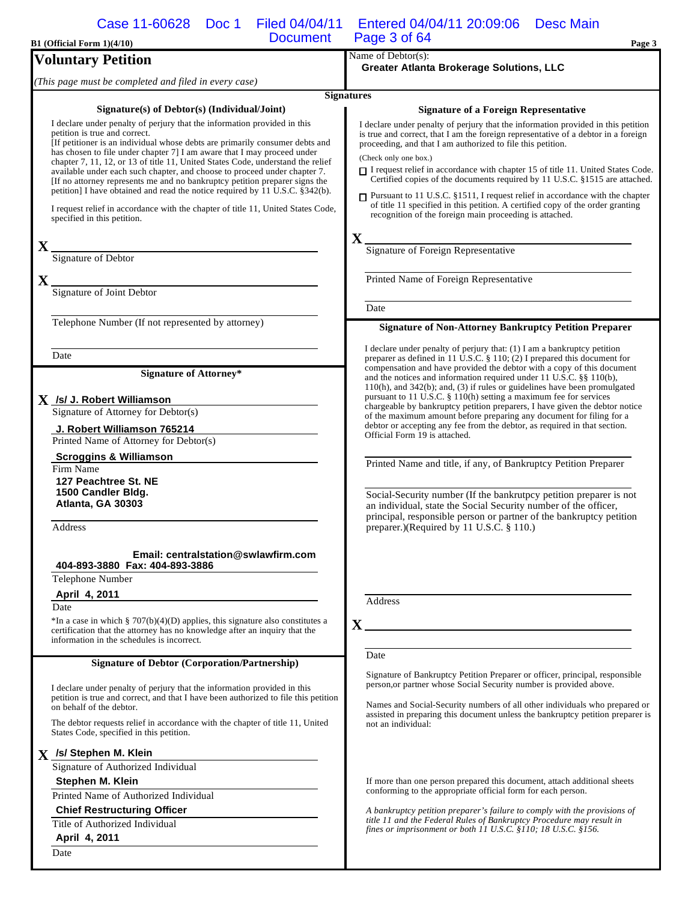B1 (Official Form 1)(4/10)

# Voluntary Petition

*(This page must be completed and filed in every case)*

Name of Debtor(s):
**Greater Atlanta Brokerage Solutions, LLC**

## Signatures

### Signature(s) of Debtor(s) (Individual/Joint)

I declare under penalty of perjury that the information provided in this petition is true and correct.
[If petitioner is an individual whose debts are primarily consumer debts and has chosen to file under chapter 7] I am aware that I may proceed under chapter 7, 11, 12, or 13 of title 11, United States Code, understand the relief available under each such chapter, and choose to proceed under chapter 7.
[If no attorney represents me and no bankruptcy petition preparer signs the petition] I have obtained and read the notice required by 11 U.S.C. §342(b).

I request relief in accordance with the chapter of title 11, United States Code, specified in this petition.

X ______________________________
Signature of Debtor

X ______________________________
Signature of Joint Debtor

______________________________
Telephone Number (If not represented by attorney)

______________________________
Date

### Signature of Attorney*

X **/s/ J. Robert Williamson**
Signature of Attorney for Debtor(s)

**J. Robert Williamson 765214**
Printed Name of Attorney for Debtor(s)

**Scroggins & Williamson**
Firm Name

**127 Peachtree St. NE**
**1500 Candler Bldg.**
**Atlanta, GA 30303**

Address

**Email: centralstation@swlawfirm.com**
**404-893-3880 Fax: 404-893-3886**
Telephone Number

**April 4, 2011**
Date

*In a case in which § 707(b)(4)(D) applies, this signature also constitutes a certification that the attorney has no knowledge after an inquiry that the information in the schedules is incorrect.

### Signature of Debtor (Corporation/Partnership)

I declare under penalty of perjury that the information provided in this petition is true and correct, and that I have been authorized to file this petition on behalf of the debtor.

The debtor requests relief in accordance with the chapter of title 11, United States Code, specified in this petition.

X **/s/ Stephen M. Klein**
Signature of Authorized Individual

**Stephen M. Klein**
Printed Name of Authorized Individual

**Chief Restructuring Officer**
Title of Authorized Individual

**April 4, 2011**
Date

### Signature of a Foreign Representative

I declare under penalty of perjury that the information provided in this petition is true and correct, that I am the foreign representative of a debtor in a foreign proceeding, and that I am authorized to file this petition.

(Check only one box.)

☐ I request relief in accordance with chapter 15 of title 11. United States Code. Certified copies of the documents required by 11 U.S.C. §1515 are attached.

☐ Pursuant to 11 U.S.C. §1511, I request relief in accordance with the chapter of title 11 specified in this petition. A certified copy of the order granting recognition of the foreign main proceeding is attached.

X ______________________________
Signature of Foreign Representative

______________________________
Printed Name of Foreign Representative

______________________________
Date

### Signature of Non-Attorney Bankruptcy Petition Preparer

I declare under penalty of perjury that: (1) I am a bankruptcy petition preparer as defined in 11 U.S.C. § 110; (2) I prepared this document for compensation and have provided the debtor with a copy of this document and the notices and information required under 11 U.S.C. §§ 110(b), 110(h), and 342(b); and, (3) if rules or guidelines have been promulgated pursuant to 11 U.S.C. § 110(h) setting a maximum fee for services chargeable by bankruptcy petition preparers, I have given the debtor notice of the maximum amount before preparing any document for filing for a debtor or accepting any fee from the debtor, as required in that section. Official Form 19 is attached.

______________________________
Printed Name and title, if any, of Bankruptcy Petition Preparer

______________________________
Social-Security number (If the bankrutpcy petition preparer is not an individual, state the Social Security number of the officer, principal, responsible person or partner of the bankruptcy petition preparer.)(Required by 11 U.S.C. § 110.)

______________________________
Address

X ______________________________

______________________________
Date

Signature of Bankruptcy Petition Preparer or officer, principal, responsible person,or partner whose Social Security number is provided above.

Names and Social-Security numbers of all other individuals who prepared or assisted in preparing this document unless the bankruptcy petition preparer is not an individual:

If more than one person prepared this document, attach additional sheets conforming to the appropriate official form for each person.

*A bankruptcy petition preparer's failure to comply with the provisions of title 11 and the Federal Rules of Bankruptcy Procedure may result in fines or imprisonment or both 11 U.S.C. §110; 18 U.S.C. §156.*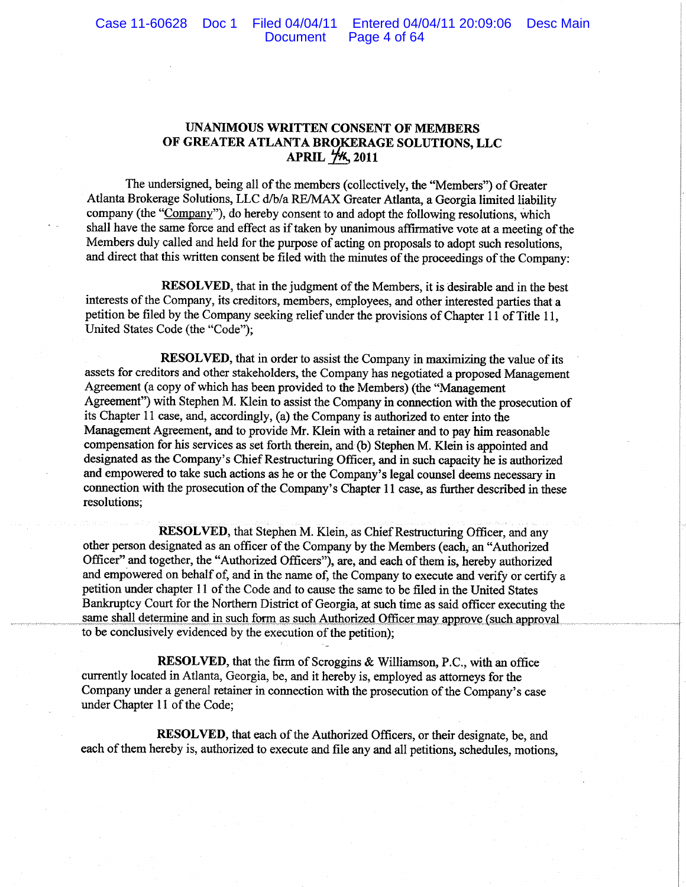**UNANIMOUS WRITTEN CONSENT OF MEMBERS**
**OF GREATER ATLANTA BROKERAGE SOLUTIONS, LLC**
**APRIL 4th, 2011**

The undersigned, being all of the members (collectively, the "Members") of Greater Atlanta Brokerage Solutions, LLC d/b/a RE/MAX Greater Atlanta, a Georgia limited liability company (the "Company"), do hereby consent to and adopt the following resolutions, which shall have the same force and effect as if taken by unanimous affirmative vote at a meeting of the Members duly called and held for the purpose of acting on proposals to adopt such resolutions, and direct that this written consent be filed with the minutes of the proceedings of the Company:

**RESOLVED**, that in the judgment of the Members, it is desirable and in the best interests of the Company, its creditors, members, employees, and other interested parties that a petition be filed by the Company seeking relief under the provisions of Chapter 11 of Title 11, United States Code (the "Code");

**RESOLVED**, that in order to assist the Company in maximizing the value of its assets for creditors and other stakeholders, the Company has negotiated a proposed Management Agreement (a copy of which has been provided to the Members) (the "Management Agreement") with Stephen M. Klein to assist the Company in connection with the prosecution of its Chapter 11 case, and, accordingly, (a) the Company is authorized to enter into the Management Agreement, and to provide Mr. Klein with a retainer and to pay him reasonable compensation for his services as set forth therein, and (b) Stephen M. Klein is appointed and designated as the Company's Chief Restructuring Officer, and in such capacity he is authorized and empowered to take such actions as he or the Company's legal counsel deems necessary in connection with the prosecution of the Company's Chapter 11 case, as further described in these resolutions;

**RESOLVED**, that Stephen M. Klein, as Chief Restructuring Officer, and any other person designated as an officer of the Company by the Members (each, an "Authorized Officer" and together, the "Authorized Officers"), are, and each of them is, hereby authorized and empowered on behalf of, and in the name of, the Company to execute and verify or certify a petition under chapter 11 of the Code and to cause the same to be filed in the United States Bankruptcy Court for the Northern District of Georgia, at such time as said officer executing the same shall determine and in such form as such Authorized Officer may approve (such approval to be conclusively evidenced by the execution of the petition);

**RESOLVED**, that the firm of Scroggins & Williamson, P.C., with an office currently located in Atlanta, Georgia, be, and it hereby is, employed as attorneys for the Company under a general retainer in connection with the prosecution of the Company's case under Chapter 11 of the Code;

**RESOLVED**, that each of the Authorized Officers, or their designate, be, and each of them hereby is, authorized to execute and file any and all petitions, schedules, motions,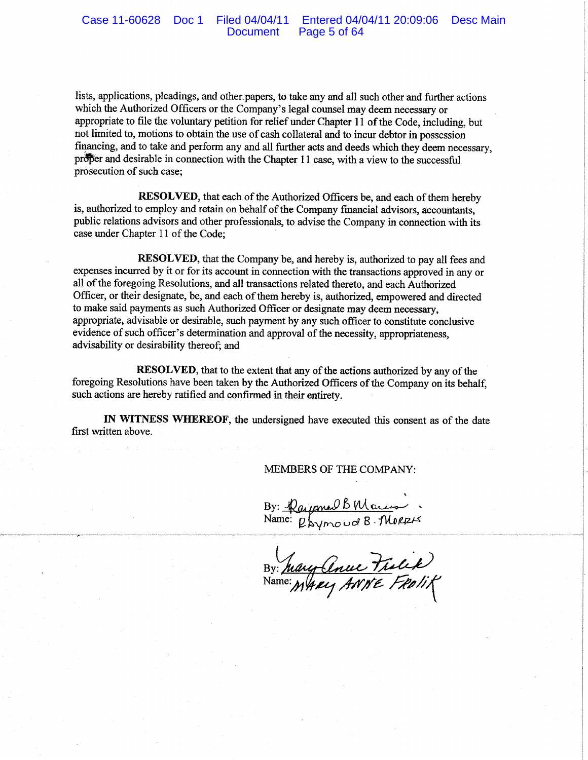lists, applications, pleadings, and other papers, to take any and all such other and further actions which the Authorized Officers or the Company's legal counsel may deem necessary or appropriate to file the voluntary petition for relief under Chapter 11 of the Code, including, but not limited to, motions to obtain the use of cash collateral and to incur debtor in possession financing, and to take and perform any and all further acts and deeds which they deem necessary, proper and desirable in connection with the Chapter 11 case, with a view to the successful prosecution of such case;

**RESOLVED**, that each of the Authorized Officers be, and each of them hereby is, authorized to employ and retain on behalf of the Company financial advisors, accountants, public relations advisors and other professionals, to advise the Company in connection with its case under Chapter 11 of the Code;

**RESOLVED**, that the Company be, and hereby is, authorized to pay all fees and expenses incurred by it or for its account in connection with the transactions approved in any or all of the foregoing Resolutions, and all transactions related thereto, and each Authorized Officer, or their designate, be, and each of them hereby is, authorized, empowered and directed to make said payments as such Authorized Officer or designate may deem necessary, appropriate, advisable or desirable, such payment by any such officer to constitute conclusive evidence of such officer's determination and approval of the necessity, appropriateness, advisability or desirability thereof; and

**RESOLVED**, that to the extent that any of the actions authorized by any of the foregoing Resolutions have been taken by the Authorized Officers of the Company on its behalf, such actions are hereby ratified and confirmed in their entirety.

**IN WITNESS WHEREOF**, the undersigned have executed this consent as of the date first written above.

MEMBERS OF THE COMPANY:

By: Raymond B Morris
Name: Raymond B. Morris

By: Mary Anne Frolik
Name: Mary Anne Frolik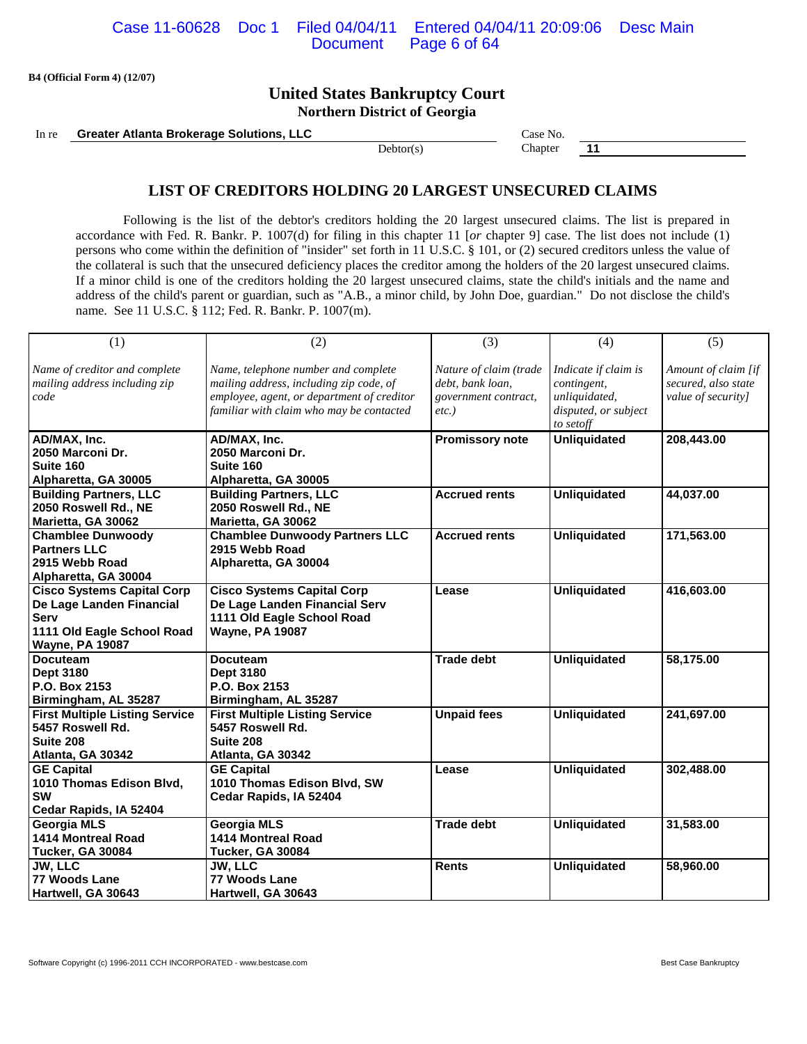B4 (Official Form 4) (12/07)

# United States Bankruptcy Court
## Northern District of Georgia

In re **Greater Atlanta Brokerage Solutions, LLC** Debtor(s)

Case No.

Chapter **11**

## LIST OF CREDITORS HOLDING 20 LARGEST UNSECURED CLAIMS

Following is the list of the debtor's creditors holding the 20 largest unsecured claims. The list is prepared in accordance with Fed. R. Bankr. P. 1007(d) for filing in this chapter 11 [*or* chapter 9] case. The list does not include (1) persons who come within the definition of "insider" set forth in 11 U.S.C. § 101, or (2) secured creditors unless the value of the collateral is such that the unsecured deficiency places the creditor among the holders of the 20 largest unsecured claims. If a minor child is one of the creditors holding the 20 largest unsecured claims, state the child's initials and the name and address of the child's parent or guardian, such as "A.B., a minor child, by John Doe, guardian." Do not disclose the child's name. See 11 U.S.C. § 112; Fed. R. Bankr. P. 1007(m).

| (1)<br>*Name of creditor and complete mailing address including zip code* | (2)<br>*Name, telephone number and complete mailing address, including zip code, of employee, agent, or department of creditor familiar with claim who may be contacted* | (3)<br>*Nature of claim (trade debt, bank loan, government contract, etc.)* | (4)<br>*Indicate if claim is contingent, unliquidated, disputed, or subject to setoff* | (5)<br>*Amount of claim [if secured, also state value of security]* |
|---|---|---|---|---|
| **AD/MAX, Inc.<br>2050 Marconi Dr.<br>Suite 160<br>Alpharetta, GA 30005** | **AD/MAX, Inc.<br>2050 Marconi Dr.<br>Suite 160<br>Alpharetta, GA 30005** | **Promissory note** | **Unliquidated** | **208,443.00** |
| **Building Partners, LLC<br>2050 Roswell Rd., NE<br>Marietta, GA 30062** | **Building Partners, LLC<br>2050 Roswell Rd., NE<br>Marietta, GA 30062** | **Accrued rents** | **Unliquidated** | **44,037.00** |
| **Chamblee Dunwoody Partners LLC<br>2915 Webb Road<br>Alpharetta, GA 30004** | **Chamblee Dunwoody Partners LLC<br>2915 Webb Road<br>Alpharetta, GA 30004** | **Accrued rents** | **Unliquidated** | **171,563.00** |
| **Cisco Systems Capital Corp<br>De Lage Landen Financial Serv<br>1111 Old Eagle School Road<br>Wayne, PA 19087** | **Cisco Systems Capital Corp<br>De Lage Landen Financial Serv<br>1111 Old Eagle School Road<br>Wayne, PA 19087** | **Lease** | **Unliquidated** | **416,603.00** |
| **Docuteam<br>Dept 3180<br>P.O. Box 2153<br>Birmingham, AL 35287** | **Docuteam<br>Dept 3180<br>P.O. Box 2153<br>Birmingham, AL 35287** | **Trade debt** | **Unliquidated** | **58,175.00** |
| **First Multiple Listing Service<br>5457 Roswell Rd.<br>Suite 208<br>Atlanta, GA 30342** | **First Multiple Listing Service<br>5457 Roswell Rd.<br>Suite 208<br>Atlanta, GA 30342** | **Unpaid fees** | **Unliquidated** | **241,697.00** |
| **GE Capital<br>1010 Thomas Edison Blvd, SW<br>Cedar Rapids, IA 52404** | **GE Capital<br>1010 Thomas Edison Blvd, SW<br>Cedar Rapids, IA 52404** | **Lease** | **Unliquidated** | **302,488.00** |
| **Georgia MLS<br>1414 Montreal Road<br>Tucker, GA 30084** | **Georgia MLS<br>1414 Montreal Road<br>Tucker, GA 30084** | **Trade debt** | **Unliquidated** | **31,583.00** |
| **JW, LLC<br>77 Woods Lane<br>Hartwell, GA 30643** | **JW, LLC<br>77 Woods Lane<br>Hartwell, GA 30643** | **Rents** | **Unliquidated** | **58,960.00** |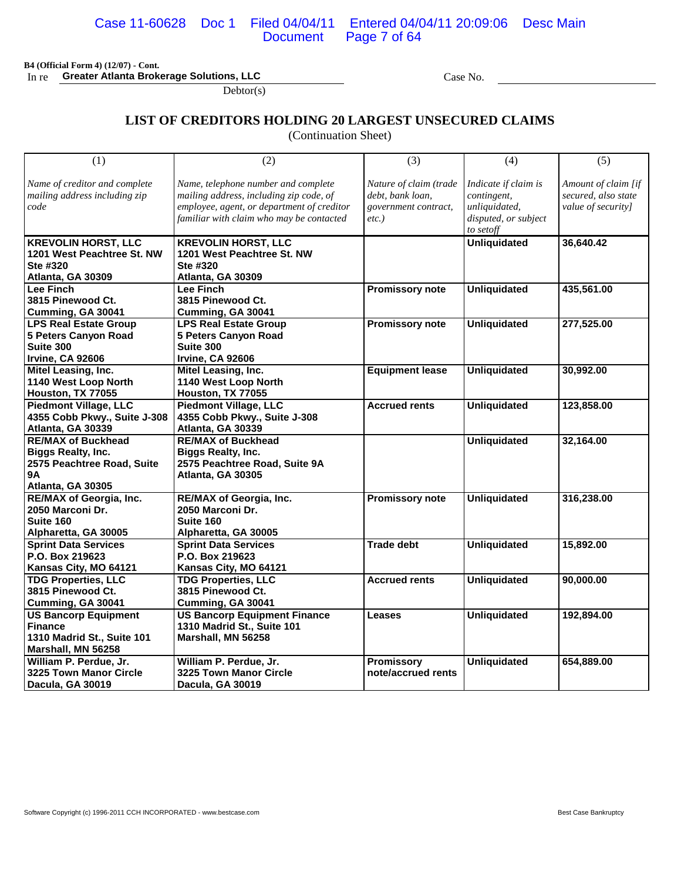B4 (Official Form 4) (12/07) - Cont.

In re **Greater Atlanta Brokerage Solutions, LLC** Case No. ____________

Debtor(s)

## LIST OF CREDITORS HOLDING 20 LARGEST UNSECURED CLAIMS

(Continuation Sheet)

| (1) | (2) | (3) | (4) | (5) |
|---|---|---|---|---|
| *Name of creditor and complete mailing address including zip code* | *Name, telephone number and complete mailing address, including zip code, of employee, agent, or department of creditor familiar with claim who may be contacted* | *Nature of claim (trade debt, bank loan, government contract, etc.)* | *Indicate if claim is contingent, unliquidated, disputed, or subject to setoff* | *Amount of claim [if secured, also state value of security]* |
| **KREVOLIN HORST, LLC<br>1201 West Peachtree St. NW<br>Ste #320<br>Atlanta, GA 30309** | **KREVOLIN HORST, LLC<br>1201 West Peachtree St. NW<br>Ste #320<br>Atlanta, GA 30309** | | **Unliquidated** | **36,640.42** |
| **Lee Finch<br>3815 Pinewood Ct.<br>Cumming, GA 30041** | **Lee Finch<br>3815 Pinewood Ct.<br>Cumming, GA 30041** | **Promissory note** | **Unliquidated** | **435,561.00** |
| **LPS Real Estate Group<br>5 Peters Canyon Road<br>Suite 300<br>Irvine, CA 92606** | **LPS Real Estate Group<br>5 Peters Canyon Road<br>Suite 300<br>Irvine, CA 92606** | **Promissory note** | **Unliquidated** | **277,525.00** |
| **Mitel Leasing, Inc.<br>1140 West Loop North<br>Houston, TX 77055** | **Mitel Leasing, Inc.<br>1140 West Loop North<br>Houston, TX 77055** | **Equipment lease** | **Unliquidated** | **30,992.00** |
| **Piedmont Village, LLC<br>4355 Cobb Pkwy., Suite J-308<br>Atlanta, GA 30339** | **Piedmont Village, LLC<br>4355 Cobb Pkwy., Suite J-308<br>Atlanta, GA 30339** | **Accrued rents** | **Unliquidated** | **123,858.00** |
| **RE/MAX of Buckhead<br>Biggs Realty, Inc.<br>2575 Peachtree Road, Suite 9A<br>Atlanta, GA 30305** | **RE/MAX of Buckhead<br>Biggs Realty, Inc.<br>2575 Peachtree Road, Suite 9A<br>Atlanta, GA 30305** | | **Unliquidated** | **32,164.00** |
| **RE/MAX of Georgia, Inc.<br>2050 Marconi Dr.<br>Suite 160<br>Alpharetta, GA 30005** | **RE/MAX of Georgia, Inc.<br>2050 Marconi Dr.<br>Suite 160<br>Alpharetta, GA 30005** | **Promissory note** | **Unliquidated** | **316,238.00** |
| **Sprint Data Services<br>P.O. Box 219623<br>Kansas City, MO 64121** | **Sprint Data Services<br>P.O. Box 219623<br>Kansas City, MO 64121** | **Trade debt** | **Unliquidated** | **15,892.00** |
| **TDG Properties, LLC<br>3815 Pinewood Ct.<br>Cumming, GA 30041** | **TDG Properties, LLC<br>3815 Pinewood Ct.<br>Cumming, GA 30041** | **Accrued rents** | **Unliquidated** | **90,000.00** |
| **US Bancorp Equipment Finance<br>1310 Madrid St., Suite 101<br>Marshall, MN 56258** | **US Bancorp Equipment Finance<br>1310 Madrid St., Suite 101<br>Marshall, MN 56258** | **Leases** | **Unliquidated** | **192,894.00** |
| **William P. Perdue, Jr.<br>3225 Town Manor Circle<br>Dacula, GA 30019** | **William P. Perdue, Jr.<br>3225 Town Manor Circle<br>Dacula, GA 30019** | **Promissory note/accrued rents** | **Unliquidated** | **654,889.00** |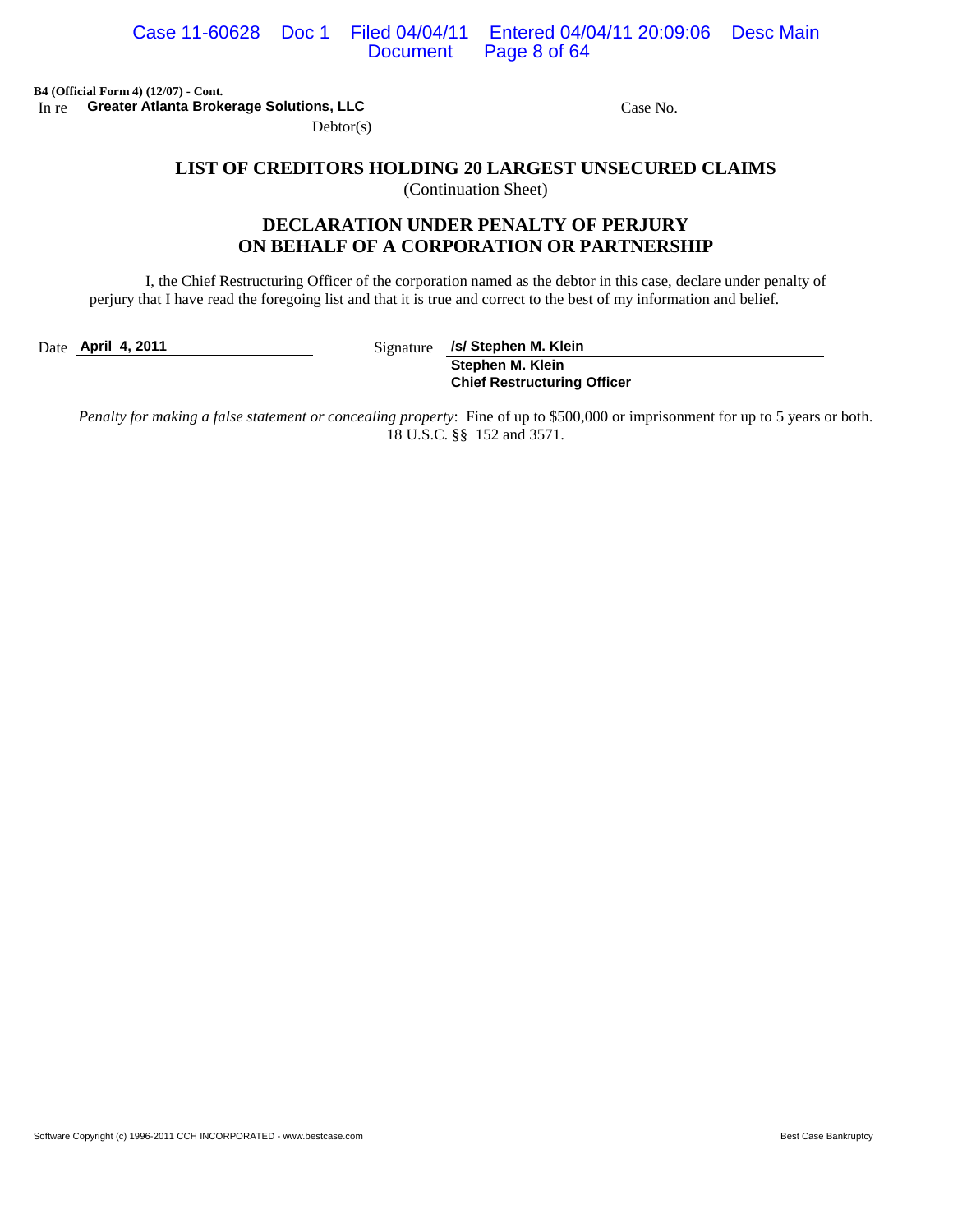**B4 (Official Form 4) (12/07) - Cont.**

In re **Greater Atlanta Brokerage Solutions, LLC** Case No. ____________

Debtor(s)

## LIST OF CREDITORS HOLDING 20 LARGEST UNSECURED CLAIMS

(Continuation Sheet)

## DECLARATION UNDER PENALTY OF PERJURY ON BEHALF OF A CORPORATION OR PARTNERSHIP

I, the Chief Restructuring Officer of the corporation named as the debtor in this case, declare under penalty of perjury that I have read the foregoing list and that it is true and correct to the best of my information and belief.

Date **April 4, 2011**

Signature **/s/ Stephen M. Klein**
**Stephen M. Klein**
**Chief Restructuring Officer**

*Penalty for making a false statement or concealing property*: Fine of up to $500,000 or imprisonment for up to 5 years or both. 18 U.S.C. §§ 152 and 3571.

Software Copyright (c) 1996-2011 CCH INCORPORATED - www.bestcase.com Best Case Bankruptcy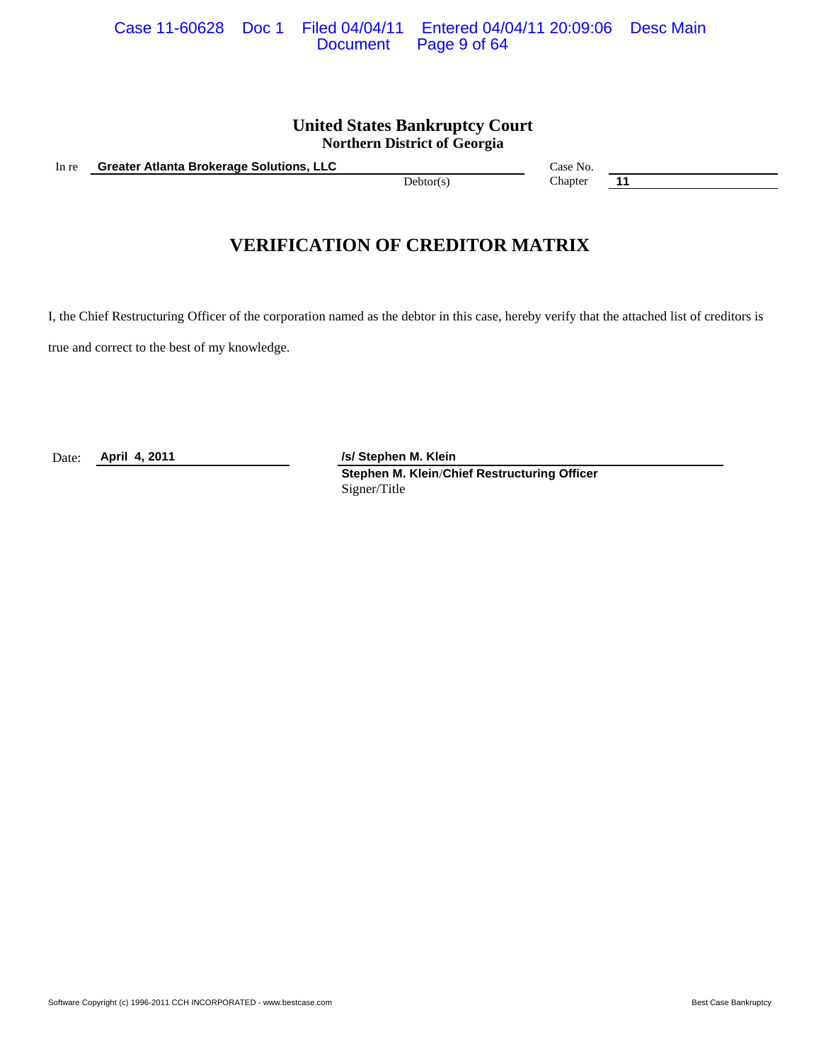**United States Bankruptcy Court**
**Northern District of Georgia**

In re **Greater Atlanta Brokerage Solutions, LLC**
Debtor(s)

Case No.
Chapter **11**

# VERIFICATION OF CREDITOR MATRIX

I, the Chief Restructuring Officer of the corporation named as the debtor in this case, hereby verify that the attached list of creditors is true and correct to the best of my knowledge.

Date: **April 4, 2011**

**/s/ Stephen M. Klein**
**Stephen M. Klein/Chief Restructuring Officer**
Signer/Title

Software Copyright (c) 1996-2011 CCH INCORPORATED - www.bestcase.com

Best Case Bankruptcy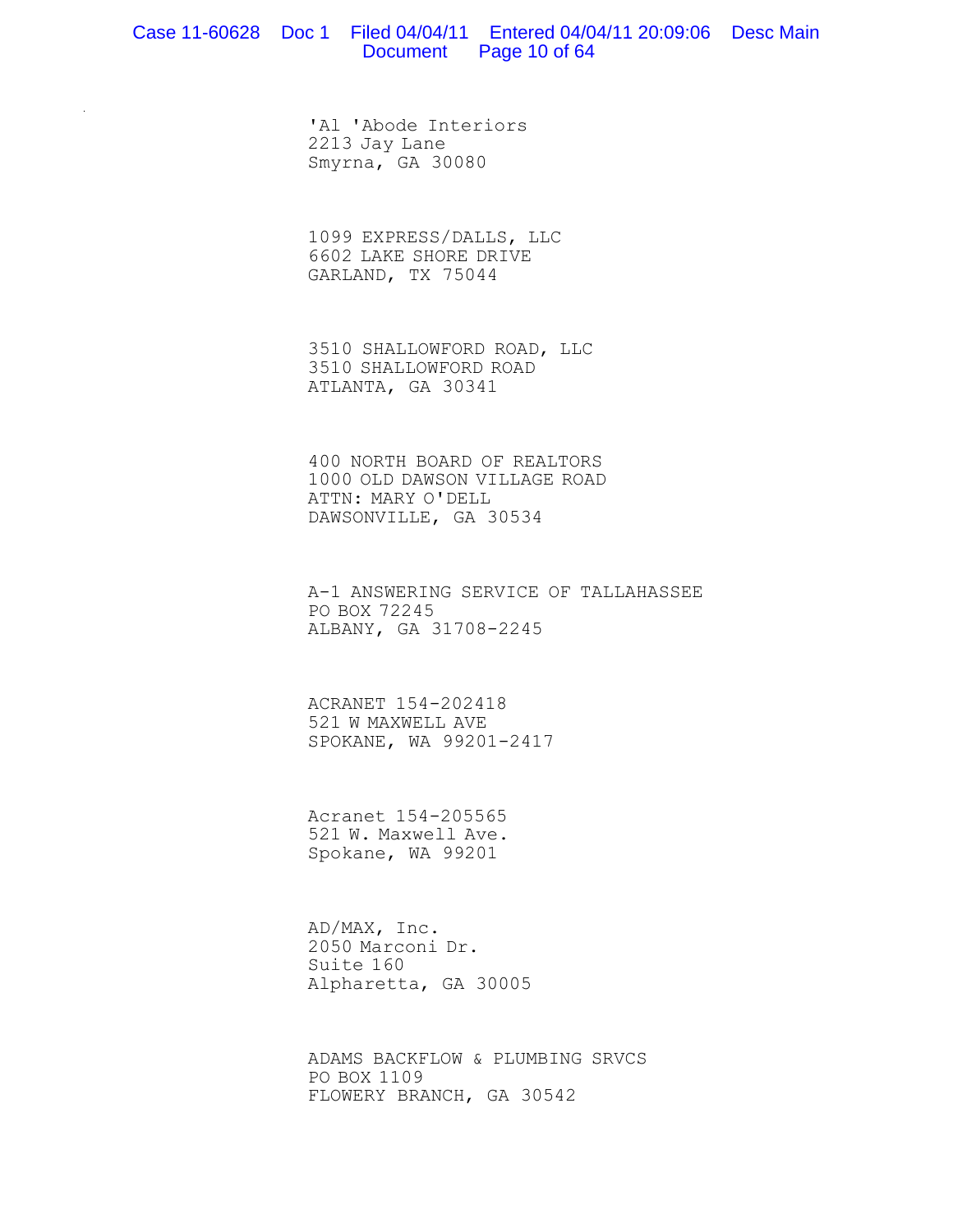'Al 'Abode Interiors
2213 Jay Lane
Smyrna, GA 30080

1099 EXPRESS/DALLS, LLC
6602 LAKE SHORE DRIVE
GARLAND, TX 75044

3510 SHALLOWFORD ROAD, LLC
3510 SHALLOWFORD ROAD
ATLANTA, GA 30341

400 NORTH BOARD OF REALTORS
1000 OLD DAWSON VILLAGE ROAD
ATTN: MARY O'DELL
DAWSONVILLE, GA 30534

A-1 ANSWERING SERVICE OF TALLAHASSEE
PO BOX 72245
ALBANY, GA 31708-2245

ACRANET 154-202418
521 W MAXWELL AVE
SPOKANE, WA 99201-2417

Acranet 154-205565
521 W. Maxwell Ave.
Spokane, WA 99201

AD/MAX, Inc.
2050 Marconi Dr.
Suite 160
Alpharetta, GA 30005

ADAMS BACKFLOW & PLUMBING SRVCS
PO BOX 1109
FLOWERY BRANCH, GA 30542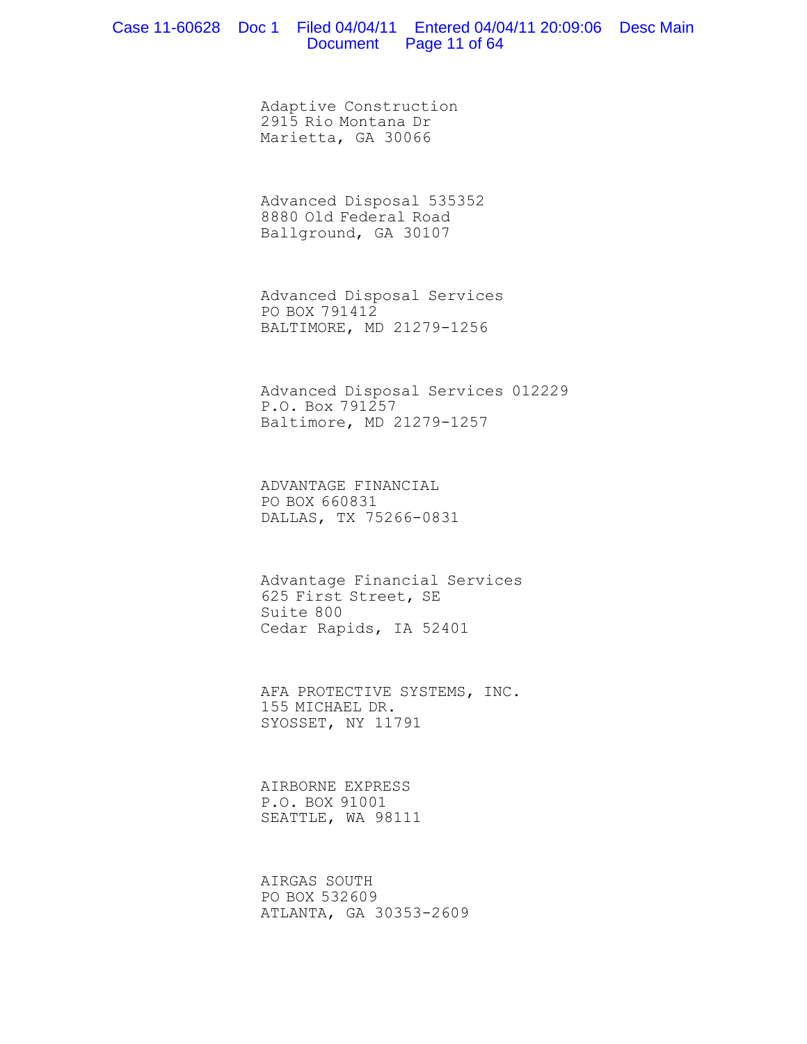Adaptive Construction
2915 Rio Montana Dr
Marietta, GA 30066

Advanced Disposal 535352
8880 Old Federal Road
Ballground, GA 30107

Advanced Disposal Services
PO BOX 791412
BALTIMORE, MD 21279-1256

Advanced Disposal Services 012229
P.O. Box 791257
Baltimore, MD 21279-1257

ADVANTAGE FINANCIAL
PO BOX 660831
DALLAS, TX 75266-0831

Advantage Financial Services
625 First Street, SE
Suite 800
Cedar Rapids, IA 52401

AFA PROTECTIVE SYSTEMS, INC.
155 MICHAEL DR.
SYOSSET, NY 11791

AIRBORNE EXPRESS
P.O. BOX 91001
SEATTLE, WA 98111

AIRGAS SOUTH
PO BOX 532609
ATLANTA, GA 30353-2609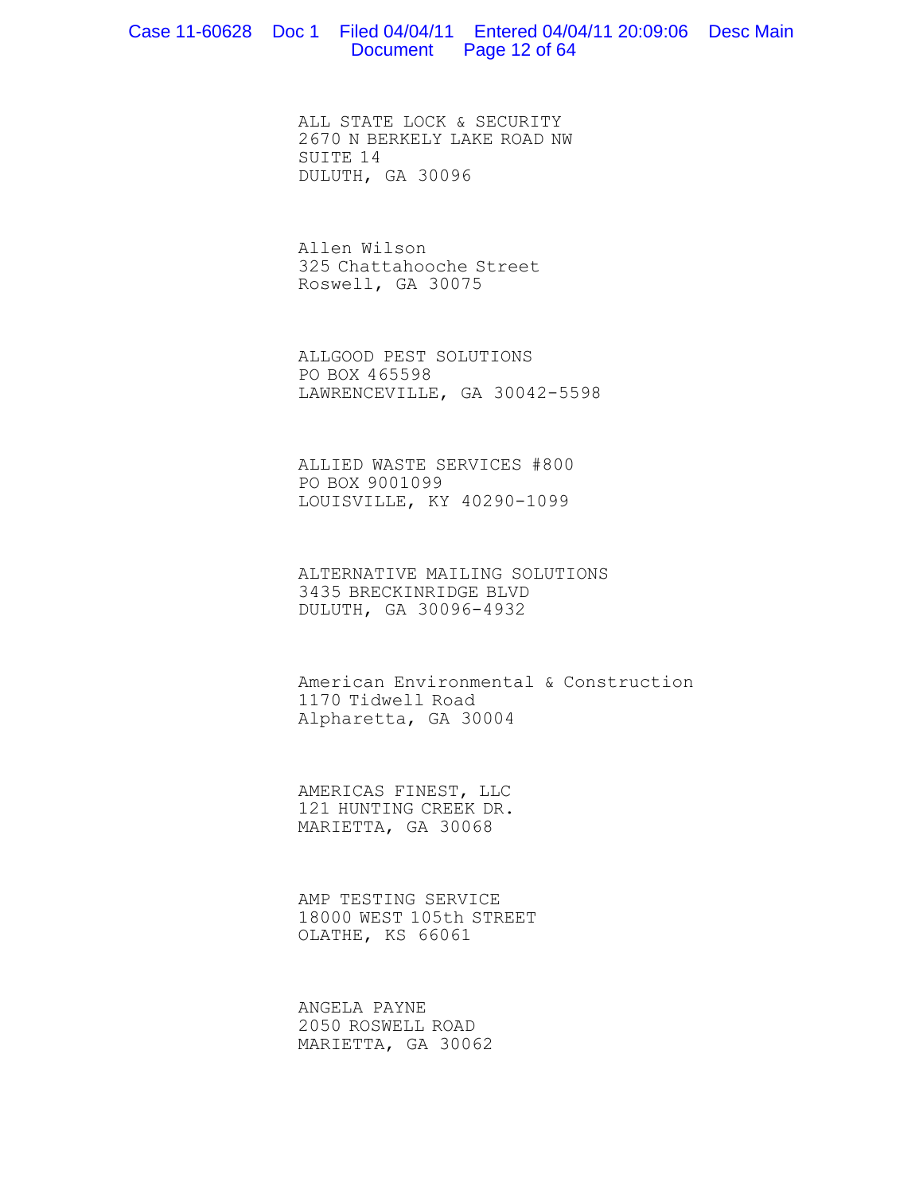ALL STATE LOCK & SECURITY
2670 N BERKELY LAKE ROAD NW
SUITE 14
DULUTH, GA 30096

Allen Wilson
325 Chattahooche Street
Roswell, GA 30075

ALLGOOD PEST SOLUTIONS
PO BOX 465598
LAWRENCEVILLE, GA 30042-5598

ALLIED WASTE SERVICES #800
PO BOX 9001099
LOUISVILLE, KY 40290-1099

ALTERNATIVE MAILING SOLUTIONS
3435 BRECKINRIDGE BLVD
DULUTH, GA 30096-4932

American Environmental & Construction
1170 Tidwell Road
Alpharetta, GA 30004

AMERICAS FINEST, LLC
121 HUNTING CREEK DR.
MARIETTA, GA 30068

AMP TESTING SERVICE
18000 WEST 105th STREET
OLATHE, KS 66061

ANGELA PAYNE
2050 ROSWELL ROAD
MARIETTA, GA 30062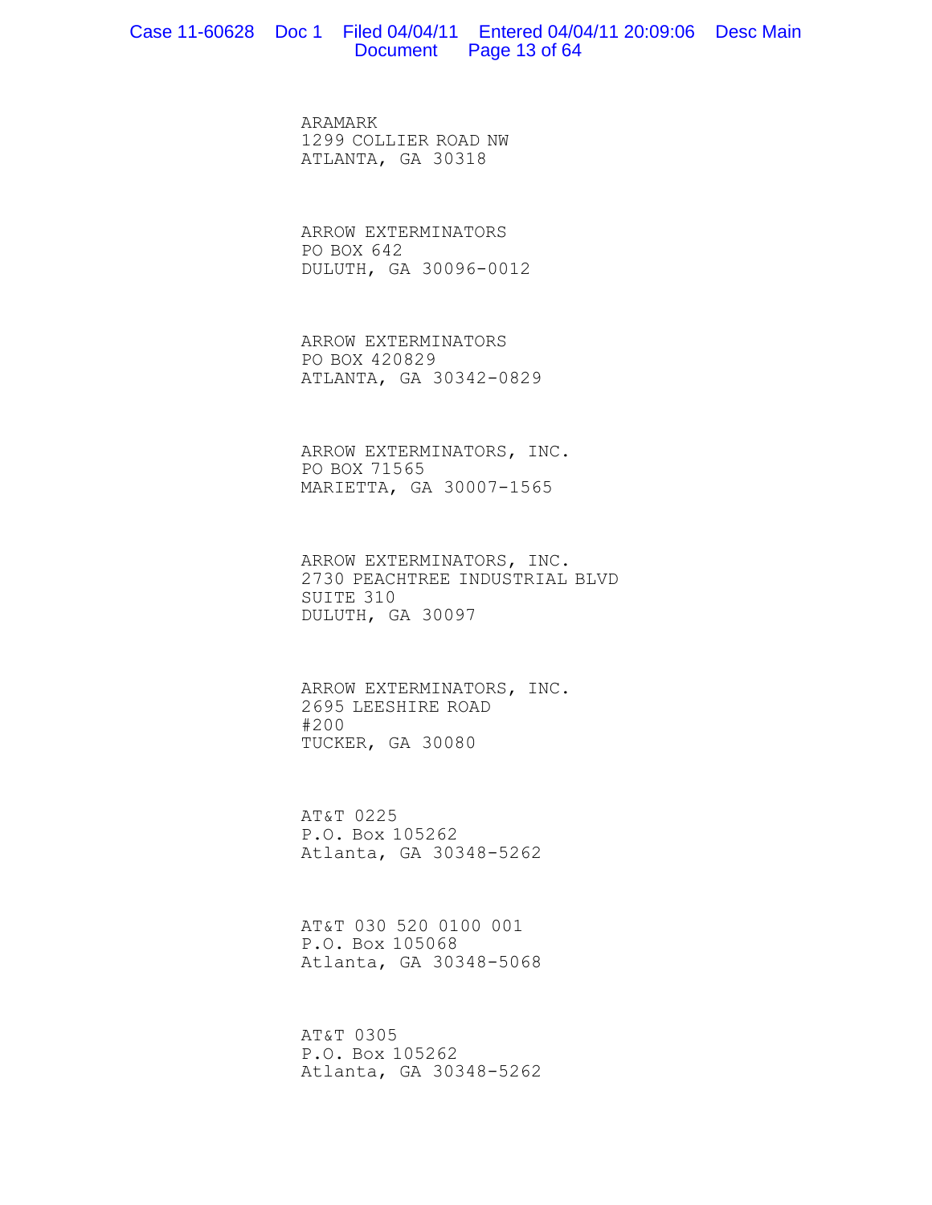ARAMARK
1299 COLLIER ROAD NW
ATLANTA, GA 30318

ARROW EXTERMINATORS
PO BOX 642
DULUTH, GA 30096-0012

ARROW EXTERMINATORS
PO BOX 420829
ATLANTA, GA 30342-0829

ARROW EXTERMINATORS, INC.
PO BOX 71565
MARIETTA, GA 30007-1565

ARROW EXTERMINATORS, INC.
2730 PEACHTREE INDUSTRIAL BLVD
SUITE 310
DULUTH, GA 30097

ARROW EXTERMINATORS, INC.
2695 LEESHIRE ROAD
#200
TUCKER, GA 30080

AT&T 0225
P.O. Box 105262
Atlanta, GA 30348-5262

AT&T 030 520 0100 001
P.O. Box 105068
Atlanta, GA 30348-5068

AT&T 0305
P.O. Box 105262
Atlanta, GA 30348-5262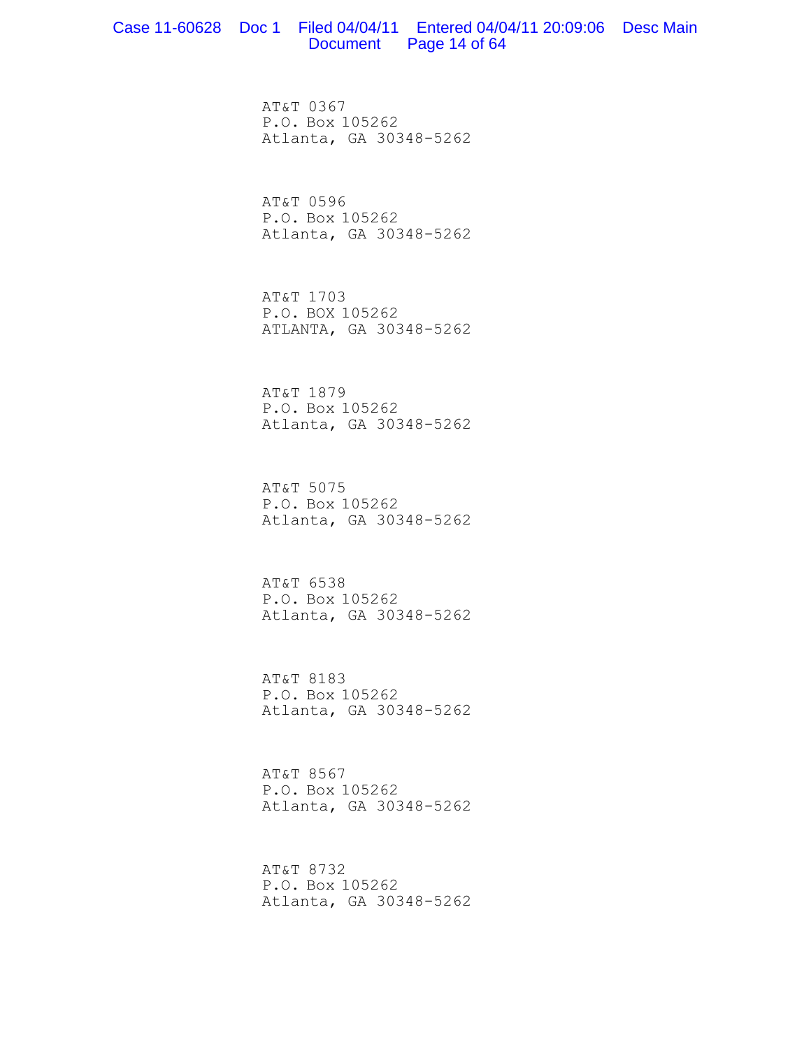AT&T 0367
P.O. Box 105262
Atlanta, GA 30348-5262

AT&T 0596
P.O. Box 105262
Atlanta, GA 30348-5262

AT&T 1703
P.O. BOX 105262
ATLANTA, GA 30348-5262

AT&T 1879
P.O. Box 105262
Atlanta, GA 30348-5262

AT&T 5075
P.O. Box 105262
Atlanta, GA 30348-5262

AT&T 6538
P.O. Box 105262
Atlanta, GA 30348-5262

AT&T 8183
P.O. Box 105262
Atlanta, GA 30348-5262

AT&T 8567
P.O. Box 105262
Atlanta, GA 30348-5262

AT&T 8732
P.O. Box 105262
Atlanta, GA 30348-5262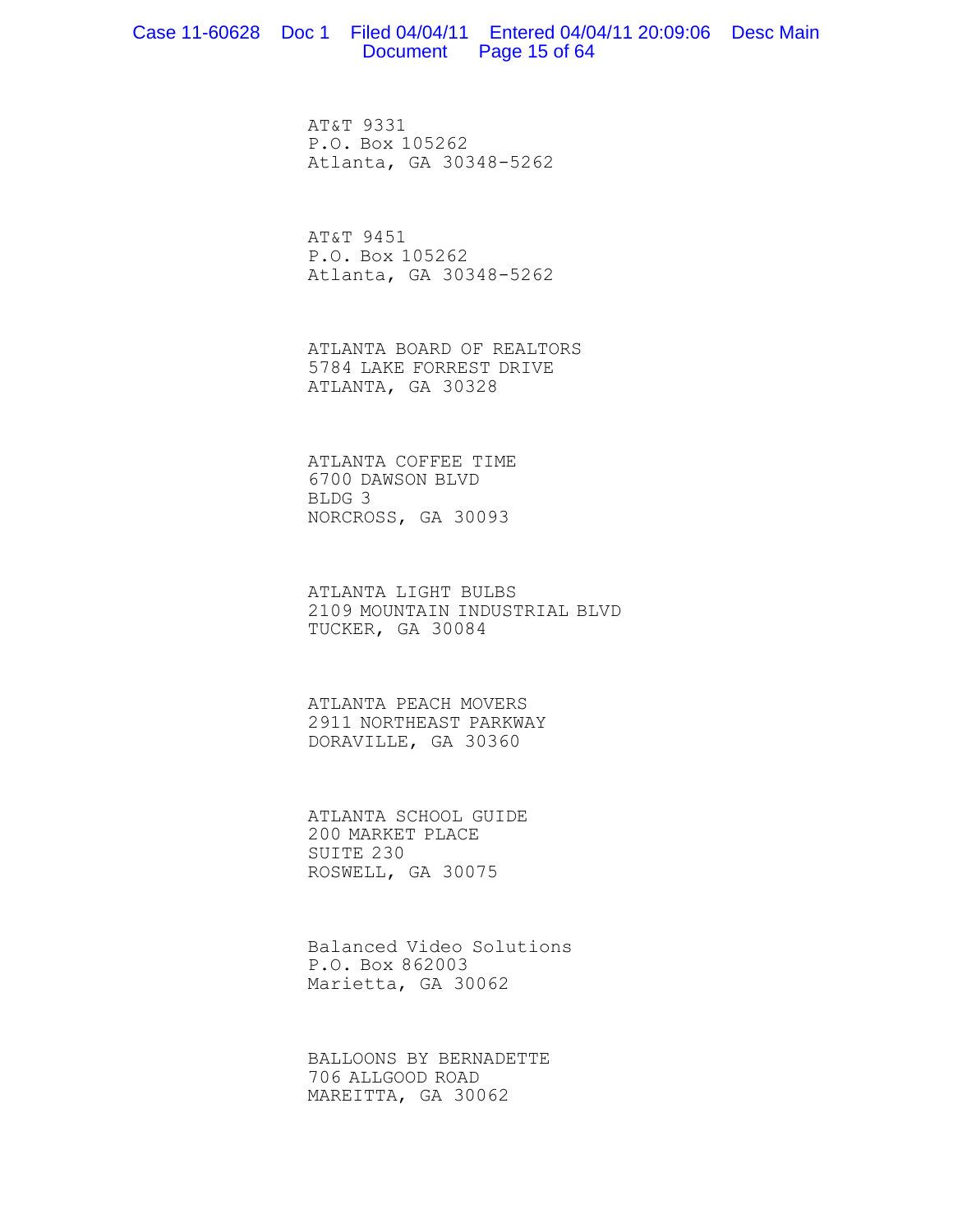AT&T 9331
P.O. Box 105262
Atlanta, GA 30348-5262

AT&T 9451
P.O. Box 105262
Atlanta, GA 30348-5262

ATLANTA BOARD OF REALTORS
5784 LAKE FORREST DRIVE
ATLANTA, GA 30328

ATLANTA COFFEE TIME
6700 DAWSON BLVD
BLDG 3
NORCROSS, GA 30093

ATLANTA LIGHT BULBS
2109 MOUNTAIN INDUSTRIAL BLVD
TUCKER, GA 30084

ATLANTA PEACH MOVERS
2911 NORTHEAST PARKWAY
DORAVILLE, GA 30360

ATLANTA SCHOOL GUIDE
200 MARKET PLACE
SUITE 230
ROSWELL, GA 30075

Balanced Video Solutions
P.O. Box 862003
Marietta, GA 30062

BALLOONS BY BERNADETTE
706 ALLGOOD ROAD
MAREITTA, GA 30062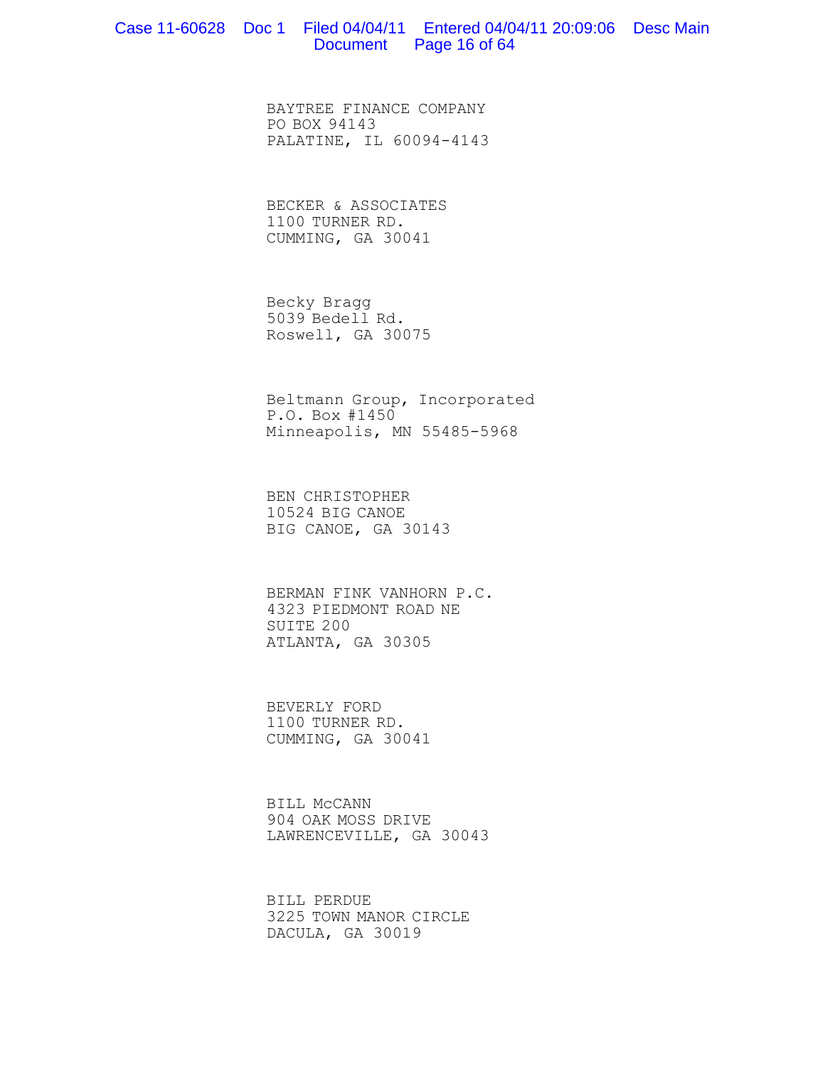BAYTREE FINANCE COMPANY
PO BOX 94143
PALATINE, IL 60094-4143

BECKER & ASSOCIATES
1100 TURNER RD.
CUMMING, GA 30041

Becky Bragg
5039 Bedell Rd.
Roswell, GA 30075

Beltmann Group, Incorporated
P.O. Box #1450
Minneapolis, MN 55485-5968

BEN CHRISTOPHER
10524 BIG CANOE
BIG CANOE, GA 30143

BERMAN FINK VANHORN P.C.
4323 PIEDMONT ROAD NE
SUITE 200
ATLANTA, GA 30305

BEVERLY FORD
1100 TURNER RD.
CUMMING, GA 30041

BILL McCANN
904 OAK MOSS DRIVE
LAWRENCEVILLE, GA 30043

BILL PERDUE
3225 TOWN MANOR CIRCLE
DACULA, GA 30019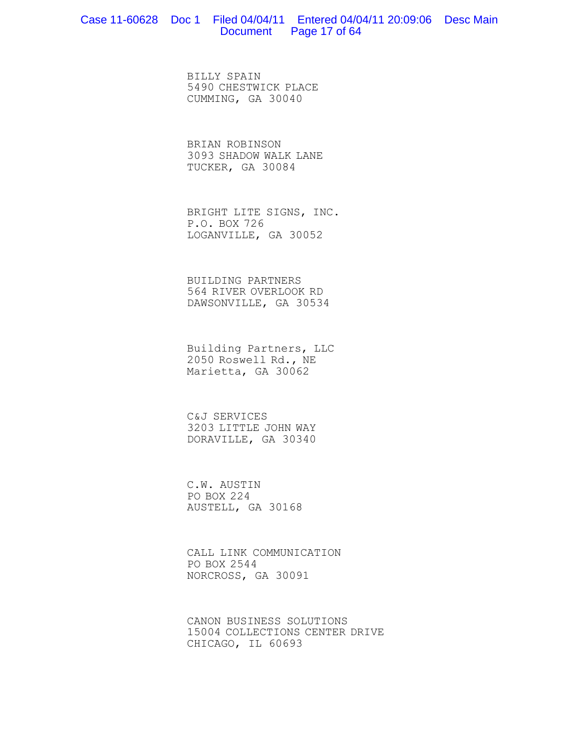BILLY SPAIN
5490 CHESTWICK PLACE
CUMMING, GA 30040

BRIAN ROBINSON
3093 SHADOW WALK LANE
TUCKER, GA 30084

BRIGHT LITE SIGNS, INC.
P.O. BOX 726
LOGANVILLE, GA 30052

BUILDING PARTNERS
564 RIVER OVERLOOK RD
DAWSONVILLE, GA 30534

Building Partners, LLC
2050 Roswell Rd., NE
Marietta, GA 30062

C&J SERVICES
3203 LITTLE JOHN WAY
DORAVILLE, GA 30340

C.W. AUSTIN
PO BOX 224
AUSTELL, GA 30168

CALL LINK COMMUNICATION
PO BOX 2544
NORCROSS, GA 30091

CANON BUSINESS SOLUTIONS
15004 COLLECTIONS CENTER DRIVE
CHICAGO, IL 60693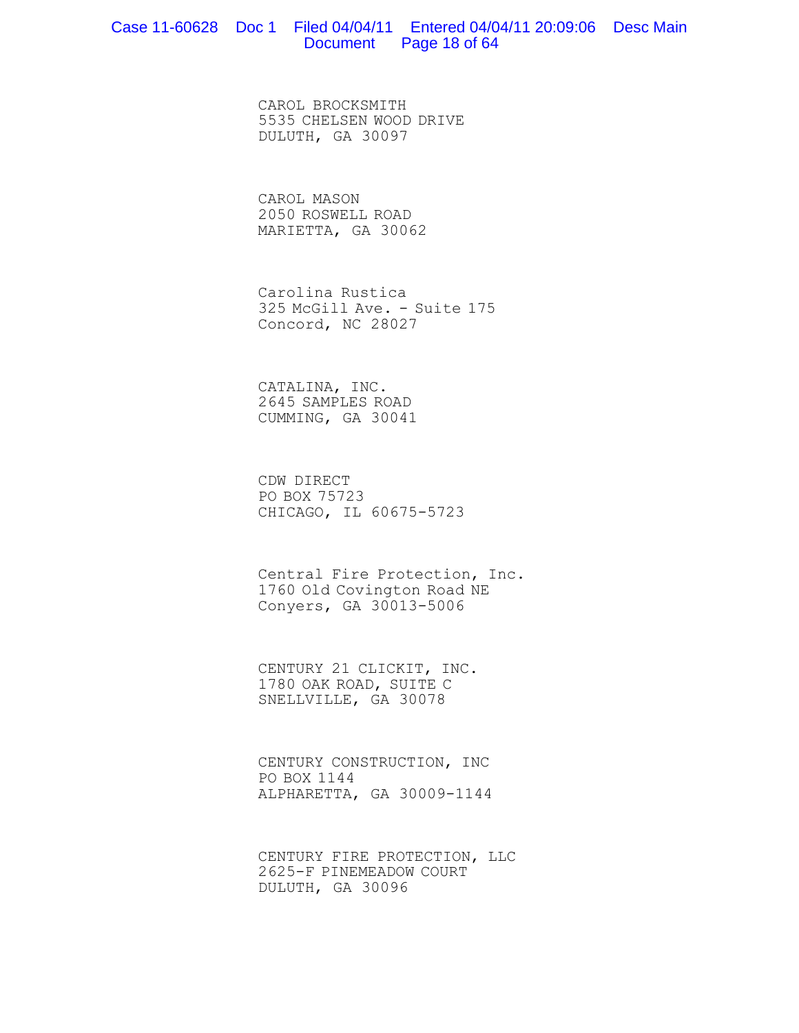CAROL BROCKSMITH
5535 CHELSEN WOOD DRIVE
DULUTH, GA 30097

CAROL MASON
2050 ROSWELL ROAD
MARIETTA, GA 30062

Carolina Rustica
325 McGill Ave. - Suite 175
Concord, NC 28027

CATALINA, INC.
2645 SAMPLES ROAD
CUMMING, GA 30041

CDW DIRECT
PO BOX 75723
CHICAGO, IL 60675-5723

Central Fire Protection, Inc.
1760 Old Covington Road NE
Conyers, GA 30013-5006

CENTURY 21 CLICKIT, INC.
1780 OAK ROAD, SUITE C
SNELLVILLE, GA 30078

CENTURY CONSTRUCTION, INC
PO BOX 1144
ALPHARETTA, GA 30009-1144

CENTURY FIRE PROTECTION, LLC
2625-F PINEMEADOW COURT
DULUTH, GA 30096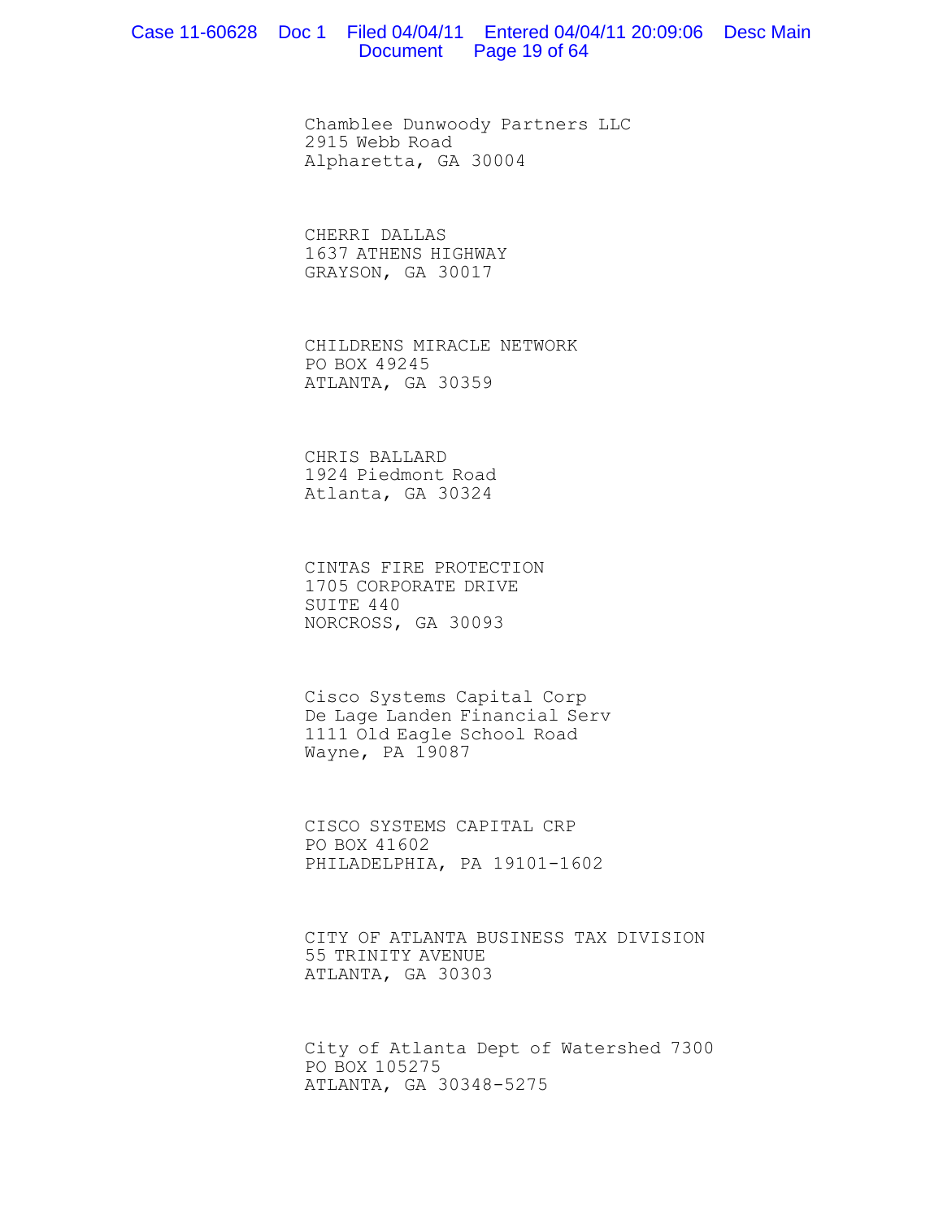Chamblee Dunwoody Partners LLC
2915 Webb Road
Alpharetta, GA 30004

CHERRI DALLAS
1637 ATHENS HIGHWAY
GRAYSON, GA 30017

CHILDRENS MIRACLE NETWORK
PO BOX 49245
ATLANTA, GA 30359

CHRIS BALLARD
1924 Piedmont Road
Atlanta, GA 30324

CINTAS FIRE PROTECTION
1705 CORPORATE DRIVE
SUITE 440
NORCROSS, GA 30093

Cisco Systems Capital Corp
De Lage Landen Financial Serv
1111 Old Eagle School Road
Wayne, PA 19087

CISCO SYSTEMS CAPITAL CRP
PO BOX 41602
PHILADELPHIA, PA 19101-1602

CITY OF ATLANTA BUSINESS TAX DIVISION
55 TRINITY AVENUE
ATLANTA, GA 30303

City of Atlanta Dept of Watershed 7300
PO BOX 105275
ATLANTA, GA 30348-5275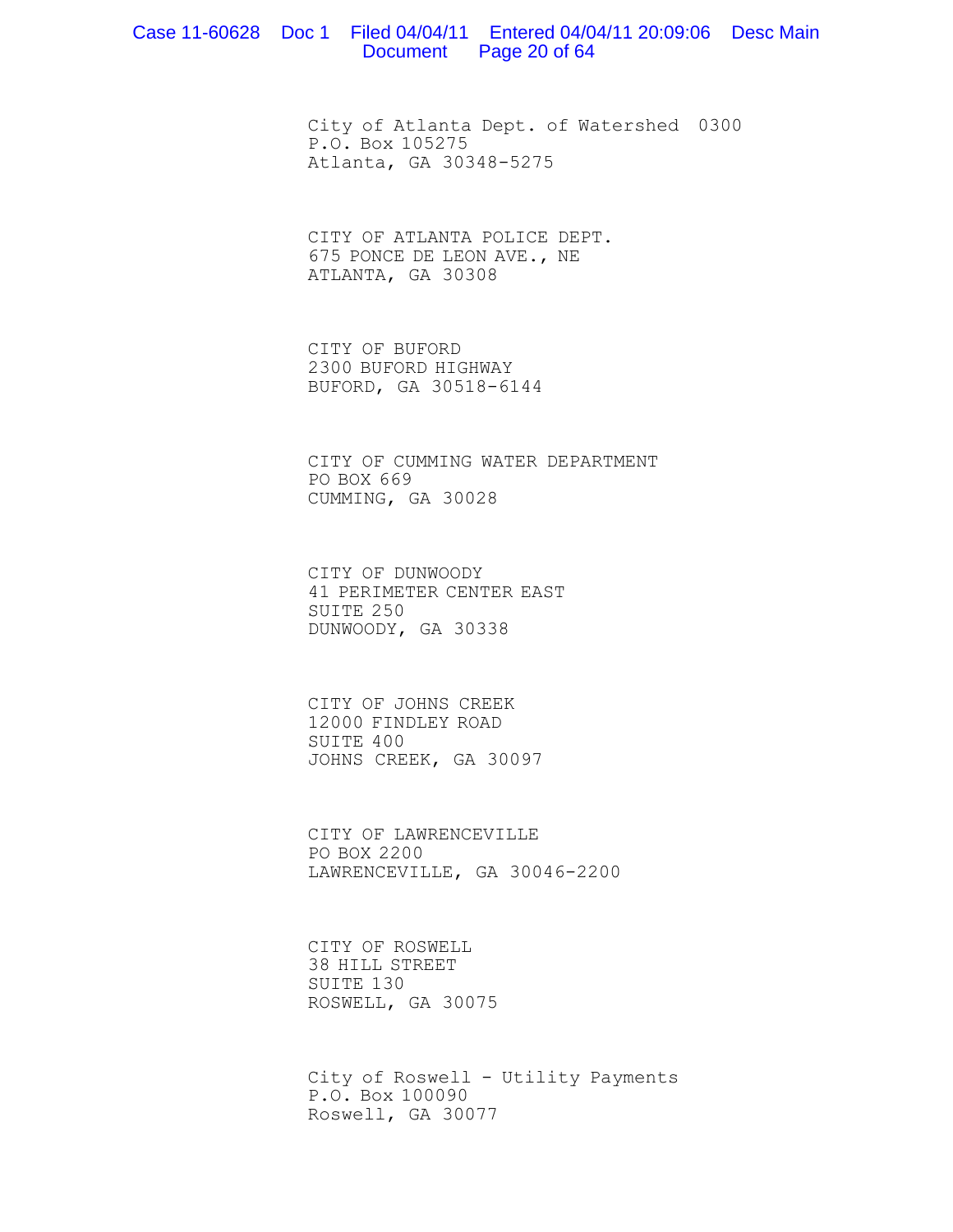City of Atlanta Dept. of Watershed 0300
P.O. Box 105275
Atlanta, GA 30348-5275

CITY OF ATLANTA POLICE DEPT.
675 PONCE DE LEON AVE., NE
ATLANTA, GA 30308

CITY OF BUFORD
2300 BUFORD HIGHWAY
BUFORD, GA 30518-6144

CITY OF CUMMING WATER DEPARTMENT
PO BOX 669
CUMMING, GA 30028

CITY OF DUNWOODY
41 PERIMETER CENTER EAST
SUITE 250
DUNWOODY, GA 30338

CITY OF JOHNS CREEK
12000 FINDLEY ROAD
SUITE 400
JOHNS CREEK, GA 30097

CITY OF LAWRENCEVILLE
PO BOX 2200
LAWRENCEVILLE, GA 30046-2200

CITY OF ROSWELL
38 HILL STREET
SUITE 130
ROSWELL, GA 30075

City of Roswell - Utility Payments
P.O. Box 100090
Roswell, GA 30077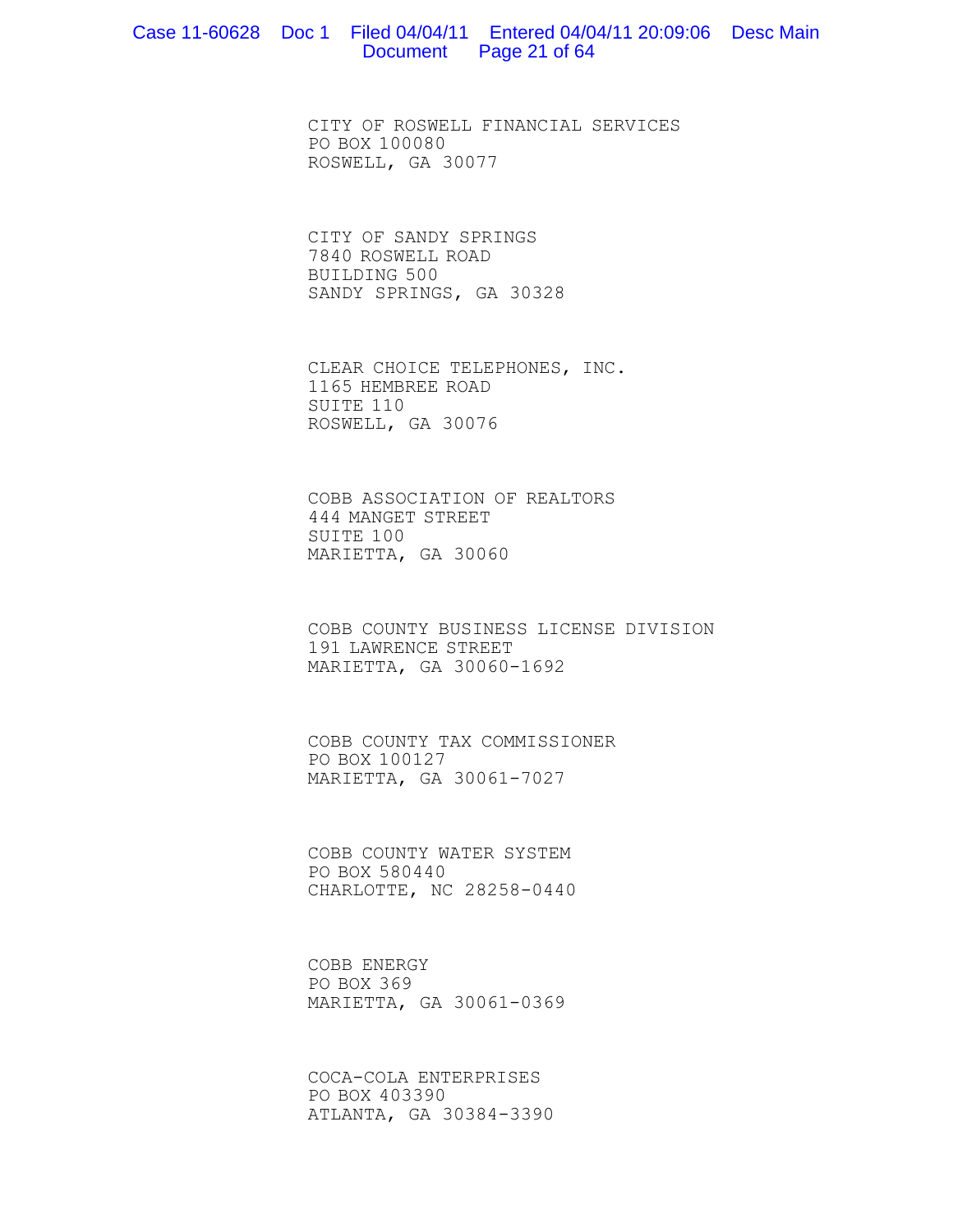CITY OF ROSWELL FINANCIAL SERVICES
PO BOX 100080
ROSWELL, GA 30077

CITY OF SANDY SPRINGS
7840 ROSWELL ROAD
BUILDING 500
SANDY SPRINGS, GA 30328

CLEAR CHOICE TELEPHONES, INC.
1165 HEMBREE ROAD
SUITE 110
ROSWELL, GA 30076

COBB ASSOCIATION OF REALTORS
444 MANGET STREET
SUITE 100
MARIETTA, GA 30060

COBB COUNTY BUSINESS LICENSE DIVISION
191 LAWRENCE STREET
MARIETTA, GA 30060-1692

COBB COUNTY TAX COMMISSIONER
PO BOX 100127
MARIETTA, GA 30061-7027

COBB COUNTY WATER SYSTEM
PO BOX 580440
CHARLOTTE, NC 28258-0440

COBB ENERGY
PO BOX 369
MARIETTA, GA 30061-0369

COCA-COLA ENTERPRISES
PO BOX 403390
ATLANTA, GA 30384-3390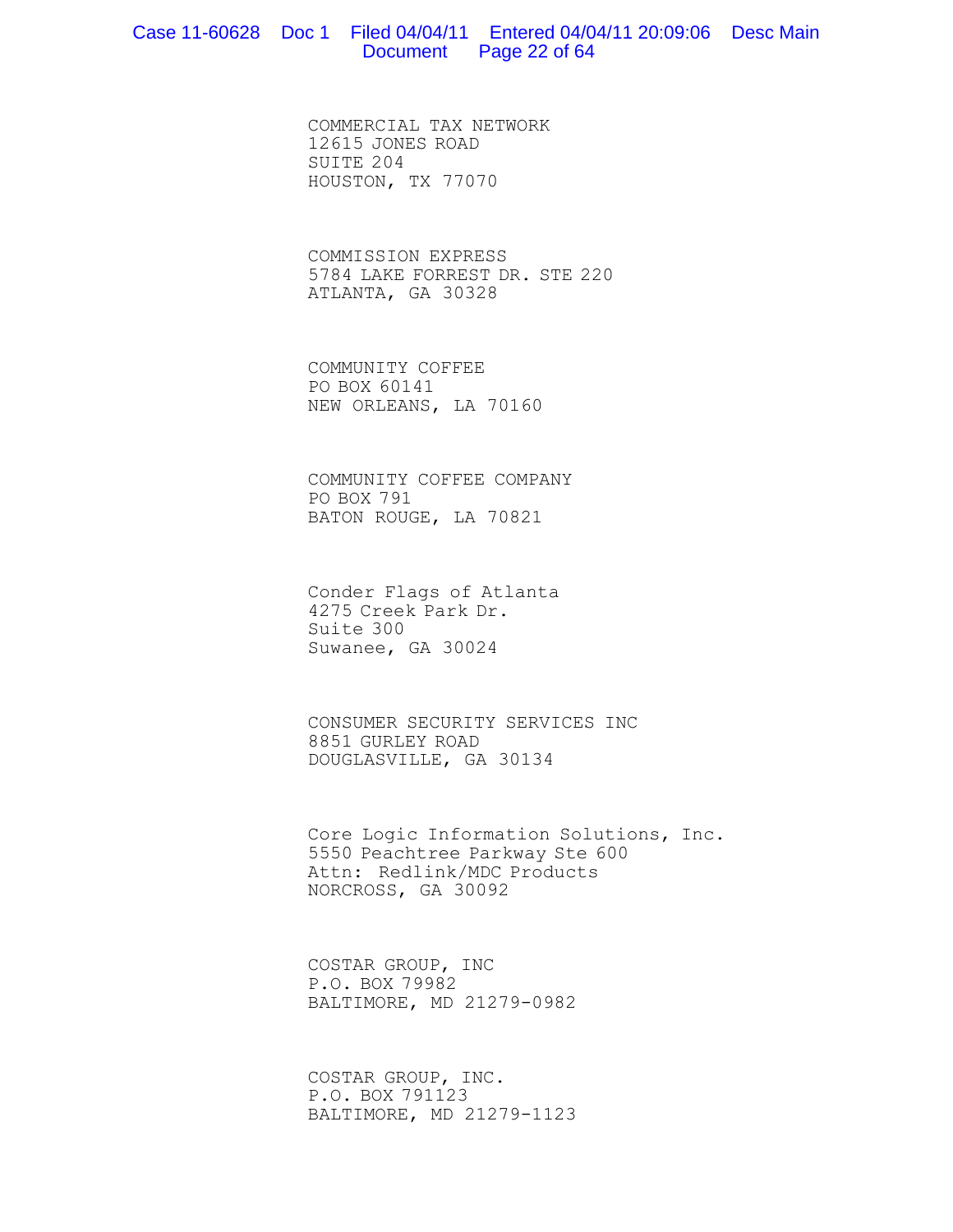COMMERCIAL TAX NETWORK
12615 JONES ROAD
SUITE 204
HOUSTON, TX 77070

COMMISSION EXPRESS
5784 LAKE FORREST DR. STE 220
ATLANTA, GA 30328

COMMUNITY COFFEE
PO BOX 60141
NEW ORLEANS, LA 70160

COMMUNITY COFFEE COMPANY
PO BOX 791
BATON ROUGE, LA 70821

Conder Flags of Atlanta
4275 Creek Park Dr.
Suite 300
Suwanee, GA 30024

CONSUMER SECURITY SERVICES INC
8851 GURLEY ROAD
DOUGLASVILLE, GA 30134

Core Logic Information Solutions, Inc.
5550 Peachtree Parkway Ste 600
Attn: Redlink/MDC Products
NORCROSS, GA 30092

COSTAR GROUP, INC
P.O. BOX 79982
BALTIMORE, MD 21279-0982

COSTAR GROUP, INC.
P.O. BOX 791123
BALTIMORE, MD 21279-1123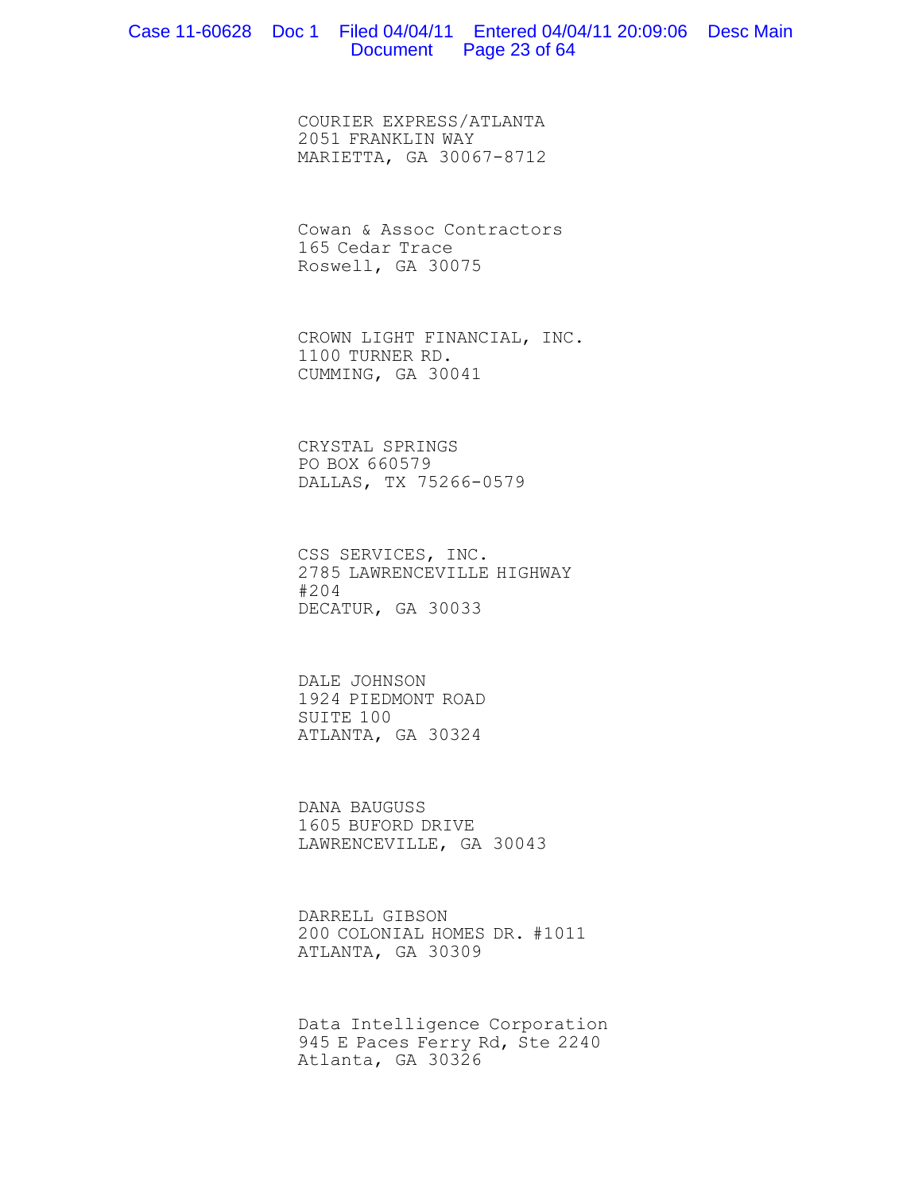COURIER EXPRESS/ATLANTA
2051 FRANKLIN WAY
MARIETTA, GA 30067-8712

Cowan & Assoc Contractors
165 Cedar Trace
Roswell, GA 30075

CROWN LIGHT FINANCIAL, INC.
1100 TURNER RD.
CUMMING, GA 30041

CRYSTAL SPRINGS
PO BOX 660579
DALLAS, TX 75266-0579

CSS SERVICES, INC.
2785 LAWRENCEVILLE HIGHWAY
#204
DECATUR, GA 30033

DALE JOHNSON
1924 PIEDMONT ROAD
SUITE 100
ATLANTA, GA 30324

DANA BAUGUSS
1605 BUFORD DRIVE
LAWRENCEVILLE, GA 30043

DARRELL GIBSON
200 COLONIAL HOMES DR. #1011
ATLANTA, GA 30309

Data Intelligence Corporation
945 E Paces Ferry Rd, Ste 2240
Atlanta, GA 30326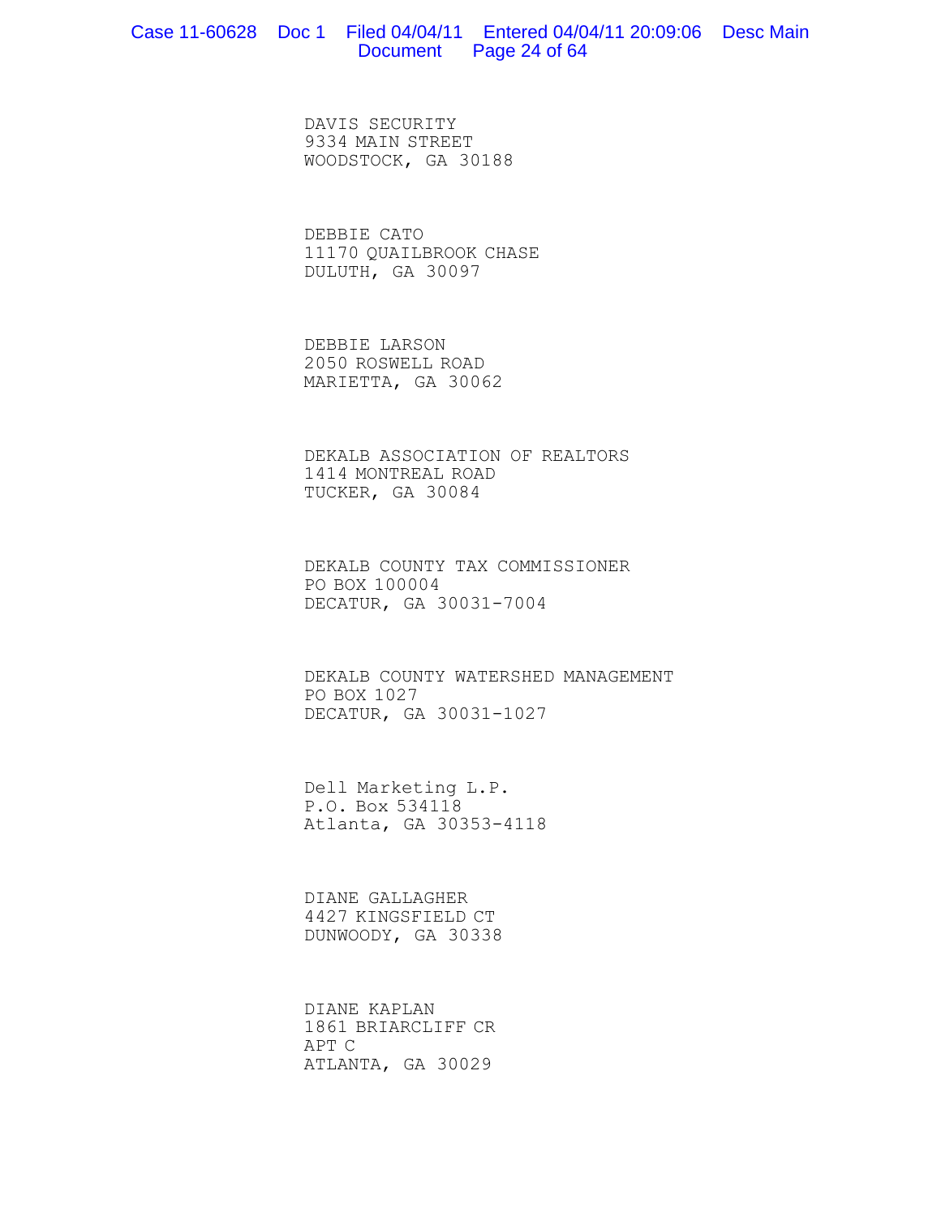DAVIS SECURITY
9334 MAIN STREET
WOODSTOCK, GA 30188

DEBBIE CATO
11170 QUAILBROOK CHASE
DULUTH, GA 30097

DEBBIE LARSON
2050 ROSWELL ROAD
MARIETTA, GA 30062

DEKALB ASSOCIATION OF REALTORS
1414 MONTREAL ROAD
TUCKER, GA 30084

DEKALB COUNTY TAX COMMISSIONER
PO BOX 100004
DECATUR, GA 30031-7004

DEKALB COUNTY WATERSHED MANAGEMENT
PO BOX 1027
DECATUR, GA 30031-1027

Dell Marketing L.P.
P.O. Box 534118
Atlanta, GA 30353-4118

DIANE GALLAGHER
4427 KINGSFIELD CT
DUNWOODY, GA 30338

DIANE KAPLAN
1861 BRIARCLIFF CR
APT C
ATLANTA, GA 30029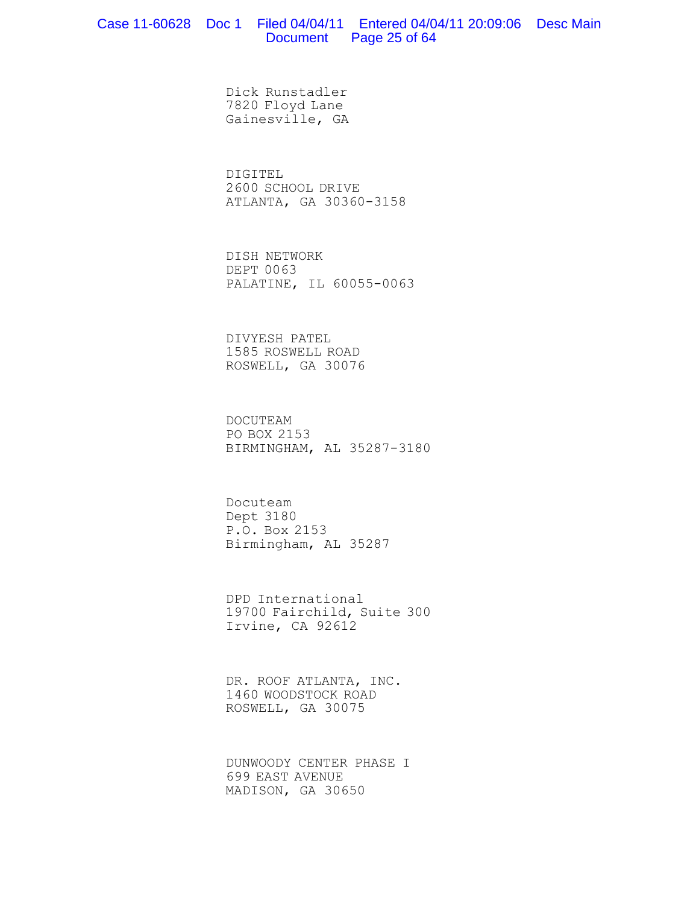Dick Runstadler
7820 Floyd Lane
Gainesville, GA

DIGITEL
2600 SCHOOL DRIVE
ATLANTA, GA 30360-3158

DISH NETWORK
DEPT 0063
PALATINE, IL 60055-0063

DIVYESH PATEL
1585 ROSWELL ROAD
ROSWELL, GA 30076

DOCUTEAM
PO BOX 2153
BIRMINGHAM, AL 35287-3180

Docuteam
Dept 3180
P.O. Box 2153
Birmingham, AL 35287

DPD International
19700 Fairchild, Suite 300
Irvine, CA 92612

DR. ROOF ATLANTA, INC.
1460 WOODSTOCK ROAD
ROSWELL, GA 30075

DUNWOODY CENTER PHASE I
699 EAST AVENUE
MADISON, GA 30650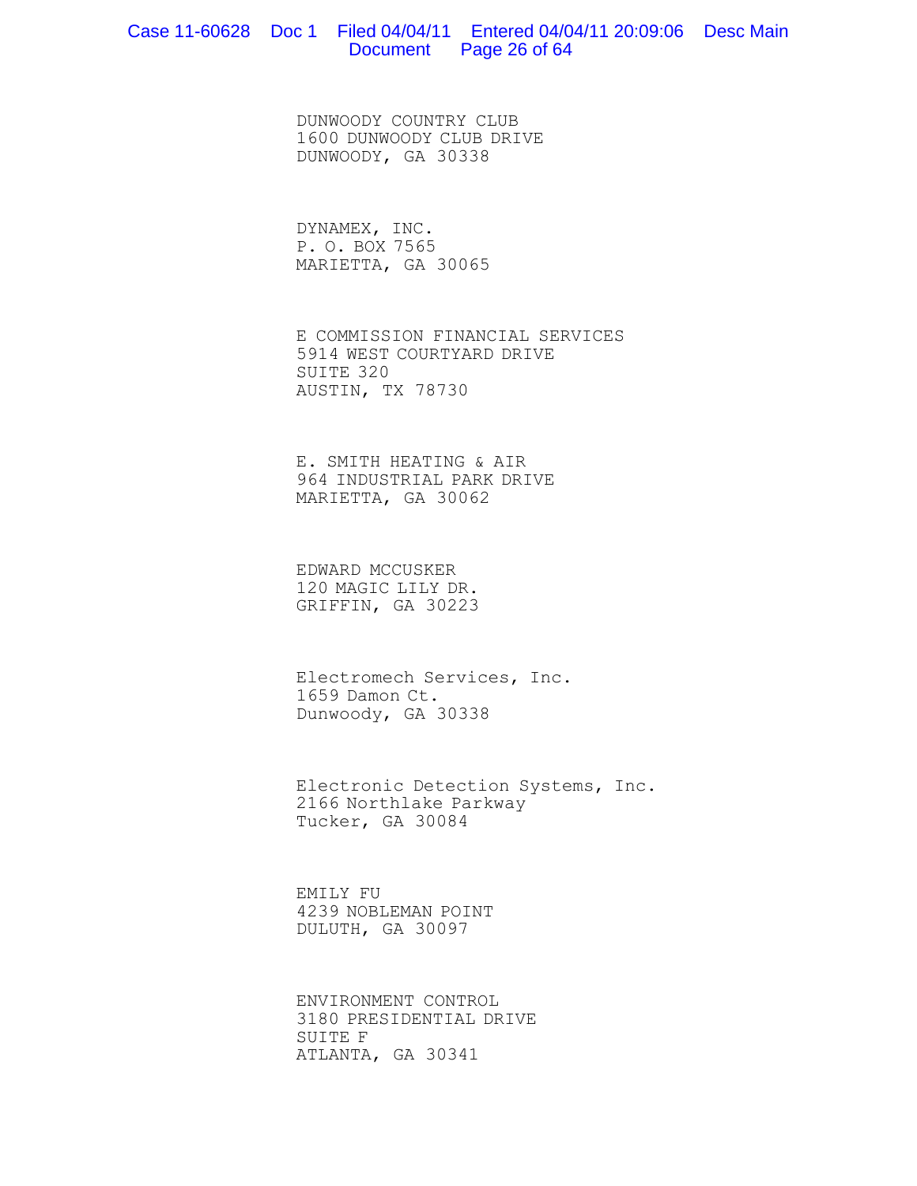DUNWOODY COUNTRY CLUB
1600 DUNWOODY CLUB DRIVE
DUNWOODY, GA 30338

DYNAMEX, INC.
P. O. BOX 7565
MARIETTA, GA 30065

E COMMISSION FINANCIAL SERVICES
5914 WEST COURTYARD DRIVE
SUITE 320
AUSTIN, TX 78730

E. SMITH HEATING & AIR
964 INDUSTRIAL PARK DRIVE
MARIETTA, GA 30062

EDWARD MCCUSKER
120 MAGIC LILY DR.
GRIFFIN, GA 30223

Electromech Services, Inc.
1659 Damon Ct.
Dunwoody, GA 30338

Electronic Detection Systems, Inc.
2166 Northlake Parkway
Tucker, GA 30084

EMILY FU
4239 NOBLEMAN POINT
DULUTH, GA 30097

ENVIRONMENT CONTROL
3180 PRESIDENTIAL DRIVE
SUITE F
ATLANTA, GA 30341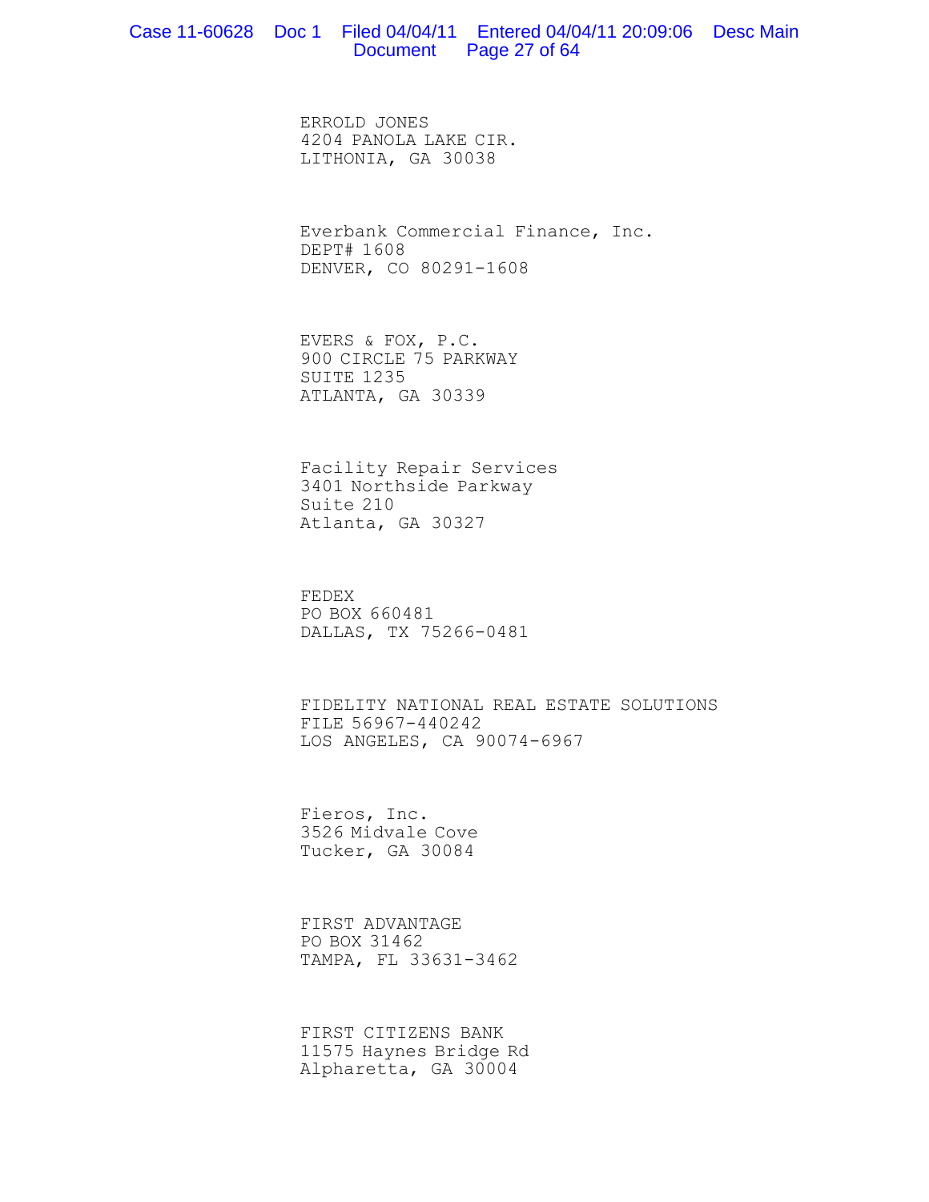ERROLD JONES
4204 PANOLA LAKE CIR.
LITHONIA, GA 30038

Everbank Commercial Finance, Inc.
DEPT# 1608
DENVER, CO 80291-1608

EVERS & FOX, P.C.
900 CIRCLE 75 PARKWAY
SUITE 1235
ATLANTA, GA 30339

Facility Repair Services
3401 Northside Parkway
Suite 210
Atlanta, GA 30327

FEDEX
PO BOX 660481
DALLAS, TX 75266-0481

FIDELITY NATIONAL REAL ESTATE SOLUTIONS
FILE 56967-440242
LOS ANGELES, CA 90074-6967

Fieros, Inc.
3526 Midvale Cove
Tucker, GA 30084

FIRST ADVANTAGE
PO BOX 31462
TAMPA, FL 33631-3462

FIRST CITIZENS BANK
11575 Haynes Bridge Rd
Alpharetta, GA 30004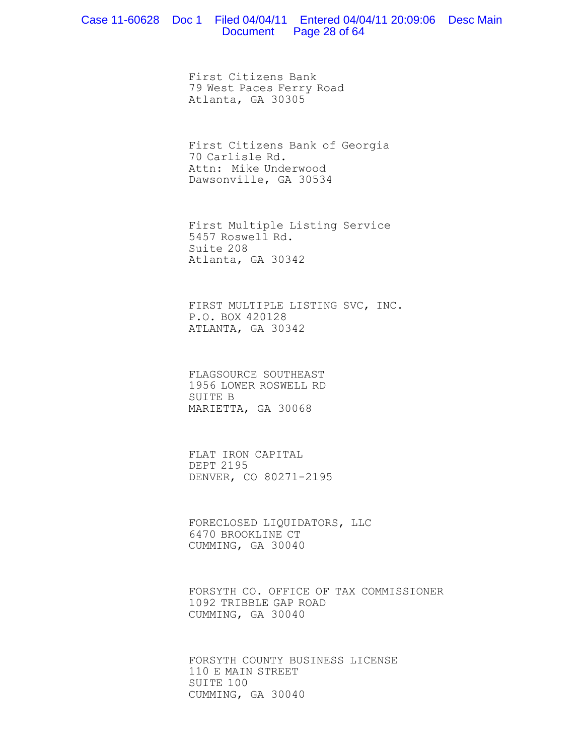First Citizens Bank
79 West Paces Ferry Road
Atlanta, GA 30305

First Citizens Bank of Georgia
70 Carlisle Rd.
Attn: Mike Underwood
Dawsonville, GA 30534

First Multiple Listing Service
5457 Roswell Rd.
Suite 208
Atlanta, GA 30342

FIRST MULTIPLE LISTING SVC, INC.
P.O. BOX 420128
ATLANTA, GA 30342

FLAGSOURCE SOUTHEAST
1956 LOWER ROSWELL RD
SUITE B
MARIETTA, GA 30068

FLAT IRON CAPITAL
DEPT 2195
DENVER, CO 80271-2195

FORECLOSED LIQUIDATORS, LLC
6470 BROOKLINE CT
CUMMING, GA 30040

FORSYTH CO. OFFICE OF TAX COMMISSIONER
1092 TRIBBLE GAP ROAD
CUMMING, GA 30040

FORSYTH COUNTY BUSINESS LICENSE
110 E MAIN STREET
SUITE 100
CUMMING, GA 30040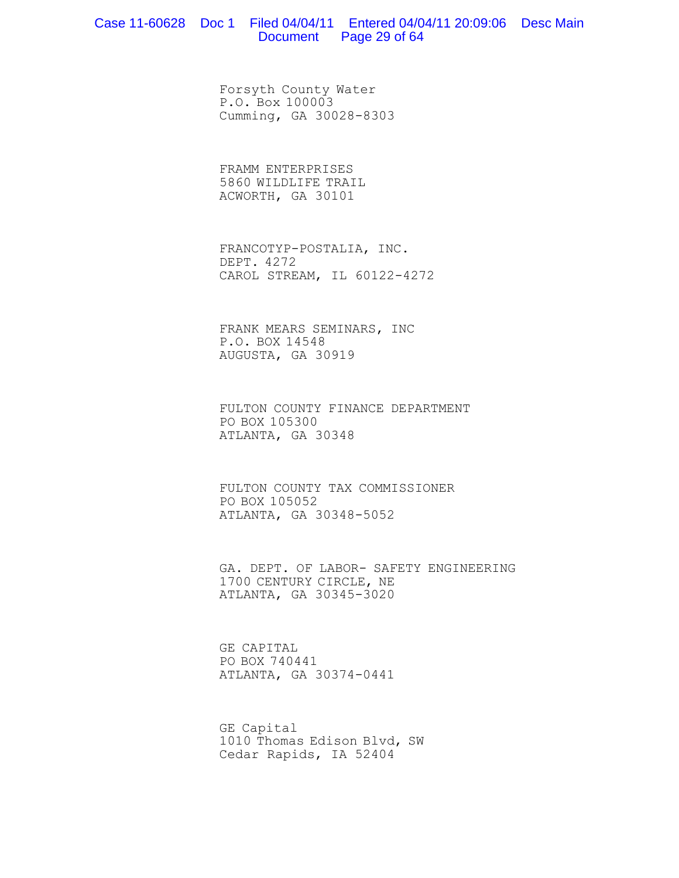Forsyth County Water
P.O. Box 100003
Cumming, GA 30028-8303

FRAMM ENTERPRISES
5860 WILDLIFE TRAIL
ACWORTH, GA 30101

FRANCOTYP-POSTALIA, INC.
DEPT. 4272
CAROL STREAM, IL 60122-4272

FRANK MEARS SEMINARS, INC
P.O. BOX 14548
AUGUSTA, GA 30919

FULTON COUNTY FINANCE DEPARTMENT
PO BOX 105300
ATLANTA, GA 30348

FULTON COUNTY TAX COMMISSIONER
PO BOX 105052
ATLANTA, GA 30348-5052

GA. DEPT. OF LABOR- SAFETY ENGINEERING
1700 CENTURY CIRCLE, NE
ATLANTA, GA 30345-3020

GE CAPITAL
PO BOX 740441
ATLANTA, GA 30374-0441

GE Capital
1010 Thomas Edison Blvd, SW
Cedar Rapids, IA 52404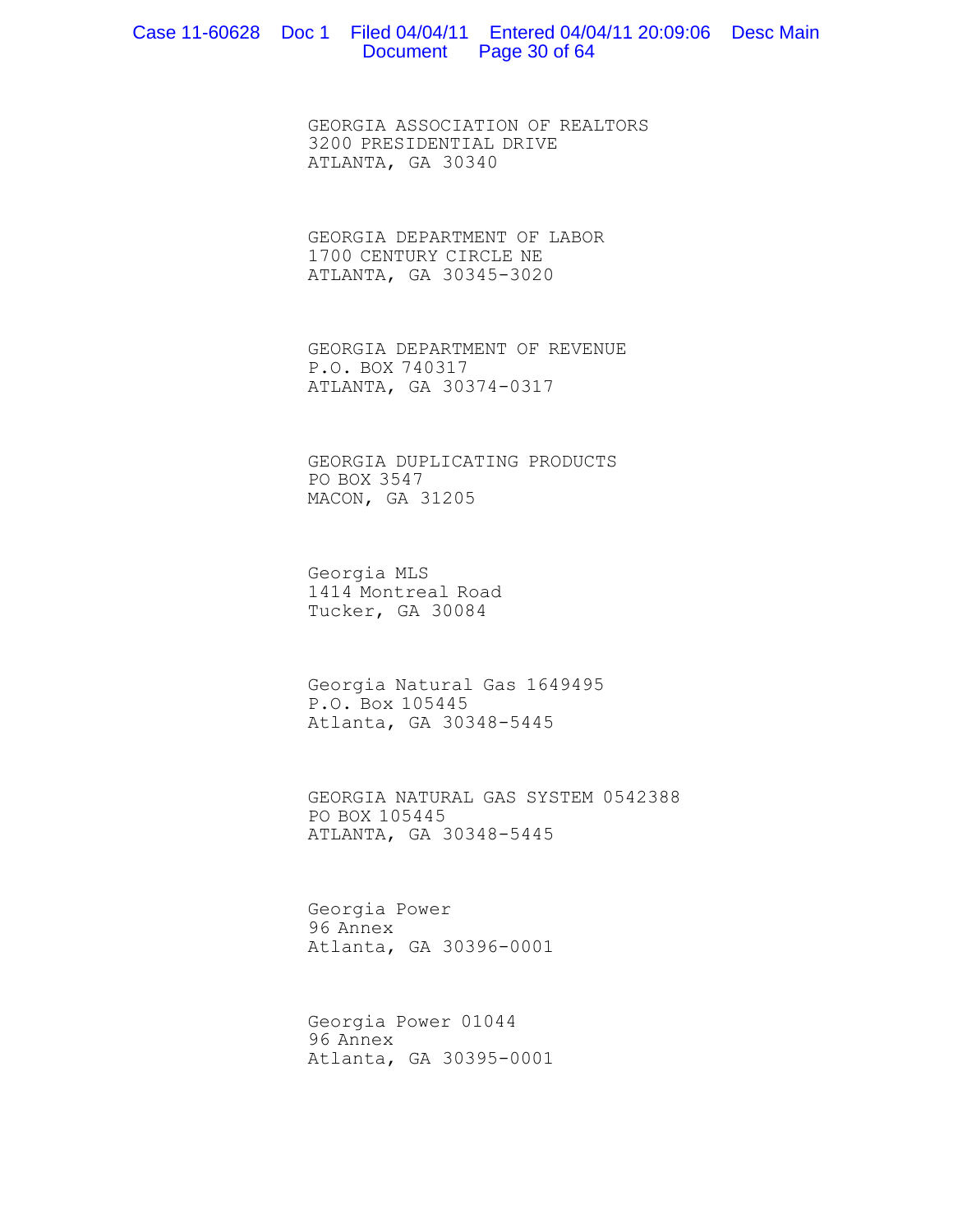GEORGIA ASSOCIATION OF REALTORS
3200 PRESIDENTIAL DRIVE
ATLANTA, GA 30340

GEORGIA DEPARTMENT OF LABOR
1700 CENTURY CIRCLE NE
ATLANTA, GA 30345-3020

GEORGIA DEPARTMENT OF REVENUE
P.O. BOX 740317
ATLANTA, GA 30374-0317

GEORGIA DUPLICATING PRODUCTS
PO BOX 3547
MACON, GA 31205

Georgia MLS
1414 Montreal Road
Tucker, GA 30084

Georgia Natural Gas 1649495
P.O. Box 105445
Atlanta, GA 30348-5445

GEORGIA NATURAL GAS SYSTEM 0542388
PO BOX 105445
ATLANTA, GA 30348-5445

Georgia Power
96 Annex
Atlanta, GA 30396-0001

Georgia Power 01044
96 Annex
Atlanta, GA 30395-0001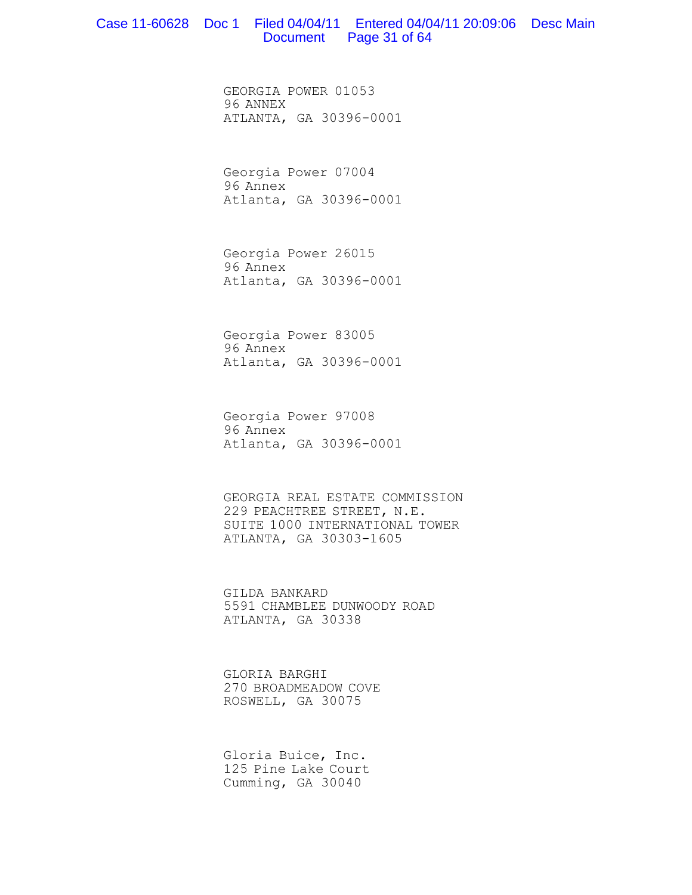GEORGIA POWER 01053
96 ANNEX
ATLANTA, GA 30396-0001

Georgia Power 07004
96 Annex
Atlanta, GA 30396-0001

Georgia Power 26015
96 Annex
Atlanta, GA 30396-0001

Georgia Power 83005
96 Annex
Atlanta, GA 30396-0001

Georgia Power 97008
96 Annex
Atlanta, GA 30396-0001

GEORGIA REAL ESTATE COMMISSION
229 PEACHTREE STREET, N.E.
SUITE 1000 INTERNATIONAL TOWER
ATLANTA, GA 30303-1605

GILDA BANKARD
5591 CHAMBLEE DUNWOODY ROAD
ATLANTA, GA 30338

GLORIA BARGHI
270 BROADMEADOW COVE
ROSWELL, GA 30075

Gloria Buice, Inc.
125 Pine Lake Court
Cumming, GA 30040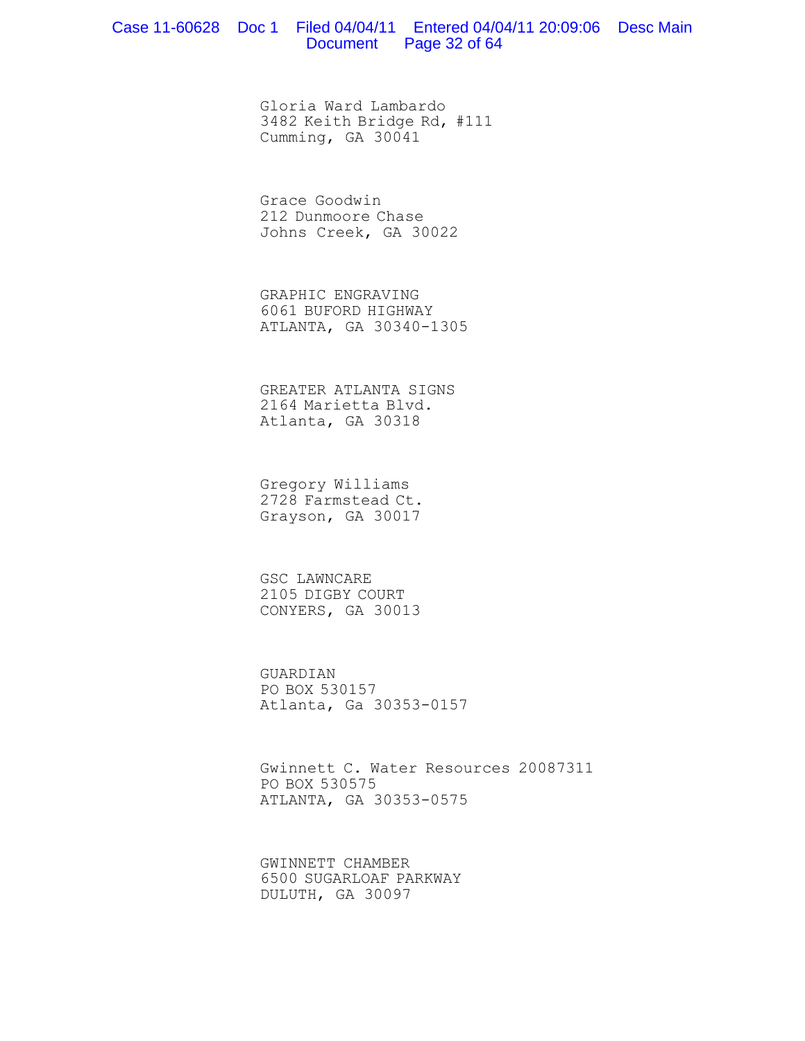Gloria Ward Lambardo
3482 Keith Bridge Rd, #111
Cumming, GA 30041

Grace Goodwin
212 Dunmoore Chase
Johns Creek, GA 30022

GRAPHIC ENGRAVING
6061 BUFORD HIGHWAY
ATLANTA, GA 30340-1305

GREATER ATLANTA SIGNS
2164 Marietta Blvd.
Atlanta, GA 30318

Gregory Williams
2728 Farmstead Ct.
Grayson, GA 30017

GSC LAWNCARE
2105 DIGBY COURT
CONYERS, GA 30013

GUARDIAN
PO BOX 530157
Atlanta, Ga 30353-0157

Gwinnett C. Water Resources 20087311
PO BOX 530575
ATLANTA, GA 30353-0575

GWINNETT CHAMBER
6500 SUGARLOAF PARKWAY
DULUTH, GA 30097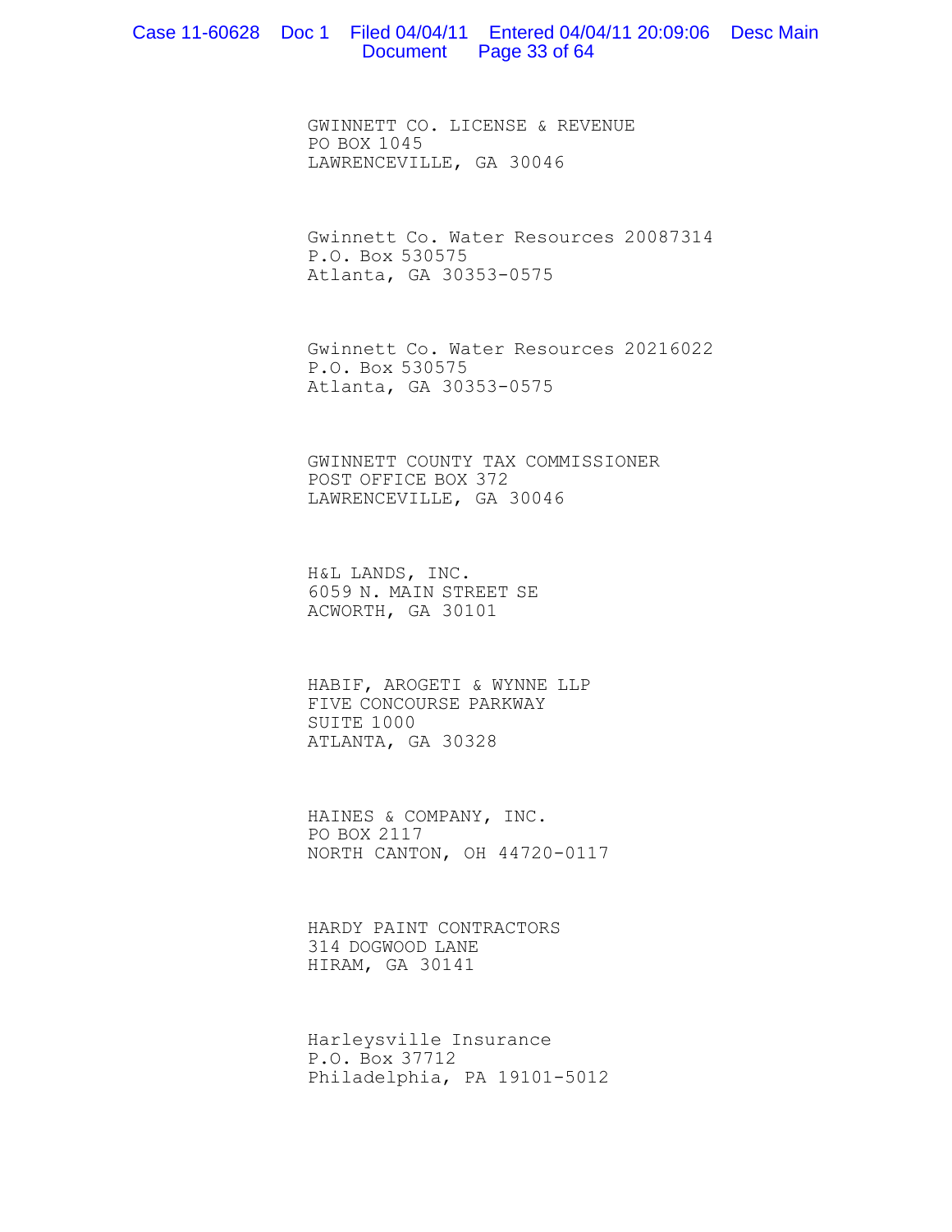GWINNETT CO. LICENSE & REVENUE
PO BOX 1045
LAWRENCEVILLE, GA 30046

Gwinnett Co. Water Resources 20087314
P.O. Box 530575
Atlanta, GA 30353-0575

Gwinnett Co. Water Resources 20216022
P.O. Box 530575
Atlanta, GA 30353-0575

GWINNETT COUNTY TAX COMMISSIONER
POST OFFICE BOX 372
LAWRENCEVILLE, GA 30046

H&L LANDS, INC.
6059 N. MAIN STREET SE
ACWORTH, GA 30101

HABIF, AROGETI & WYNNE LLP
FIVE CONCOURSE PARKWAY
SUITE 1000
ATLANTA, GA 30328

HAINES & COMPANY, INC.
PO BOX 2117
NORTH CANTON, OH 44720-0117

HARDY PAINT CONTRACTORS
314 DOGWOOD LANE
HIRAM, GA 30141

Harleysville Insurance
P.O. Box 37712
Philadelphia, PA 19101-5012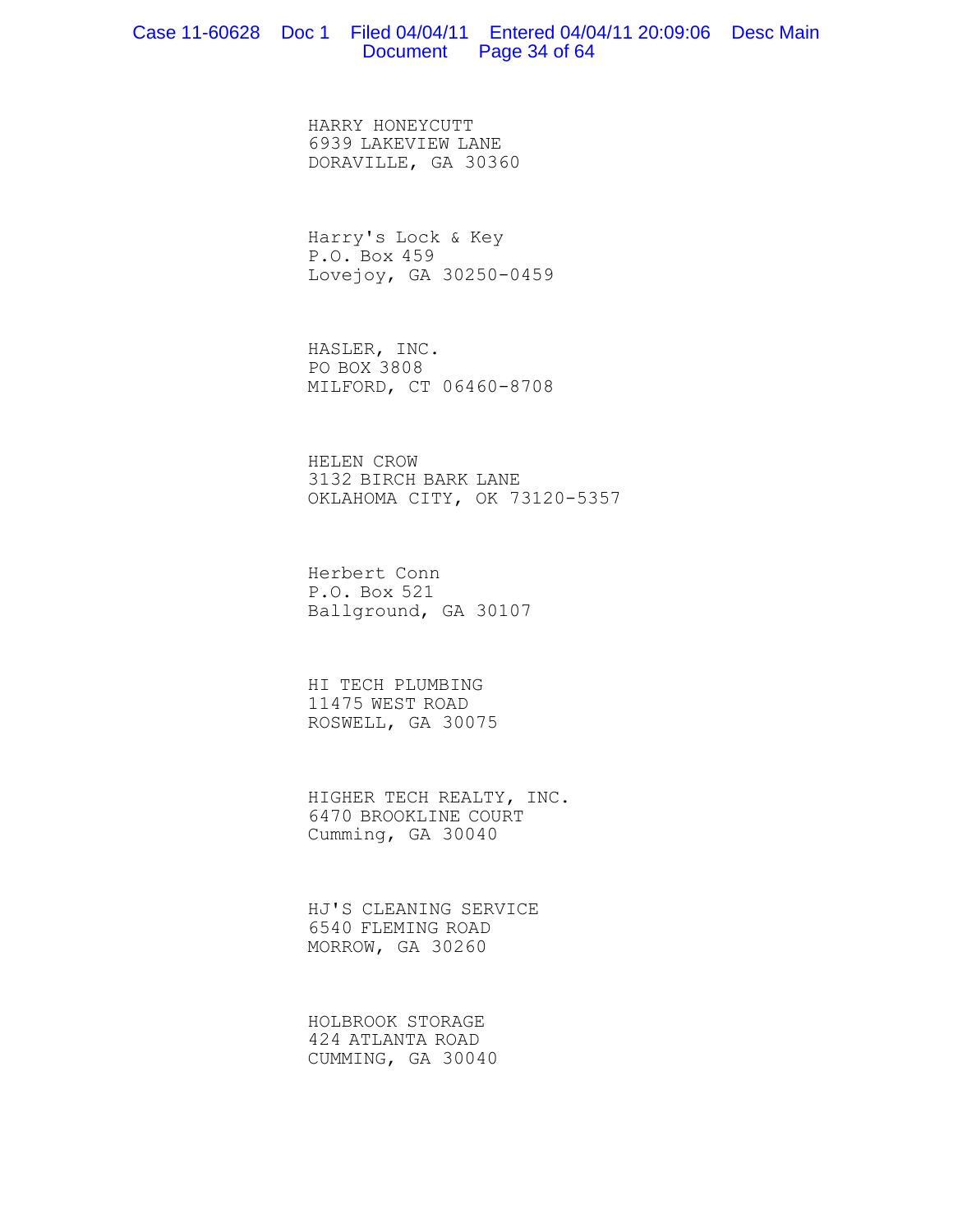HARRY HONEYCUTT
6939 LAKEVIEW LANE
DORAVILLE, GA 30360

Harry's Lock & Key
P.O. Box 459
Lovejoy, GA 30250-0459

HASLER, INC.
PO BOX 3808
MILFORD, CT 06460-8708

HELEN CROW
3132 BIRCH BARK LANE
OKLAHOMA CITY, OK 73120-5357

Herbert Conn
P.O. Box 521
Ballground, GA 30107

HI TECH PLUMBING
11475 WEST ROAD
ROSWELL, GA 30075

HIGHER TECH REALTY, INC.
6470 BROOKLINE COURT
Cumming, GA 30040

HJ'S CLEANING SERVICE
6540 FLEMING ROAD
MORROW, GA 30260

HOLBROOK STORAGE
424 ATLANTA ROAD
CUMMING, GA 30040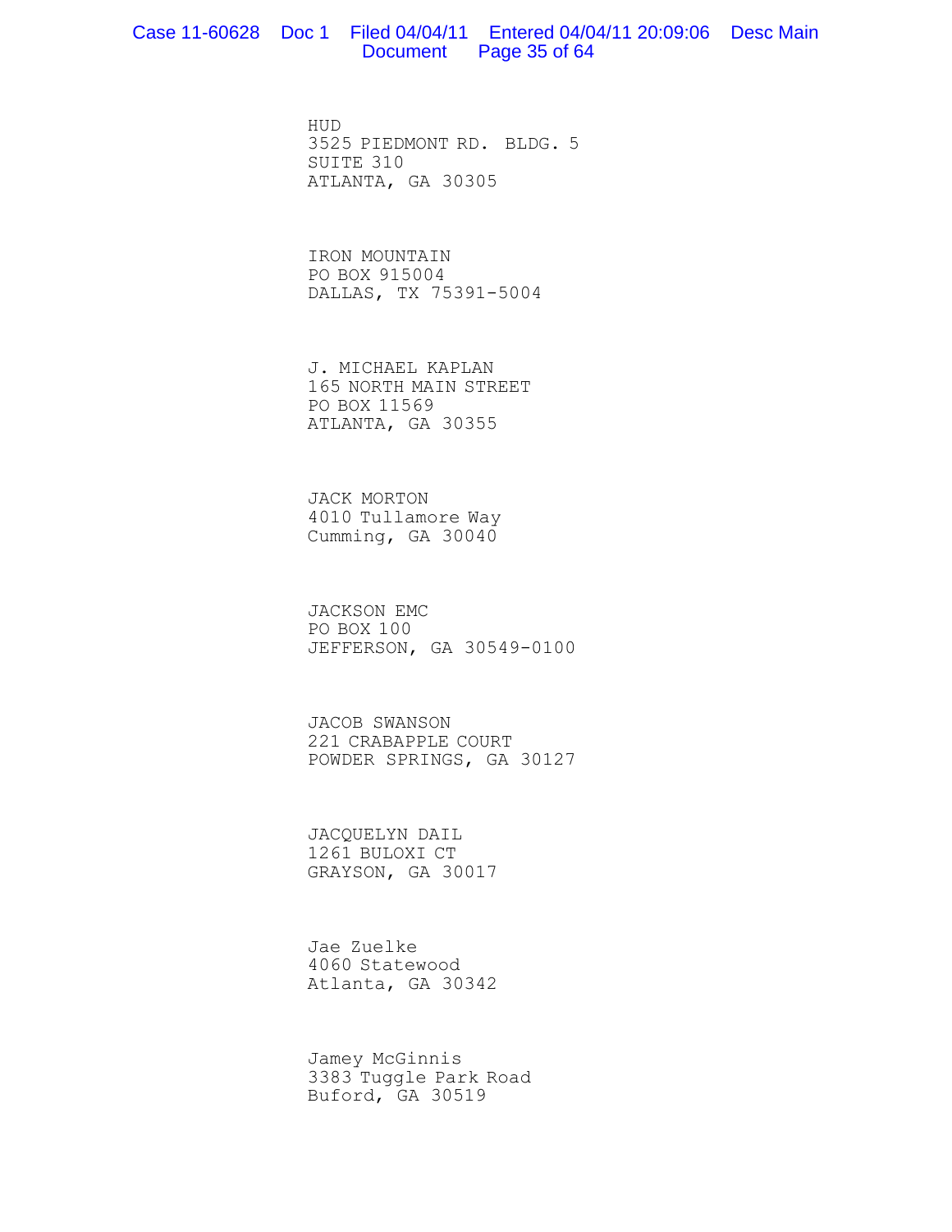HUD
3525 PIEDMONT RD. BLDG. 5
SUITE 310
ATLANTA, GA 30305

IRON MOUNTAIN
PO BOX 915004
DALLAS, TX 75391-5004

J. MICHAEL KAPLAN
165 NORTH MAIN STREET
PO BOX 11569
ATLANTA, GA 30355

JACK MORTON
4010 Tullamore Way
Cumming, GA 30040

JACKSON EMC
PO BOX 100
JEFFERSON, GA 30549-0100

JACOB SWANSON
221 CRABAPPLE COURT
POWDER SPRINGS, GA 30127

JACQUELYN DAIL
1261 BULOXI CT
GRAYSON, GA 30017

Jae Zuelke
4060 Statewood
Atlanta, GA 30342

Jamey McGinnis
3383 Tuggle Park Road
Buford, GA 30519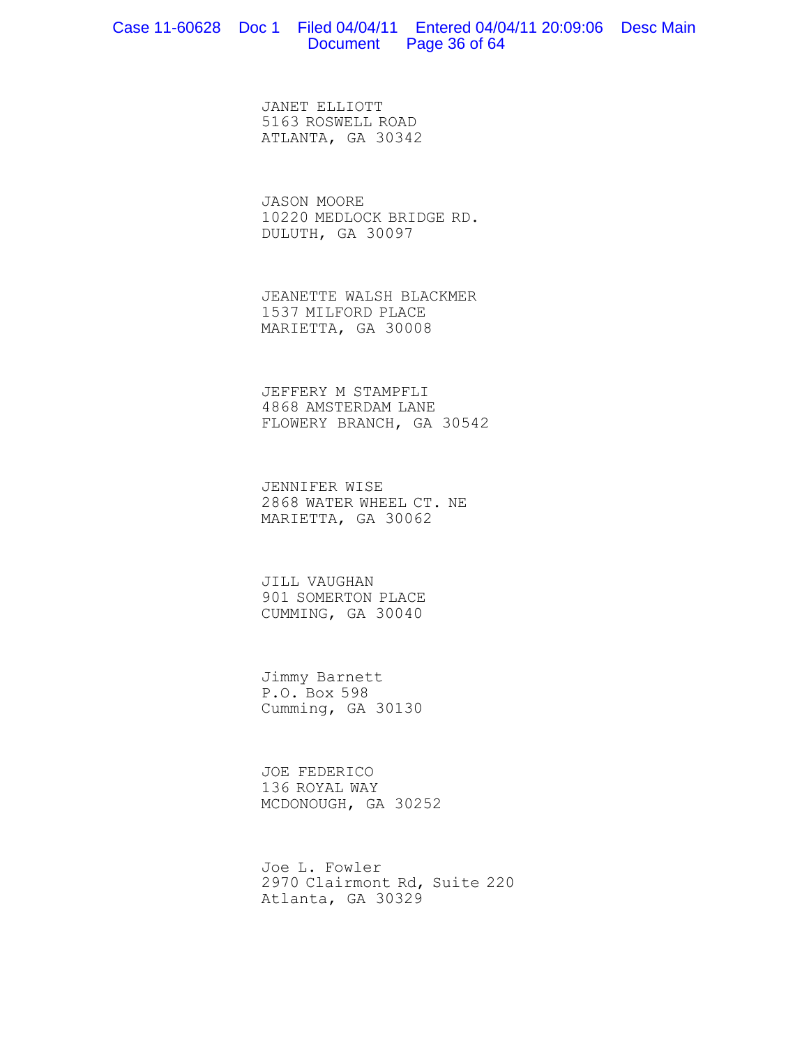JANET ELLIOTT
5163 ROSWELL ROAD
ATLANTA, GA 30342

JASON MOORE
10220 MEDLOCK BRIDGE RD.
DULUTH, GA 30097

JEANETTE WALSH BLACKMER
1537 MILFORD PLACE
MARIETTA, GA 30008

JEFFERY M STAMPFLI
4868 AMSTERDAM LANE
FLOWERY BRANCH, GA 30542

JENNIFER WISE
2868 WATER WHEEL CT. NE
MARIETTA, GA 30062

JILL VAUGHAN
901 SOMERTON PLACE
CUMMING, GA 30040

Jimmy Barnett
P.O. Box 598
Cumming, GA 30130

JOE FEDERICO
136 ROYAL WAY
MCDONOUGH, GA 30252

Joe L. Fowler
2970 Clairmont Rd, Suite 220
Atlanta, GA 30329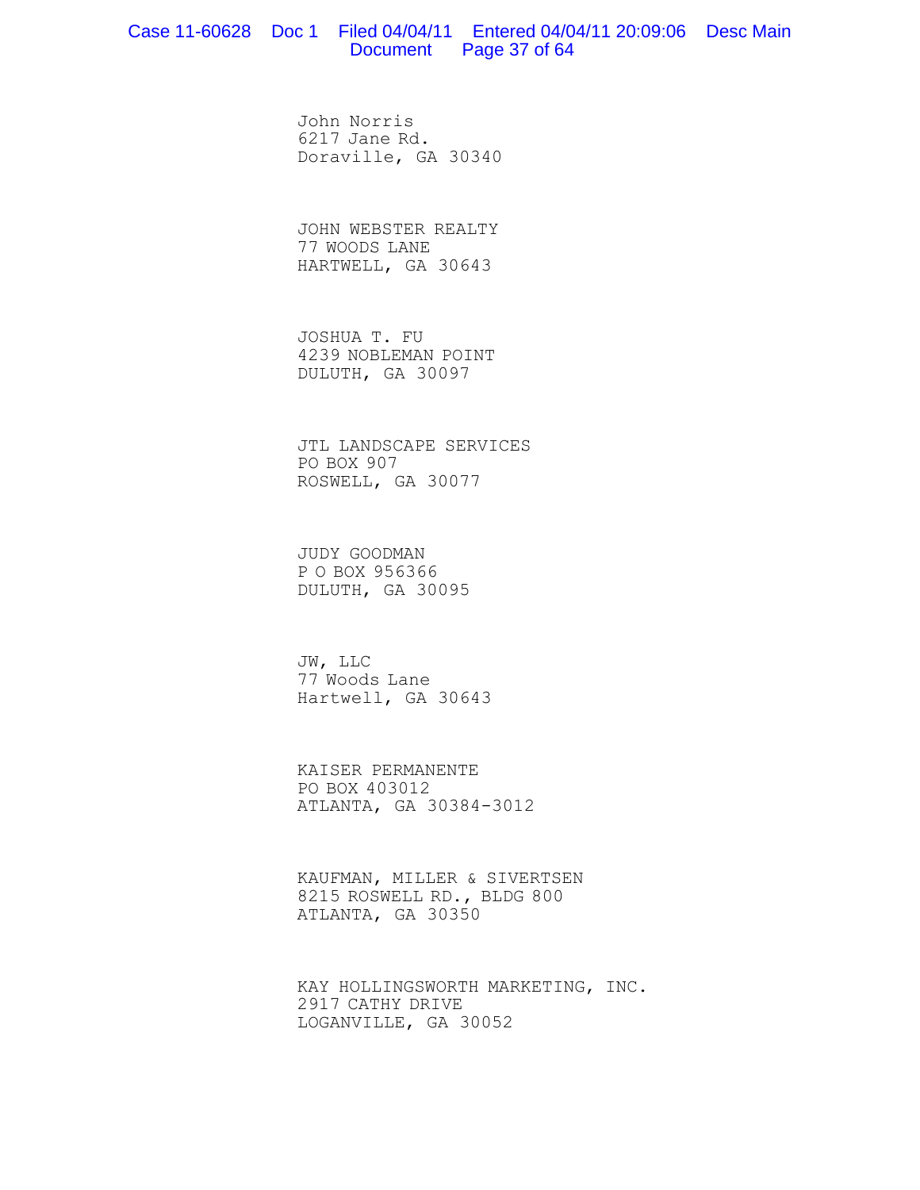John Norris
6217 Jane Rd.
Doraville, GA 30340

JOHN WEBSTER REALTY
77 WOODS LANE
HARTWELL, GA 30643

JOSHUA T. FU
4239 NOBLEMAN POINT
DULUTH, GA 30097

JTL LANDSCAPE SERVICES
PO BOX 907
ROSWELL, GA 30077

JUDY GOODMAN
P O BOX 956366
DULUTH, GA 30095

JW, LLC
77 Woods Lane
Hartwell, GA 30643

KAISER PERMANENTE
PO BOX 403012
ATLANTA, GA 30384-3012

KAUFMAN, MILLER & SIVERTSEN
8215 ROSWELL RD., BLDG 800
ATLANTA, GA 30350

KAY HOLLINGSWORTH MARKETING, INC.
2917 CATHY DRIVE
LOGANVILLE, GA 30052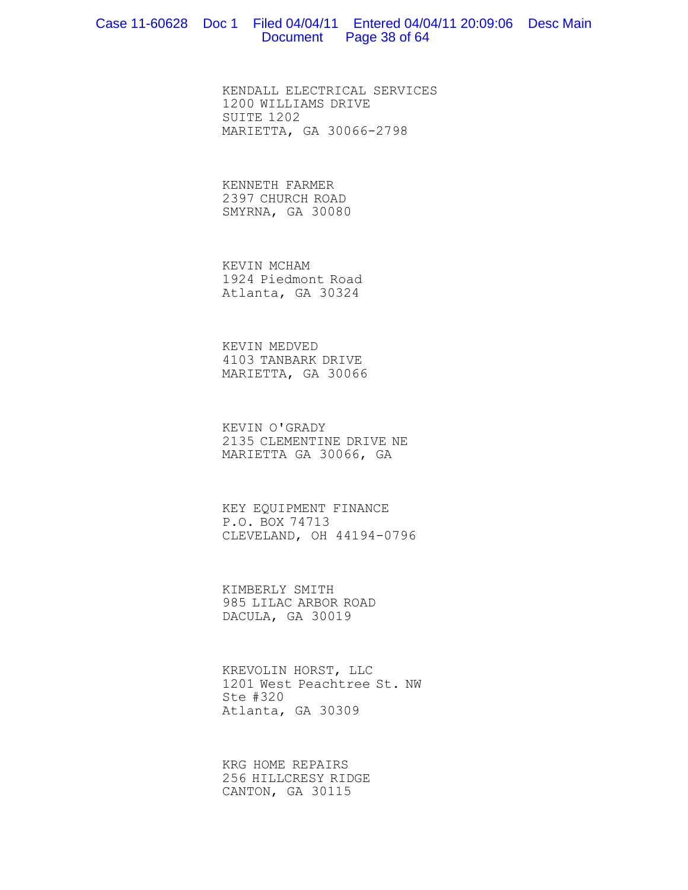KENDALL ELECTRICAL SERVICES
1200 WILLIAMS DRIVE
SUITE 1202
MARIETTA, GA 30066-2798

KENNETH FARMER
2397 CHURCH ROAD
SMYRNA, GA 30080

KEVIN MCHAM
1924 Piedmont Road
Atlanta, GA 30324

KEVIN MEDVED
4103 TANBARK DRIVE
MARIETTA, GA 30066

KEVIN O'GRADY
2135 CLEMENTINE DRIVE NE
MARIETTA GA 30066, GA

KEY EQUIPMENT FINANCE
P.O. BOX 74713
CLEVELAND, OH 44194-0796

KIMBERLY SMITH
985 LILAC ARBOR ROAD
DACULA, GA 30019

KREVOLIN HORST, LLC
1201 West Peachtree St. NW
Ste #320
Atlanta, GA 30309

KRG HOME REPAIRS
256 HILLCRESY RIDGE
CANTON, GA 30115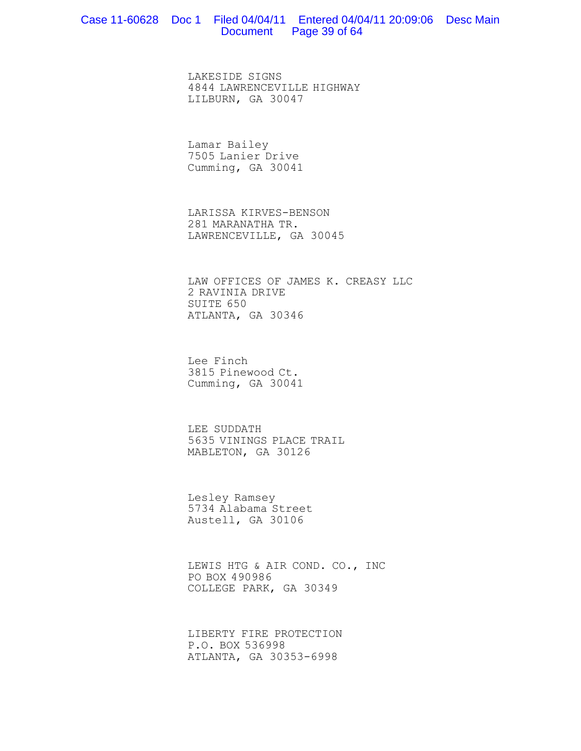LAKESIDE SIGNS
4844 LAWRENCEVILLE HIGHWAY
LILBURN, GA 30047

Lamar Bailey
7505 Lanier Drive
Cumming, GA 30041

LARISSA KIRVES-BENSON
281 MARANATHA TR.
LAWRENCEVILLE, GA 30045

LAW OFFICES OF JAMES K. CREASY LLC
2 RAVINIA DRIVE
SUITE 650
ATLANTA, GA 30346

Lee Finch
3815 Pinewood Ct.
Cumming, GA 30041

LEE SUDDATH
5635 VININGS PLACE TRAIL
MABLETON, GA 30126

Lesley Ramsey
5734 Alabama Street
Austell, GA 30106

LEWIS HTG & AIR COND. CO., INC
PO BOX 490986
COLLEGE PARK, GA 30349

LIBERTY FIRE PROTECTION
P.O. BOX 536998
ATLANTA, GA 30353-6998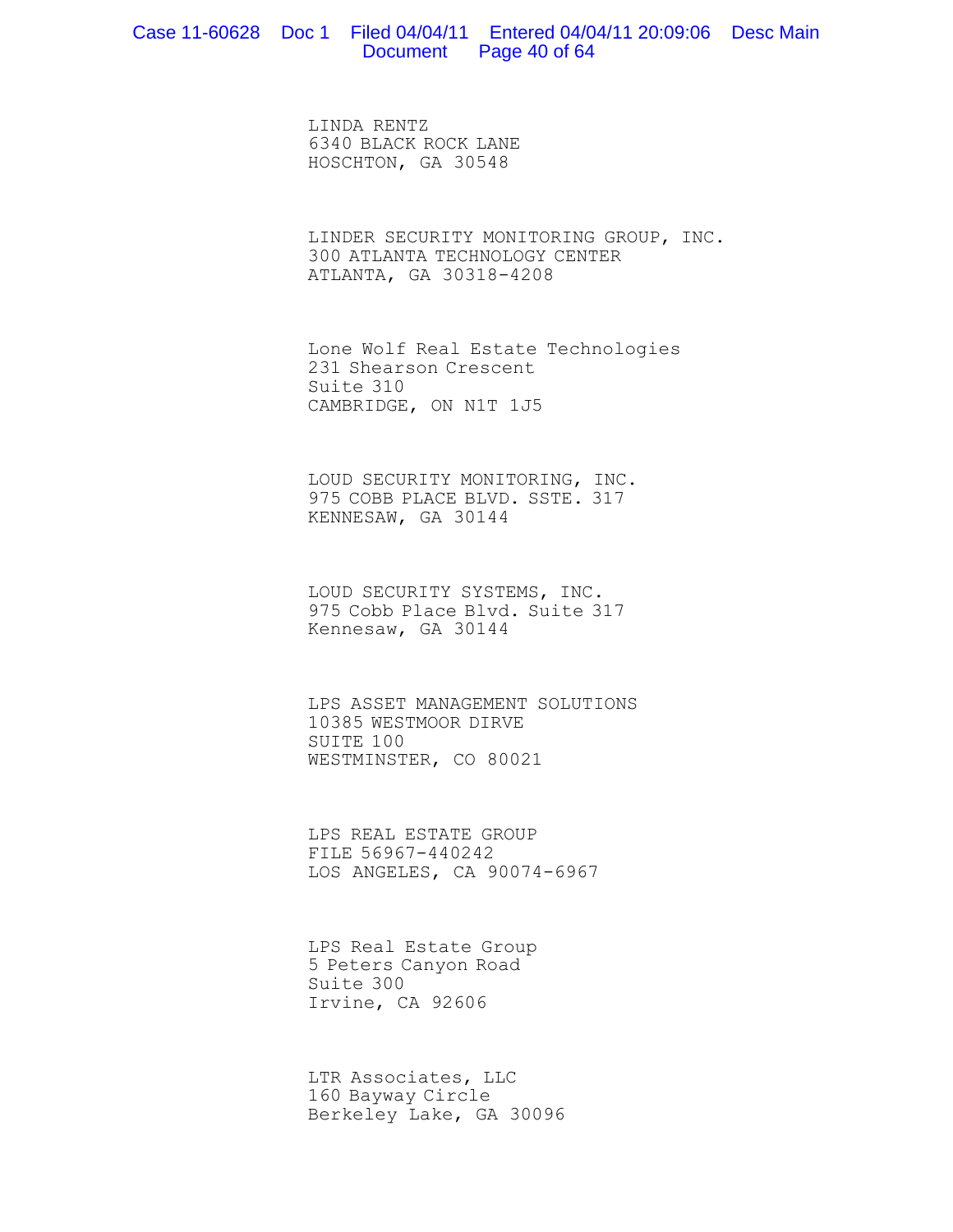LINDA RENTZ
6340 BLACK ROCK LANE
HOSCHTON, GA 30548

LINDER SECURITY MONITORING GROUP, INC.
300 ATLANTA TECHNOLOGY CENTER
ATLANTA, GA 30318-4208

Lone Wolf Real Estate Technologies
231 Shearson Crescent
Suite 310
CAMBRIDGE, ON N1T 1J5

LOUD SECURITY MONITORING, INC.
975 COBB PLACE BLVD. SSTE. 317
KENNESAW, GA 30144

LOUD SECURITY SYSTEMS, INC.
975 Cobb Place Blvd. Suite 317
Kennesaw, GA 30144

LPS ASSET MANAGEMENT SOLUTIONS
10385 WESTMOOR DIRVE
SUITE 100
WESTMINSTER, CO 80021

LPS REAL ESTATE GROUP
FILE 56967-440242
LOS ANGELES, CA 90074-6967

LPS Real Estate Group
5 Peters Canyon Road
Suite 300
Irvine, CA 92606

LTR Associates, LLC
160 Bayway Circle
Berkeley Lake, GA 30096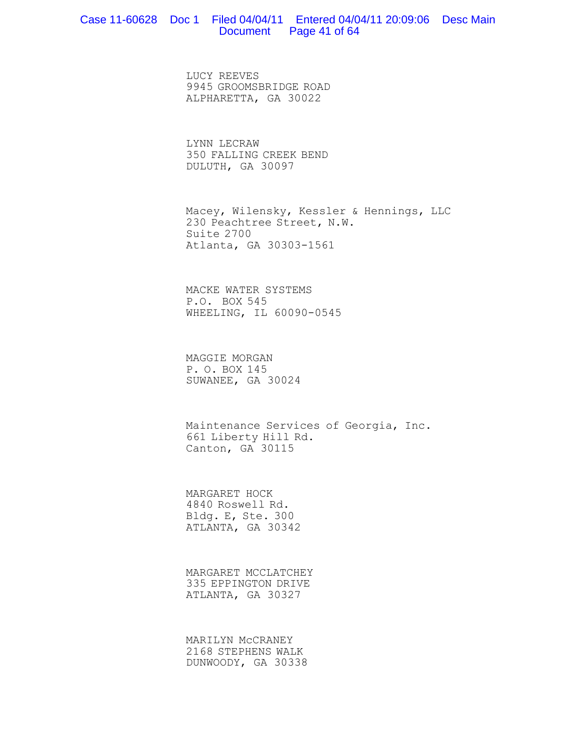LUCY REEVES
9945 GROOMSBRIDGE ROAD
ALPHARETTA, GA 30022

LYNN LECRAW
350 FALLING CREEK BEND
DULUTH, GA 30097

Macey, Wilensky, Kessler & Hennings, LLC
230 Peachtree Street, N.W.
Suite 2700
Atlanta, GA 30303-1561

MACKE WATER SYSTEMS
P.O. BOX 545
WHEELING, IL 60090-0545

MAGGIE MORGAN
P. O. BOX 145
SUWANEE, GA 30024

Maintenance Services of Georgia, Inc.
661 Liberty Hill Rd.
Canton, GA 30115

MARGARET HOCK
4840 Roswell Rd.
Bldg. E, Ste. 300
ATLANTA, GA 30342

MARGARET MCCLATCHEY
335 EPPINGTON DRIVE
ATLANTA, GA 30327

MARILYN McCRANEY
2168 STEPHENS WALK
DUNWOODY, GA 30338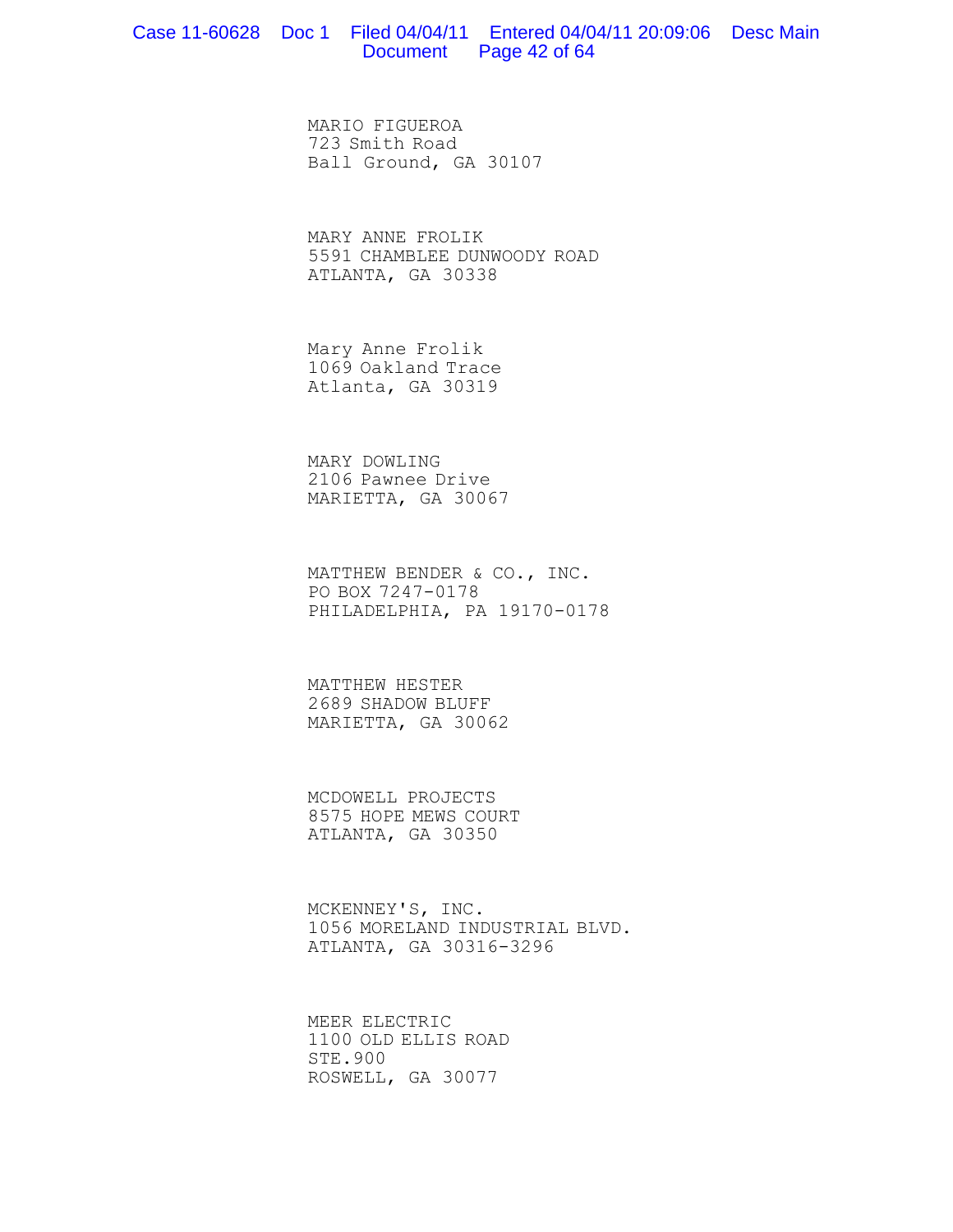MARIO FIGUEROA
723 Smith Road
Ball Ground, GA 30107

MARY ANNE FROLIK
5591 CHAMBLEE DUNWOODY ROAD
ATLANTA, GA 30338

Mary Anne Frolik
1069 Oakland Trace
Atlanta, GA 30319

MARY DOWLING
2106 Pawnee Drive
MARIETTA, GA 30067

MATTHEW BENDER & CO., INC.
PO BOX 7247-0178
PHILADELPHIA, PA 19170-0178

MATTHEW HESTER
2689 SHADOW BLUFF
MARIETTA, GA 30062

MCDOWELL PROJECTS
8575 HOPE MEWS COURT
ATLANTA, GA 30350

MCKENNEY'S, INC.
1056 MORELAND INDUSTRIAL BLVD.
ATLANTA, GA 30316-3296

MEER ELECTRIC
1100 OLD ELLIS ROAD
STE.900
ROSWELL, GA 30077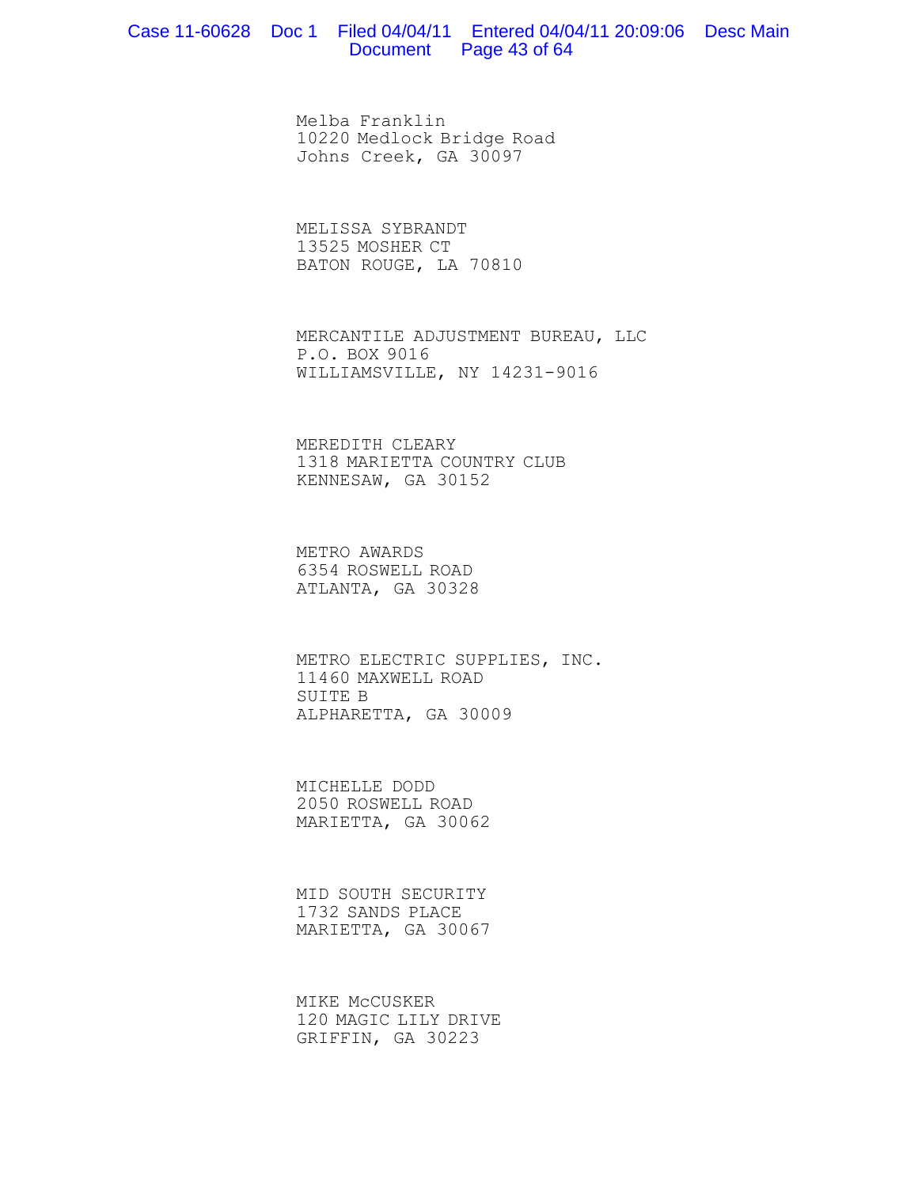Melba Franklin
10220 Medlock Bridge Road
Johns Creek, GA 30097

MELISSA SYBRANDT
13525 MOSHER CT
BATON ROUGE, LA 70810

MERCANTILE ADJUSTMENT BUREAU, LLC
P.O. BOX 9016
WILLIAMSVILLE, NY 14231-9016

MEREDITH CLEARY
1318 MARIETTA COUNTRY CLUB
KENNESAW, GA 30152

METRO AWARDS
6354 ROSWELL ROAD
ATLANTA, GA 30328

METRO ELECTRIC SUPPLIES, INC.
11460 MAXWELL ROAD
SUITE B
ALPHARETTA, GA 30009

MICHELLE DODD
2050 ROSWELL ROAD
MARIETTA, GA 30062

MID SOUTH SECURITY
1732 SANDS PLACE
MARIETTA, GA 30067

MIKE McCUSKER
120 MAGIC LILY DRIVE
GRIFFIN, GA 30223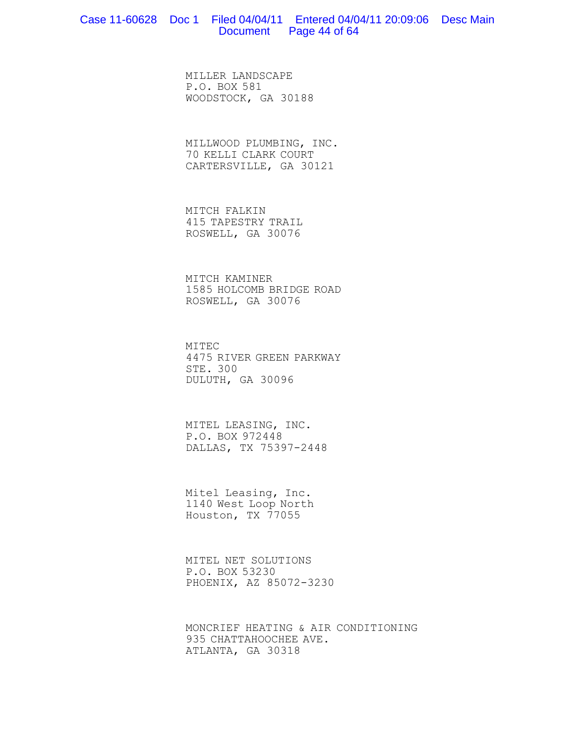MILLER LANDSCAPE
P.O. BOX 581
WOODSTOCK, GA 30188

MILLWOOD PLUMBING, INC.
70 KELLI CLARK COURT
CARTERSVILLE, GA 30121

MITCH FALKIN
415 TAPESTRY TRAIL
ROSWELL, GA 30076

MITCH KAMINER
1585 HOLCOMB BRIDGE ROAD
ROSWELL, GA 30076

MITEC
4475 RIVER GREEN PARKWAY
STE. 300
DULUTH, GA 30096

MITEL LEASING, INC.
P.O. BOX 972448
DALLAS, TX 75397-2448

Mitel Leasing, Inc.
1140 West Loop North
Houston, TX 77055

MITEL NET SOLUTIONS
P.O. BOX 53230
PHOENIX, AZ 85072-3230

MONCRIEF HEATING & AIR CONDITIONING
935 CHATTAHOOCHEE AVE.
ATLANTA, GA 30318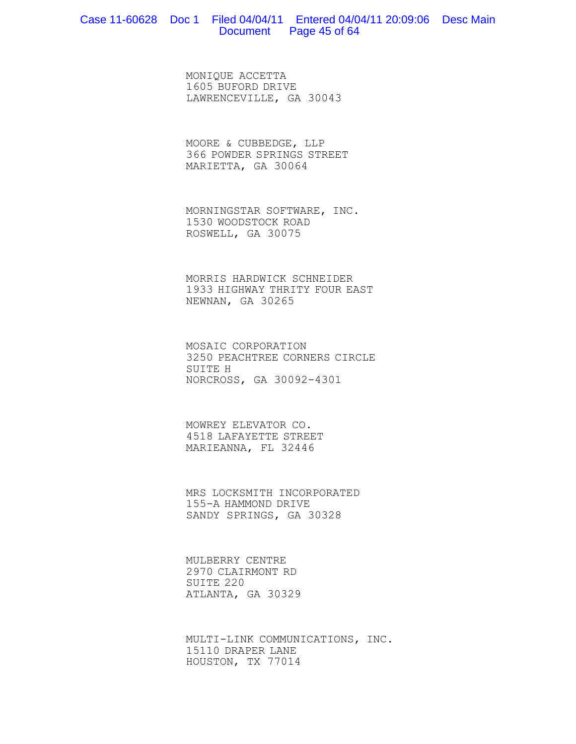MONIQUE ACCETTA
1605 BUFORD DRIVE
LAWRENCEVILLE, GA 30043

MOORE & CUBBEDGE, LLP
366 POWDER SPRINGS STREET
MARIETTA, GA 30064

MORNINGSTAR SOFTWARE, INC.
1530 WOODSTOCK ROAD
ROSWELL, GA 30075

MORRIS HARDWICK SCHNEIDER
1933 HIGHWAY THRITY FOUR EAST
NEWNAN, GA 30265

MOSAIC CORPORATION
3250 PEACHTREE CORNERS CIRCLE
SUITE H
NORCROSS, GA 30092-4301

MOWREY ELEVATOR CO.
4518 LAFAYETTE STREET
MARIEANNA, FL 32446

MRS LOCKSMITH INCORPORATED
155-A HAMMOND DRIVE
SANDY SPRINGS, GA 30328

MULBERRY CENTRE
2970 CLAIRMONT RD
SUITE 220
ATLANTA, GA 30329

MULTI-LINK COMMUNICATIONS, INC.
15110 DRAPER LANE
HOUSTON, TX 77014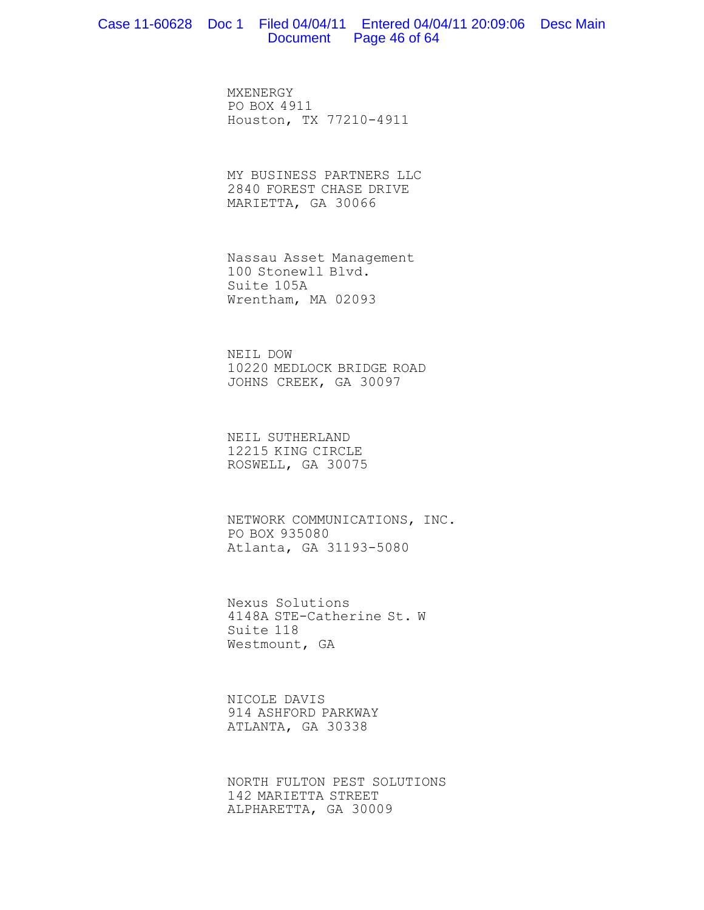MXENERGY
PO BOX 4911
Houston, TX 77210-4911

MY BUSINESS PARTNERS LLC
2840 FOREST CHASE DRIVE
MARIETTA, GA 30066

Nassau Asset Management
100 Stonewll Blvd.
Suite 105A
Wrentham, MA 02093

NEIL DOW
10220 MEDLOCK BRIDGE ROAD
JOHNS CREEK, GA 30097

NEIL SUTHERLAND
12215 KING CIRCLE
ROSWELL, GA 30075

NETWORK COMMUNICATIONS, INC.
PO BOX 935080
Atlanta, GA 31193-5080

Nexus Solutions
4148A STE-Catherine St. W
Suite 118
Westmount, GA

NICOLE DAVIS
914 ASHFORD PARKWAY
ATLANTA, GA 30338

NORTH FULTON PEST SOLUTIONS
142 MARIETTA STREET
ALPHARETTA, GA 30009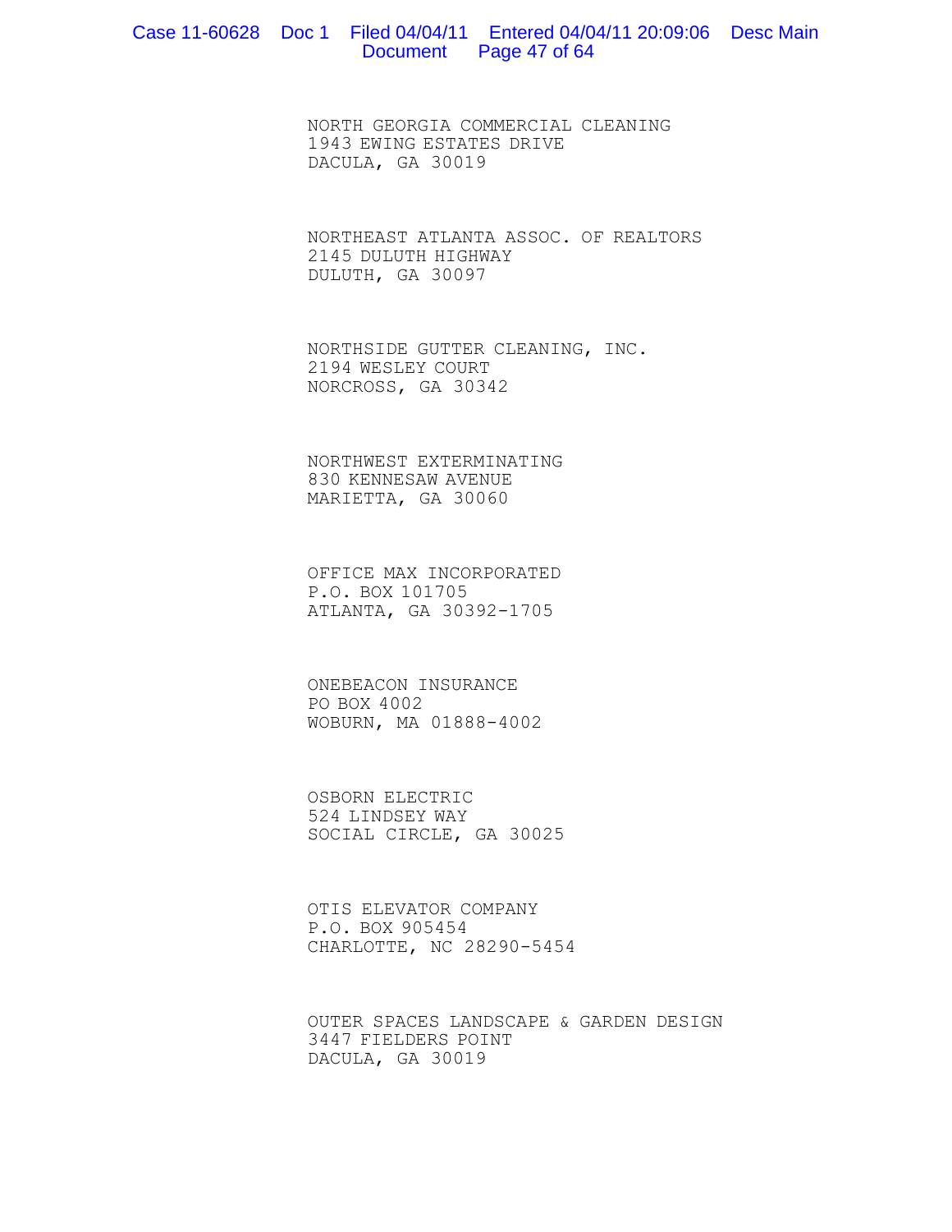NORTH GEORGIA COMMERCIAL CLEANING
1943 EWING ESTATES DRIVE
DACULA, GA 30019

NORTHEAST ATLANTA ASSOC. OF REALTORS
2145 DULUTH HIGHWAY
DULUTH, GA 30097

NORTHSIDE GUTTER CLEANING, INC.
2194 WESLEY COURT
NORCROSS, GA 30342

NORTHWEST EXTERMINATING
830 KENNESAW AVENUE
MARIETTA, GA 30060

OFFICE MAX INCORPORATED
P.O. BOX 101705
ATLANTA, GA 30392-1705

ONEBEACON INSURANCE
PO BOX 4002
WOBURN, MA 01888-4002

OSBORN ELECTRIC
524 LINDSEY WAY
SOCIAL CIRCLE, GA 30025

OTIS ELEVATOR COMPANY
P.O. BOX 905454
CHARLOTTE, NC 28290-5454

OUTER SPACES LANDSCAPE & GARDEN DESIGN
3447 FIELDERS POINT
DACULA, GA 30019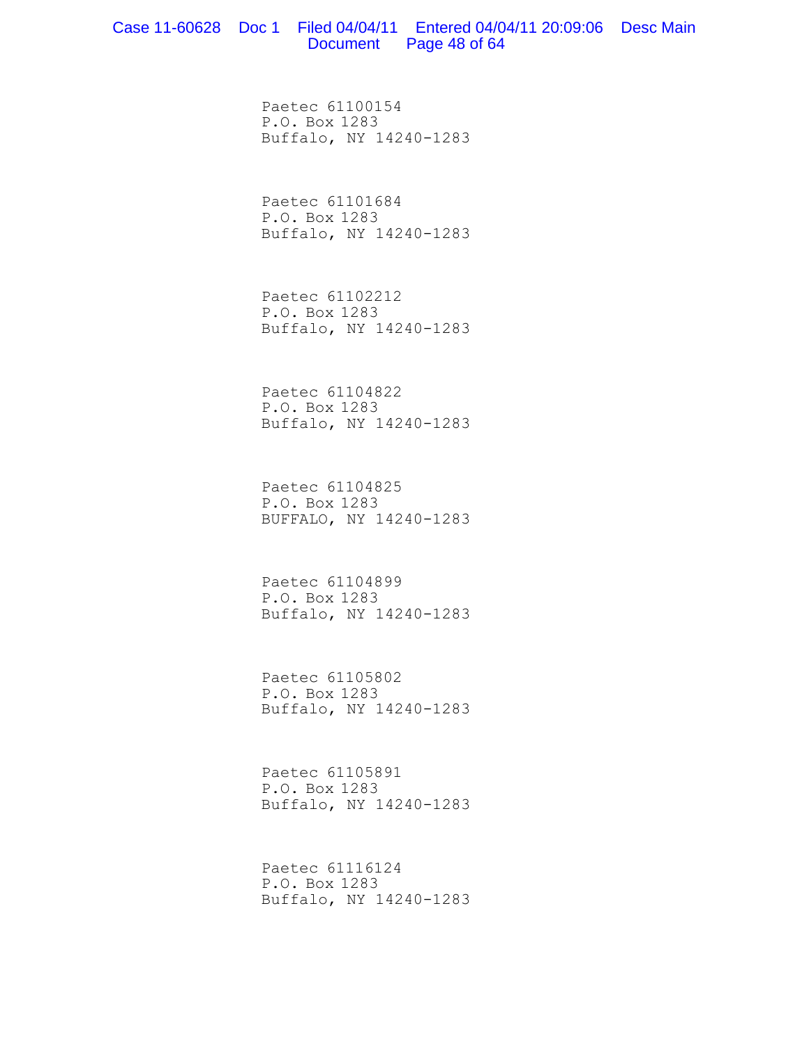Paetec 61100154
P.O. Box 1283
Buffalo, NY 14240-1283

Paetec 61101684
P.O. Box 1283
Buffalo, NY 14240-1283

Paetec 61102212
P.O. Box 1283
Buffalo, NY 14240-1283

Paetec 61104822
P.O. Box 1283
Buffalo, NY 14240-1283

Paetec 61104825
P.O. Box 1283
BUFFALO, NY 14240-1283

Paetec 61104899
P.O. Box 1283
Buffalo, NY 14240-1283

Paetec 61105802
P.O. Box 1283
Buffalo, NY 14240-1283

Paetec 61105891
P.O. Box 1283
Buffalo, NY 14240-1283

Paetec 61116124
P.O. Box 1283
Buffalo, NY 14240-1283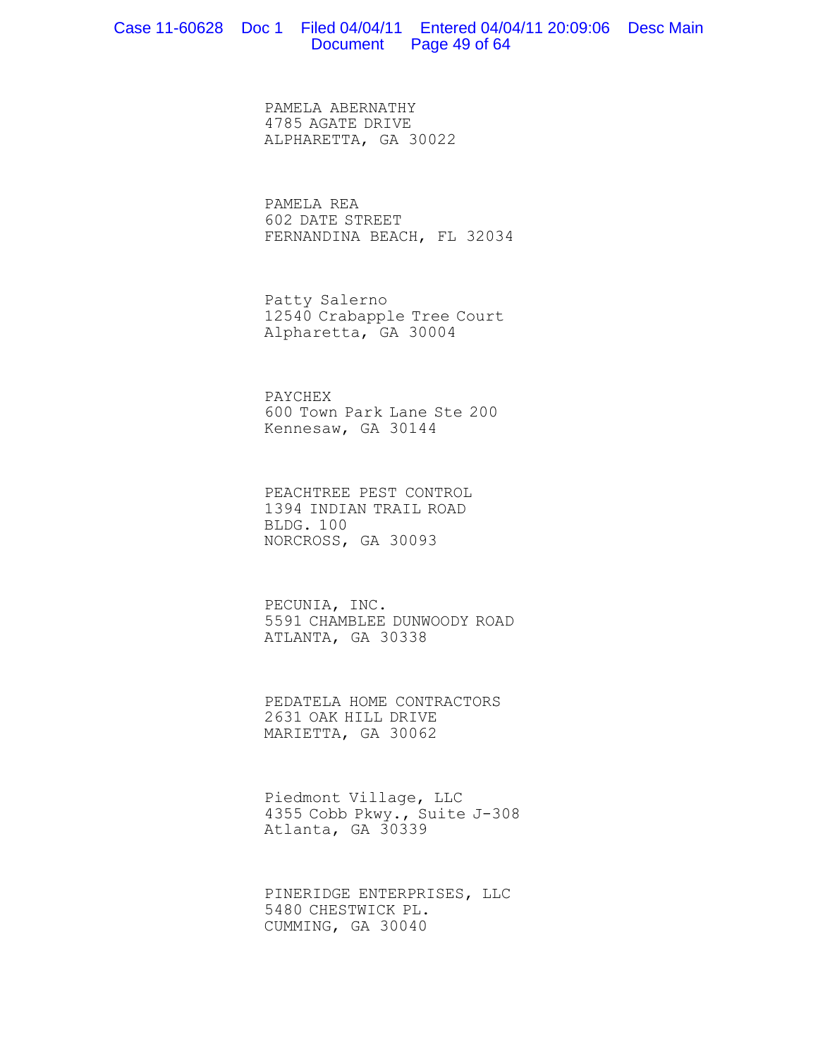PAMELA ABERNATHY
4785 AGATE DRIVE
ALPHARETTA, GA 30022

PAMELA REA
602 DATE STREET
FERNANDINA BEACH, FL 32034

Patty Salerno
12540 Crabapple Tree Court
Alpharetta, GA 30004

PAYCHEX
600 Town Park Lane Ste 200
Kennesaw, GA 30144

PEACHTREE PEST CONTROL
1394 INDIAN TRAIL ROAD
BLDG. 100
NORCROSS, GA 30093

PECUNIA, INC.
5591 CHAMBLEE DUNWOODY ROAD
ATLANTA, GA 30338

PEDATELA HOME CONTRACTORS
2631 OAK HILL DRIVE
MARIETTA, GA 30062

Piedmont Village, LLC
4355 Cobb Pkwy., Suite J-308
Atlanta, GA 30339

PINERIDGE ENTERPRISES, LLC
5480 CHESTWICK PL.
CUMMING, GA 30040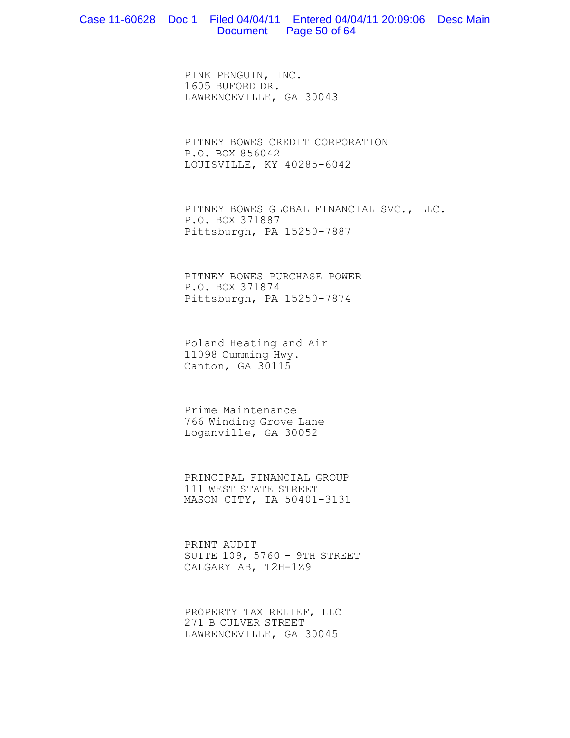PINK PENGUIN, INC.
1605 BUFORD DR.
LAWRENCEVILLE, GA 30043

PITNEY BOWES CREDIT CORPORATION
P.O. BOX 856042
LOUISVILLE, KY 40285-6042

PITNEY BOWES GLOBAL FINANCIAL SVC., LLC.
P.O. BOX 371887
Pittsburgh, PA 15250-7887

PITNEY BOWES PURCHASE POWER
P.O. BOX 371874
Pittsburgh, PA 15250-7874

Poland Heating and Air
11098 Cumming Hwy.
Canton, GA 30115

Prime Maintenance
766 Winding Grove Lane
Loganville, GA 30052

PRINCIPAL FINANCIAL GROUP
111 WEST STATE STREET
MASON CITY, IA 50401-3131

PRINT AUDIT
SUITE 109, 5760 - 9TH STREET
CALGARY AB, T2H-1Z9

PROPERTY TAX RELIEF, LLC
271 B CULVER STREET
LAWRENCEVILLE, GA 30045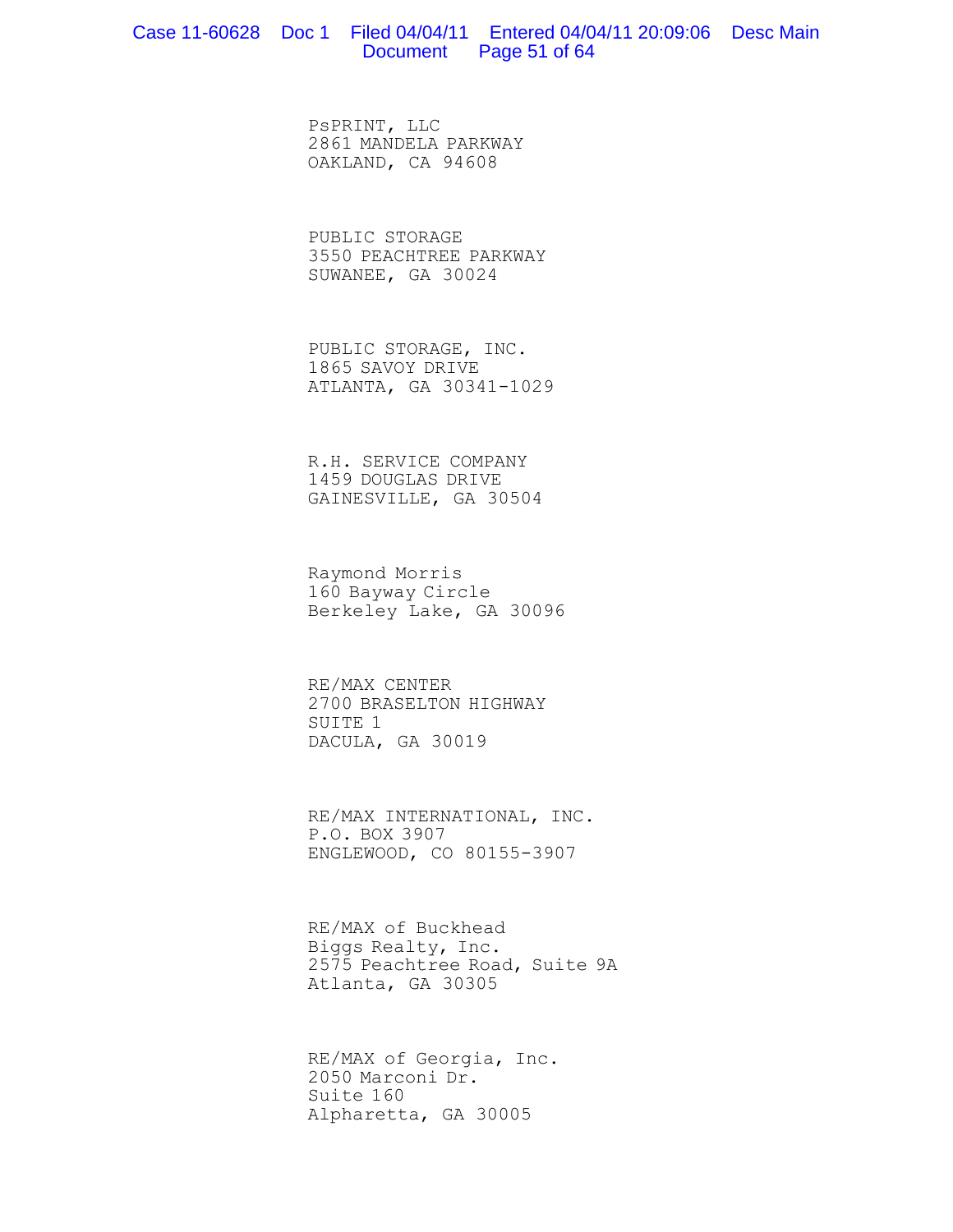PsPRINT, LLC
2861 MANDELA PARKWAY
OAKLAND, CA 94608

PUBLIC STORAGE
3550 PEACHTREE PARKWAY
SUWANEE, GA 30024

PUBLIC STORAGE, INC.
1865 SAVOY DRIVE
ATLANTA, GA 30341-1029

R.H. SERVICE COMPANY
1459 DOUGLAS DRIVE
GAINESVILLE, GA 30504

Raymond Morris
160 Bayway Circle
Berkeley Lake, GA 30096

RE/MAX CENTER
2700 BRASELTON HIGHWAY
SUITE 1
DACULA, GA 30019

RE/MAX INTERNATIONAL, INC.
P.O. BOX 3907
ENGLEWOOD, CO 80155-3907

RE/MAX of Buckhead
Biggs Realty, Inc.
2575 Peachtree Road, Suite 9A
Atlanta, GA 30305

RE/MAX of Georgia, Inc.
2050 Marconi Dr.
Suite 160
Alpharetta, GA 30005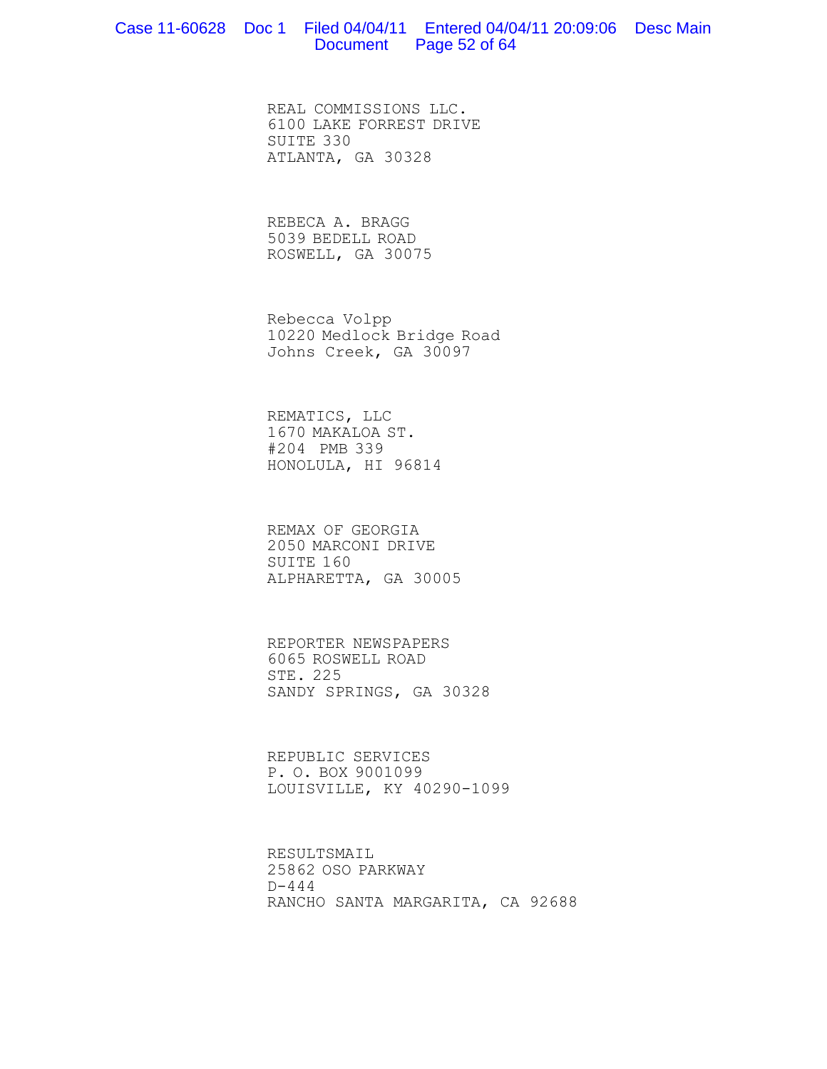REAL COMMISSIONS LLC.
6100 LAKE FORREST DRIVE
SUITE 330
ATLANTA, GA 30328

REBECA A. BRAGG
5039 BEDELL ROAD
ROSWELL, GA 30075

Rebecca Volpp
10220 Medlock Bridge Road
Johns Creek, GA 30097

REMATICS, LLC
1670 MAKALOA ST.
#204 PMB 339
HONOLULA, HI 96814

REMAX OF GEORGIA
2050 MARCONI DRIVE
SUITE 160
ALPHARETTA, GA 30005

REPORTER NEWSPAPERS
6065 ROSWELL ROAD
STE. 225
SANDY SPRINGS, GA 30328

REPUBLIC SERVICES
P. O. BOX 9001099
LOUISVILLE, KY 40290-1099

RESULTSMAIL
25862 OSO PARKWAY
D-444
RANCHO SANTA MARGARITA, CA 92688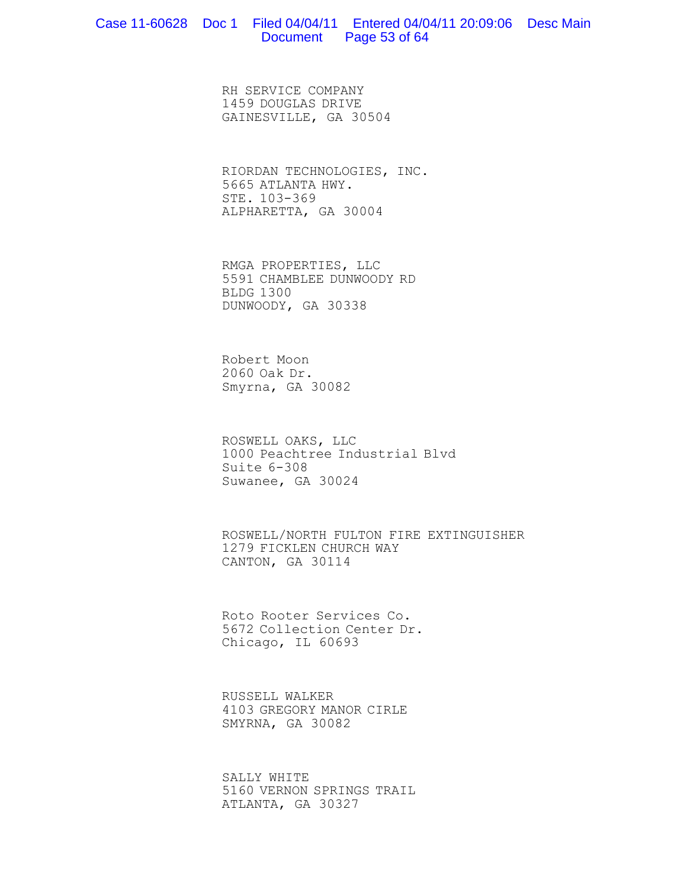RH SERVICE COMPANY
1459 DOUGLAS DRIVE
GAINESVILLE, GA 30504

RIORDAN TECHNOLOGIES, INC.
5665 ATLANTA HWY.
STE. 103-369
ALPHARETTA, GA 30004

RMGA PROPERTIES, LLC
5591 CHAMBLEE DUNWOODY RD
BLDG 1300
DUNWOODY, GA 30338

Robert Moon
2060 Oak Dr.
Smyrna, GA 30082

ROSWELL OAKS, LLC
1000 Peachtree Industrial Blvd
Suite 6-308
Suwanee, GA 30024

ROSWELL/NORTH FULTON FIRE EXTINGUISHER
1279 FICKLEN CHURCH WAY
CANTON, GA 30114

Roto Rooter Services Co.
5672 Collection Center Dr.
Chicago, IL 60693

RUSSELL WALKER
4103 GREGORY MANOR CIRLE
SMYRNA, GA 30082

SALLY WHITE
5160 VERNON SPRINGS TRAIL
ATLANTA, GA 30327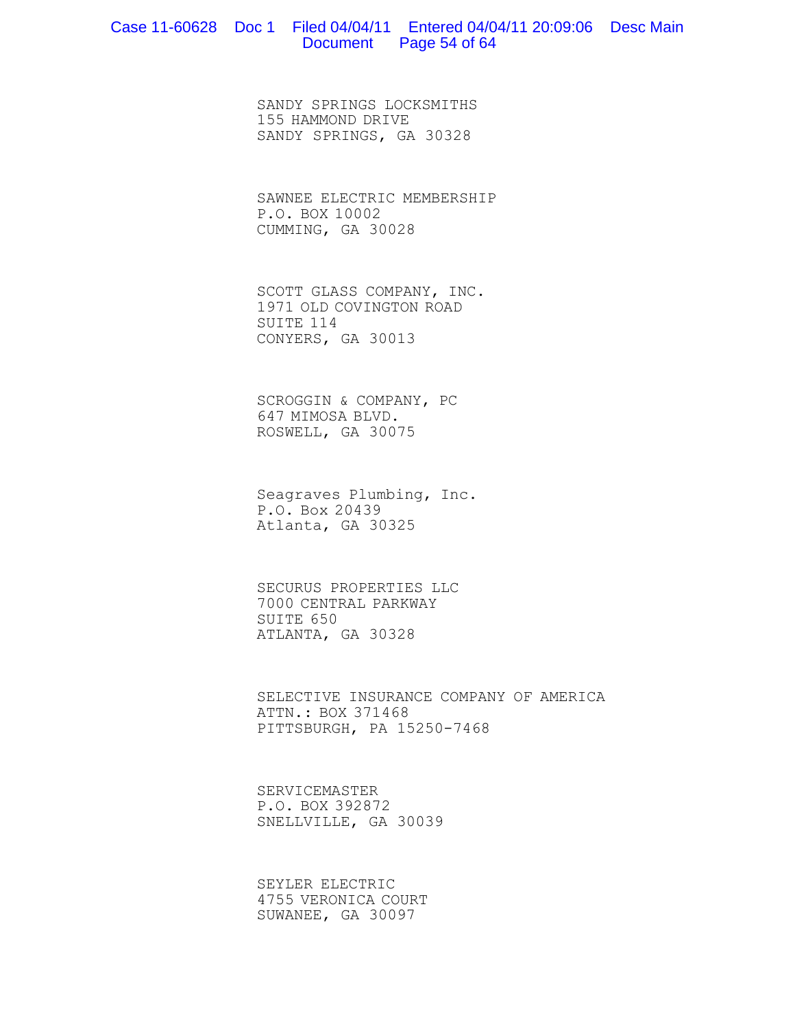SANDY SPRINGS LOCKSMITHS
155 HAMMOND DRIVE
SANDY SPRINGS, GA 30328

SAWNEE ELECTRIC MEMBERSHIP
P.O. BOX 10002
CUMMING, GA 30028

SCOTT GLASS COMPANY, INC.
1971 OLD COVINGTON ROAD
SUITE 114
CONYERS, GA 30013

SCROGGIN & COMPANY, PC
647 MIMOSA BLVD.
ROSWELL, GA 30075

Seagraves Plumbing, Inc.
P.O. Box 20439
Atlanta, GA 30325

SECURUS PROPERTIES LLC
7000 CENTRAL PARKWAY
SUITE 650
ATLANTA, GA 30328

SELECTIVE INSURANCE COMPANY OF AMERICA
ATTN.: BOX 371468
PITTSBURGH, PA 15250-7468

SERVICEMASTER
P.O. BOX 392872
SNELLVILLE, GA 30039

SEYLER ELECTRIC
4755 VERONICA COURT
SUWANEE, GA 30097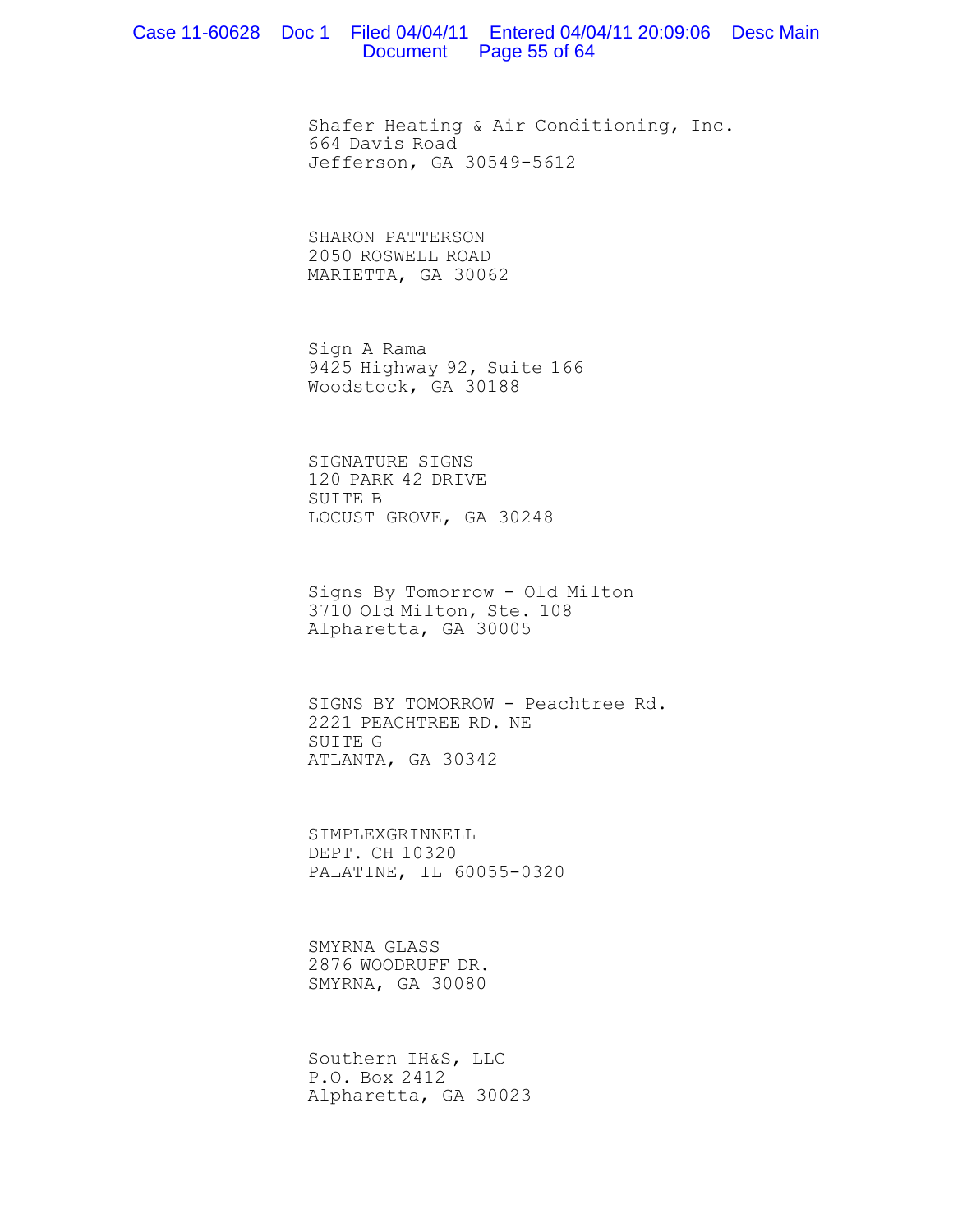Shafer Heating & Air Conditioning, Inc.
664 Davis Road
Jefferson, GA 30549-5612

SHARON PATTERSON
2050 ROSWELL ROAD
MARIETTA, GA 30062

Sign A Rama
9425 Highway 92, Suite 166
Woodstock, GA 30188

SIGNATURE SIGNS
120 PARK 42 DRIVE
SUITE B
LOCUST GROVE, GA 30248

Signs By Tomorrow - Old Milton
3710 Old Milton, Ste. 108
Alpharetta, GA 30005

SIGNS BY TOMORROW - Peachtree Rd.
2221 PEACHTREE RD. NE
SUITE G
ATLANTA, GA 30342

SIMPLEXGRINNELL
DEPT. CH 10320
PALATINE, IL 60055-0320

SMYRNA GLASS
2876 WOODRUFF DR.
SMYRNA, GA 30080

Southern IH&S, LLC
P.O. Box 2412
Alpharetta, GA 30023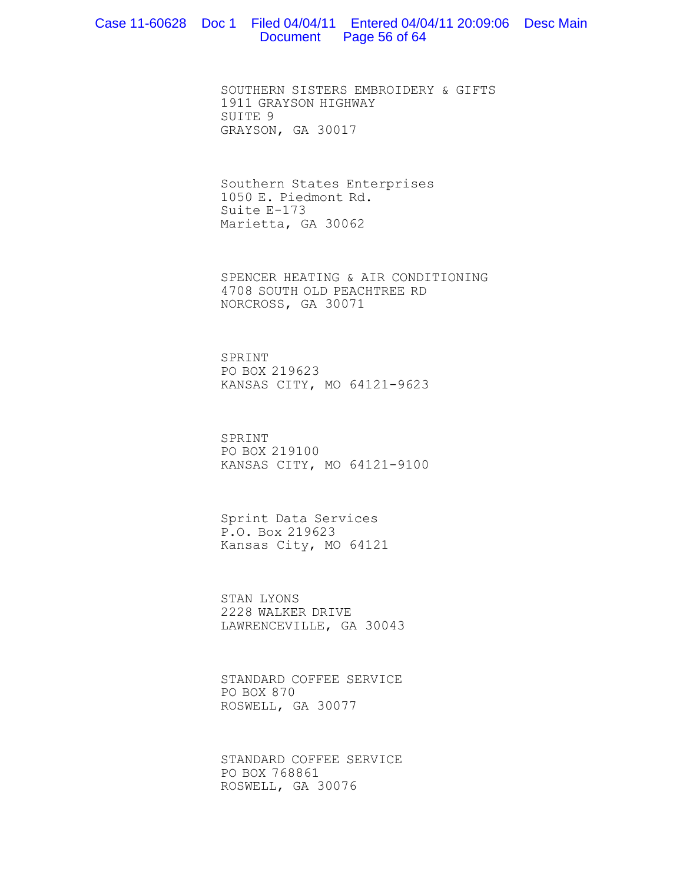SOUTHERN SISTERS EMBROIDERY & GIFTS
1911 GRAYSON HIGHWAY
SUITE 9
GRAYSON, GA 30017

Southern States Enterprises
1050 E. Piedmont Rd.
Suite E-173
Marietta, GA 30062

SPENCER HEATING & AIR CONDITIONING
4708 SOUTH OLD PEACHTREE RD
NORCROSS, GA 30071

SPRINT
PO BOX 219623
KANSAS CITY, MO 64121-9623

SPRINT
PO BOX 219100
KANSAS CITY, MO 64121-9100

Sprint Data Services
P.O. Box 219623
Kansas City, MO 64121

STAN LYONS
2228 WALKER DRIVE
LAWRENCEVILLE, GA 30043

STANDARD COFFEE SERVICE
PO BOX 870
ROSWELL, GA 30077

STANDARD COFFEE SERVICE
PO BOX 768861
ROSWELL, GA 30076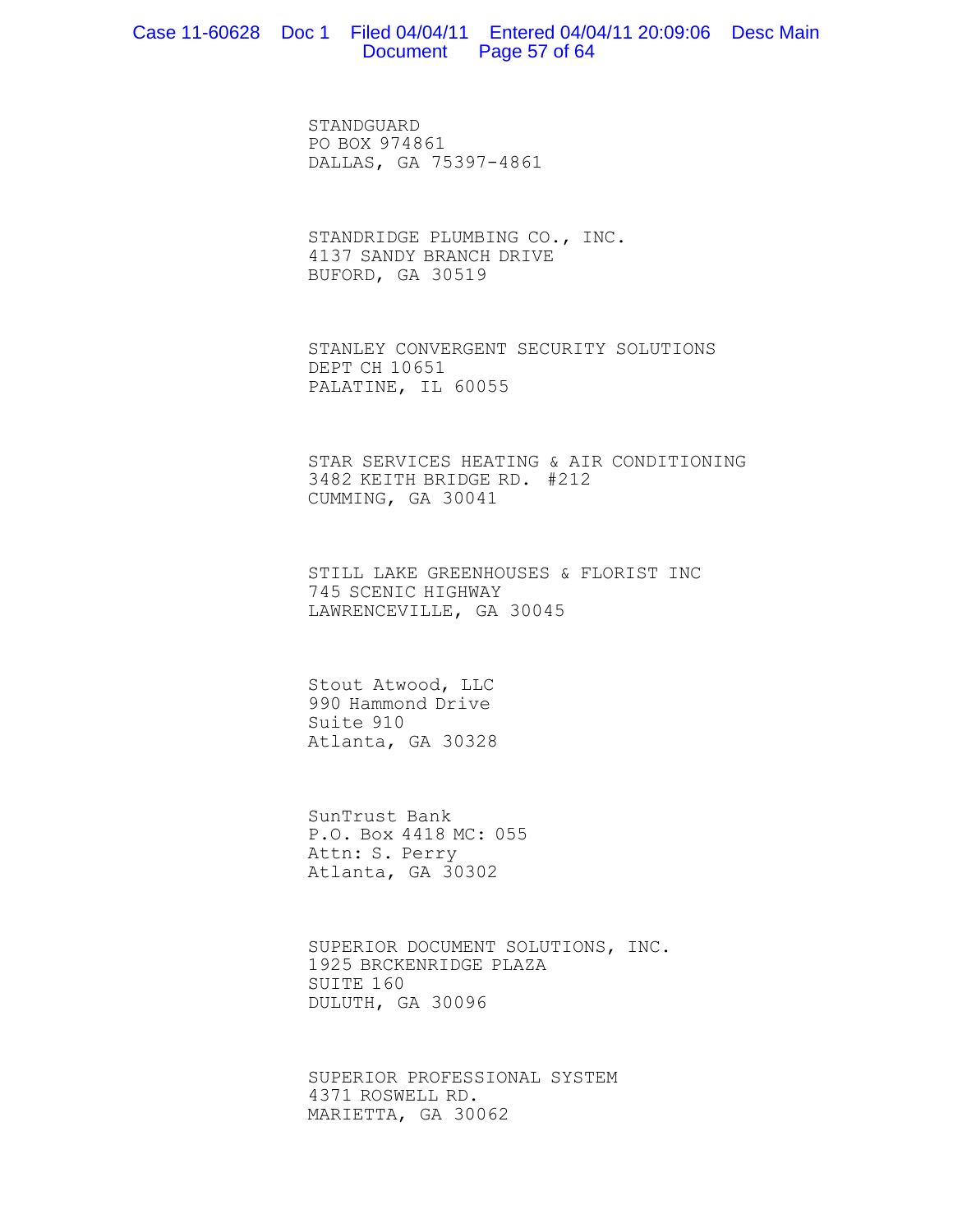STANDGUARD
PO BOX 974861
DALLAS, GA 75397-4861

STANDRIDGE PLUMBING CO., INC.
4137 SANDY BRANCH DRIVE
BUFORD, GA 30519

STANLEY CONVERGENT SECURITY SOLUTIONS
DEPT CH 10651
PALATINE, IL 60055

STAR SERVICES HEATING & AIR CONDITIONING
3482 KEITH BRIDGE RD. #212
CUMMING, GA 30041

STILL LAKE GREENHOUSES & FLORIST INC
745 SCENIC HIGHWAY
LAWRENCEVILLE, GA 30045

Stout Atwood, LLC
990 Hammond Drive
Suite 910
Atlanta, GA 30328

SunTrust Bank
P.O. Box 4418 MC: 055
Attn: S. Perry
Atlanta, GA 30302

SUPERIOR DOCUMENT SOLUTIONS, INC.
1925 BRCKENRIDGE PLAZA
SUITE 160
DULUTH, GA 30096

SUPERIOR PROFESSIONAL SYSTEM
4371 ROSWELL RD.
MARIETTA, GA 30062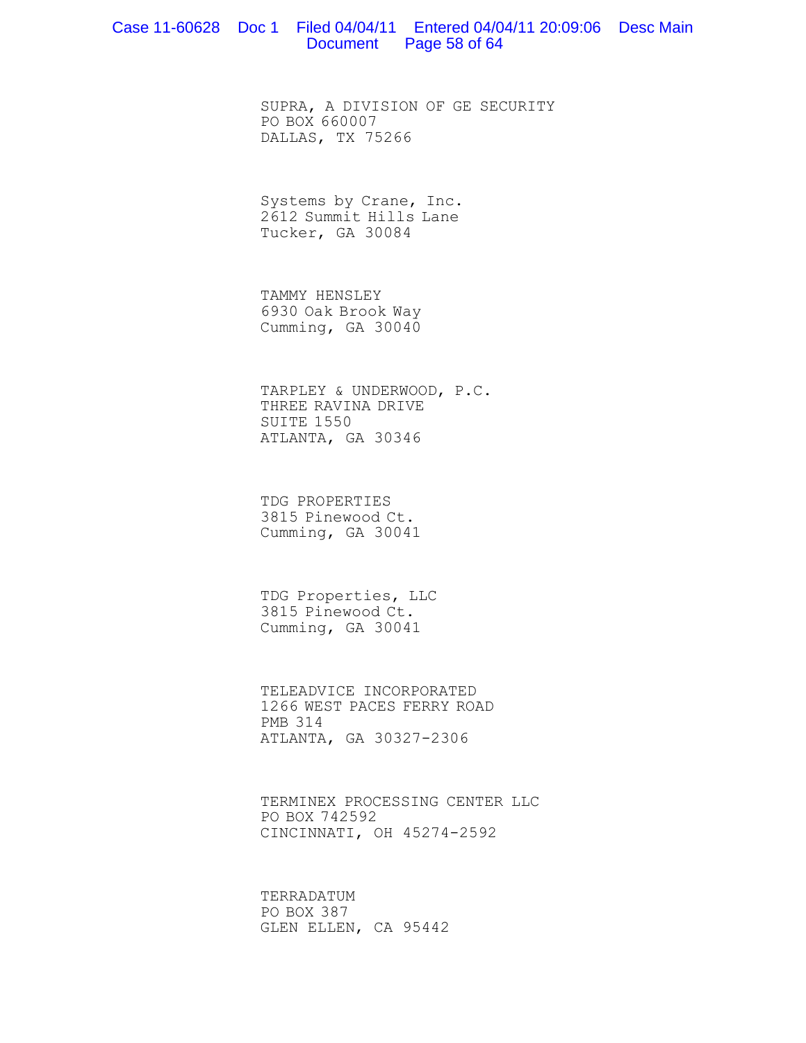SUPRA, A DIVISION OF GE SECURITY
PO BOX 660007
DALLAS, TX 75266

Systems by Crane, Inc.
2612 Summit Hills Lane
Tucker, GA 30084

TAMMY HENSLEY
6930 Oak Brook Way
Cumming, GA 30040

TARPLEY & UNDERWOOD, P.C.
THREE RAVINA DRIVE
SUITE 1550
ATLANTA, GA 30346

TDG PROPERTIES
3815 Pinewood Ct.
Cumming, GA 30041

TDG Properties, LLC
3815 Pinewood Ct.
Cumming, GA 30041

TELEADVICE INCORPORATED
1266 WEST PACES FERRY ROAD
PMB 314
ATLANTA, GA 30327-2306

TERMINEX PROCESSING CENTER LLC
PO BOX 742592
CINCINNATI, OH 45274-2592

TERRADATUM
PO BOX 387
GLEN ELLEN, CA 95442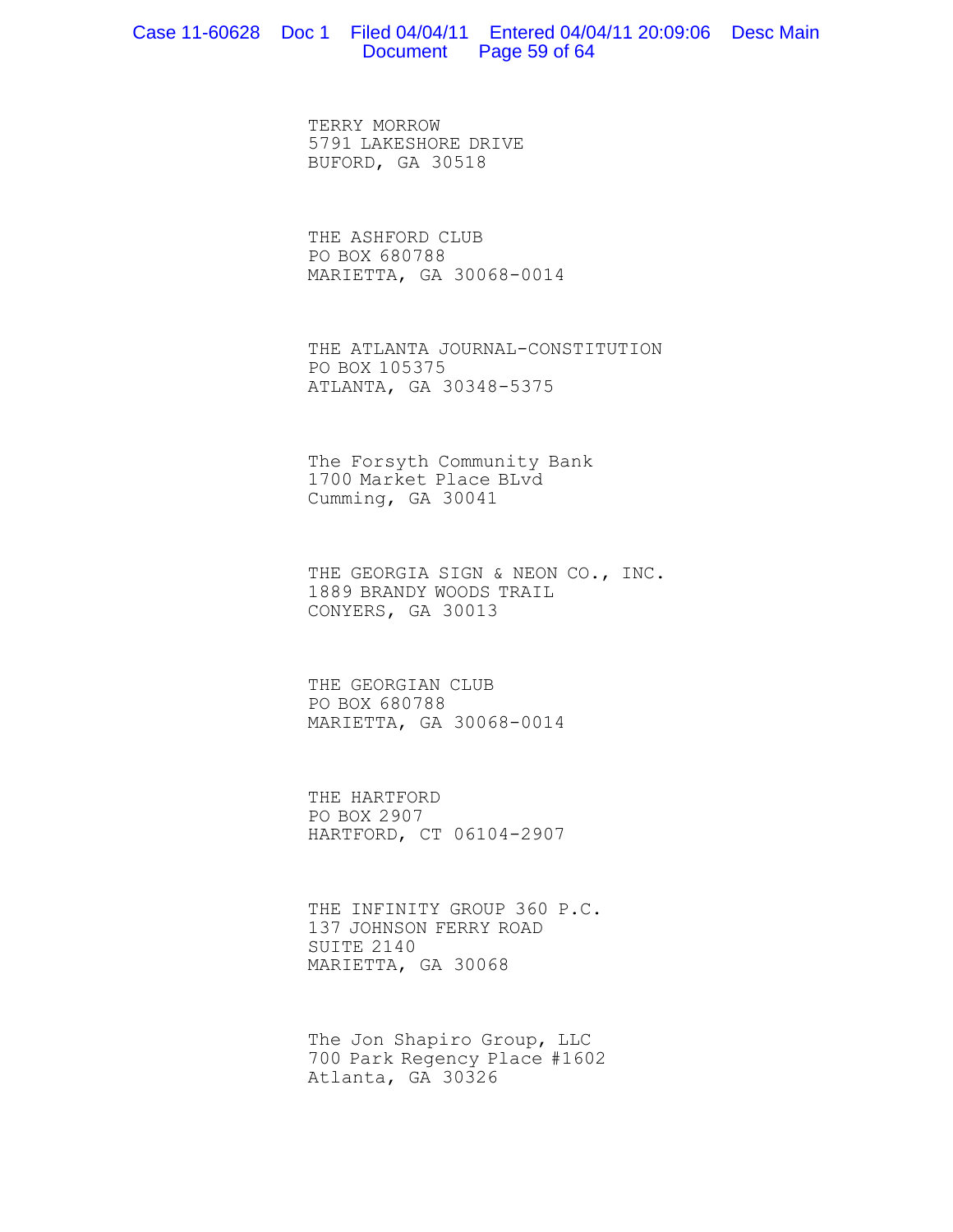TERRY MORROW
5791 LAKESHORE DRIVE
BUFORD, GA 30518

THE ASHFORD CLUB
PO BOX 680788
MARIETTA, GA 30068-0014

THE ATLANTA JOURNAL-CONSTITUTION
PO BOX 105375
ATLANTA, GA 30348-5375

The Forsyth Community Bank
1700 Market Place BLvd
Cumming, GA 30041

THE GEORGIA SIGN & NEON CO., INC.
1889 BRANDY WOODS TRAIL
CONYERS, GA 30013

THE GEORGIAN CLUB
PO BOX 680788
MARIETTA, GA 30068-0014

THE HARTFORD
PO BOX 2907
HARTFORD, CT 06104-2907

THE INFINITY GROUP 360 P.C.
137 JOHNSON FERRY ROAD
SUITE 2140
MARIETTA, GA 30068

The Jon Shapiro Group, LLC
700 Park Regency Place #1602
Atlanta, GA 30326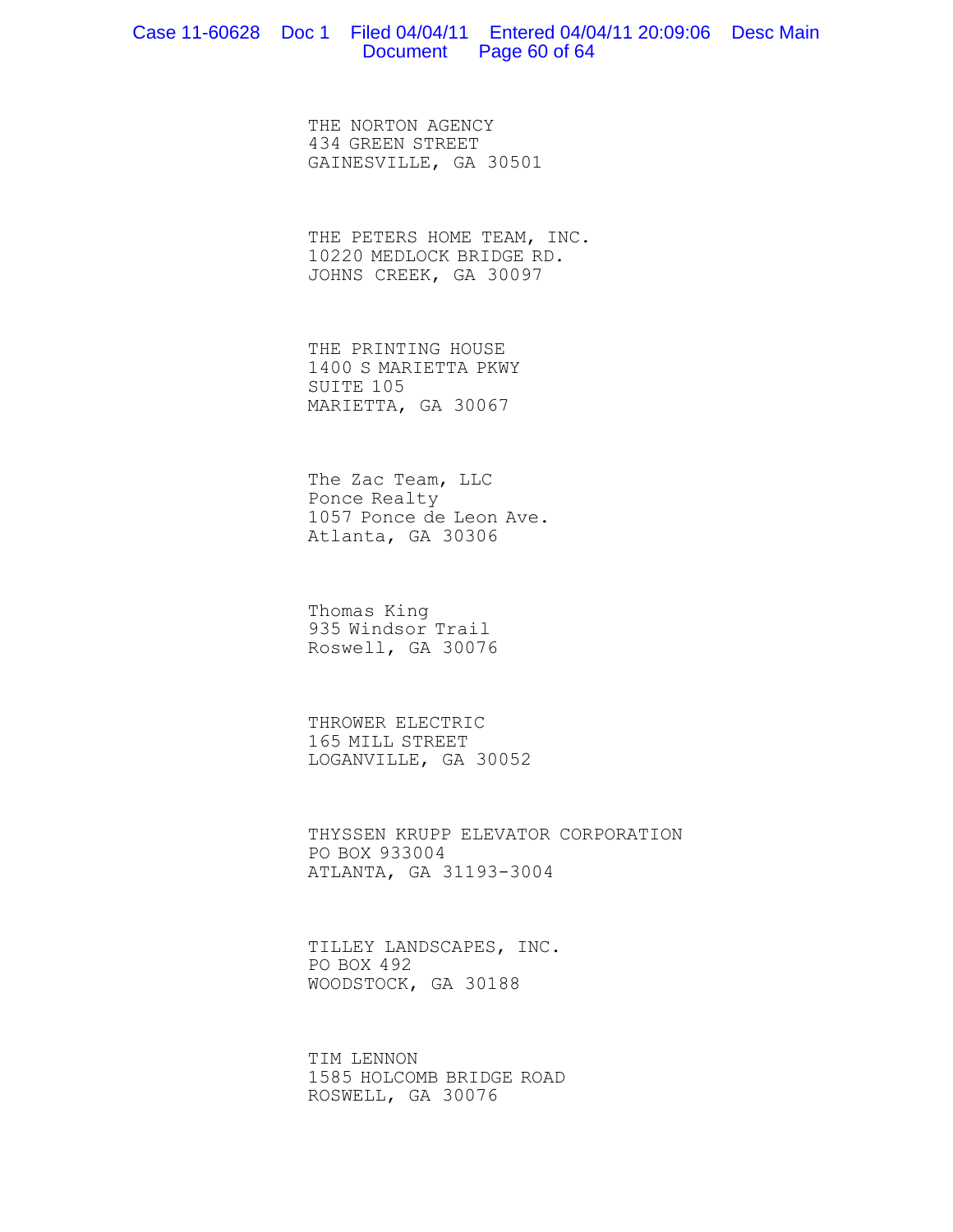THE NORTON AGENCY
434 GREEN STREET
GAINESVILLE, GA 30501

THE PETERS HOME TEAM, INC.
10220 MEDLOCK BRIDGE RD.
JOHNS CREEK, GA 30097

THE PRINTING HOUSE
1400 S MARIETTA PKWY
SUITE 105
MARIETTA, GA 30067

The Zac Team, LLC
Ponce Realty
1057 Ponce de Leon Ave.
Atlanta, GA 30306

Thomas King
935 Windsor Trail
Roswell, GA 30076

THROWER ELECTRIC
165 MILL STREET
LOGANVILLE, GA 30052

THYSSEN KRUPP ELEVATOR CORPORATION
PO BOX 933004
ATLANTA, GA 31193-3004

TILLEY LANDSCAPES, INC.
PO BOX 492
WOODSTOCK, GA 30188

TIM LENNON
1585 HOLCOMB BRIDGE ROAD
ROSWELL, GA 30076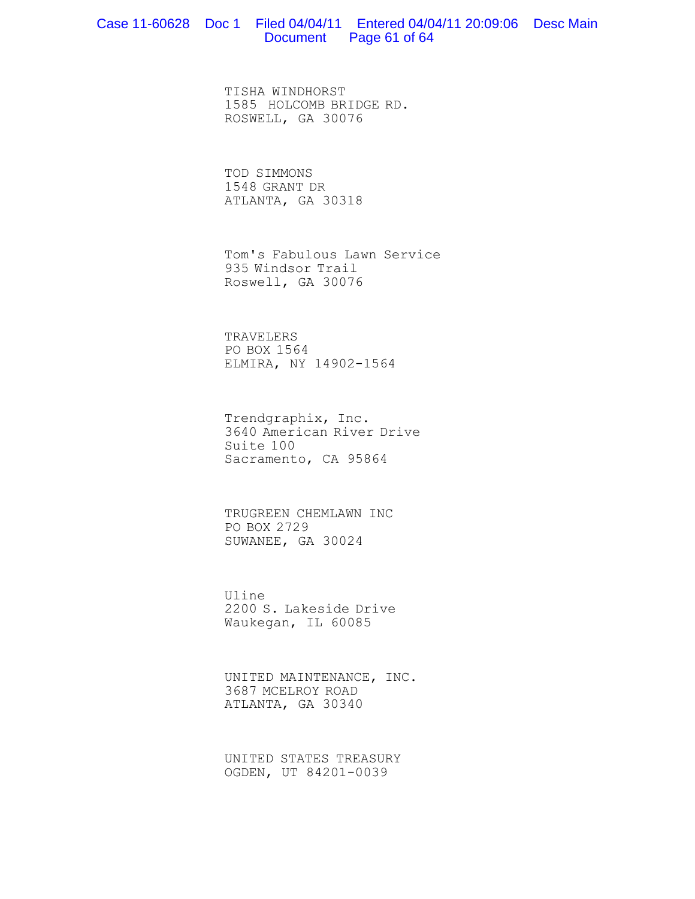TISHA WINDHORST
1585 HOLCOMB BRIDGE RD.
ROSWELL, GA 30076

TOD SIMMONS
1548 GRANT DR
ATLANTA, GA 30318

Tom's Fabulous Lawn Service
935 Windsor Trail
Roswell, GA 30076

TRAVELERS
PO BOX 1564
ELMIRA, NY 14902-1564

Trendgraphix, Inc.
3640 American River Drive
Suite 100
Sacramento, CA 95864

TRUGREEN CHEMLAWN INC
PO BOX 2729
SUWANEE, GA 30024

Uline
2200 S. Lakeside Drive
Waukegan, IL 60085

UNITED MAINTENANCE, INC.
3687 MCELROY ROAD
ATLANTA, GA 30340

UNITED STATES TREASURY
OGDEN, UT 84201-0039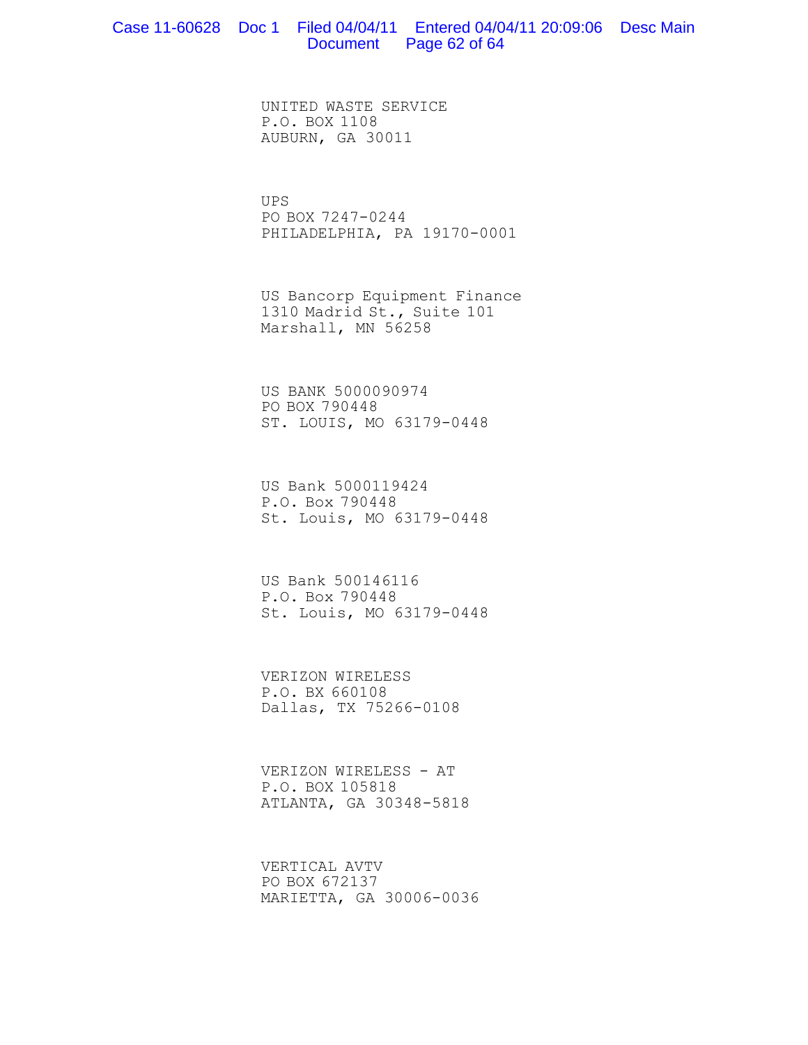UNITED WASTE SERVICE
P.O. BOX 1108
AUBURN, GA 30011

UPS
PO BOX 7247-0244
PHILADELPHIA, PA 19170-0001

US Bancorp Equipment Finance
1310 Madrid St., Suite 101
Marshall, MN 56258

US BANK 5000090974
PO BOX 790448
ST. LOUIS, MO 63179-0448

US Bank 5000119424
P.O. Box 790448
St. Louis, MO 63179-0448

US Bank 500146116
P.O. Box 790448
St. Louis, MO 63179-0448

VERIZON WIRELESS
P.O. BX 660108
Dallas, TX 75266-0108

VERIZON WIRELESS - AT
P.O. BOX 105818
ATLANTA, GA 30348-5818

VERTICAL AVTV
PO BOX 672137
MARIETTA, GA 30006-0036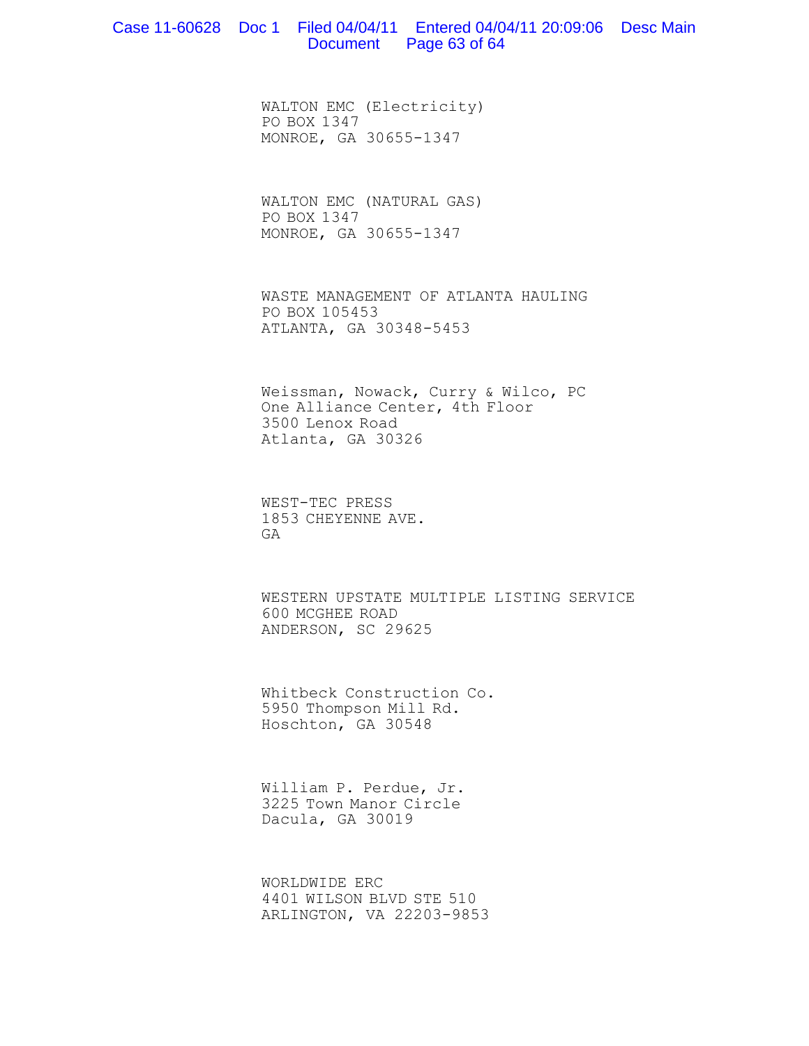WALTON EMC (Electricity)
PO BOX 1347
MONROE, GA 30655-1347

WALTON EMC (NATURAL GAS)
PO BOX 1347
MONROE, GA 30655-1347

WASTE MANAGEMENT OF ATLANTA HAULING
PO BOX 105453
ATLANTA, GA 30348-5453

Weissman, Nowack, Curry & Wilco, PC
One Alliance Center, 4th Floor
3500 Lenox Road
Atlanta, GA 30326

WEST-TEC PRESS
1853 CHEYENNE AVE.
GA

WESTERN UPSTATE MULTIPLE LISTING SERVICE
600 MCGHEE ROAD
ANDERSON, SC 29625

Whitbeck Construction Co.
5950 Thompson Mill Rd.
Hoschton, GA 30548

William P. Perdue, Jr.
3225 Town Manor Circle
Dacula, GA 30019

WORLDWIDE ERC
4401 WILSON BLVD STE 510
ARLINGTON, VA 22203-9853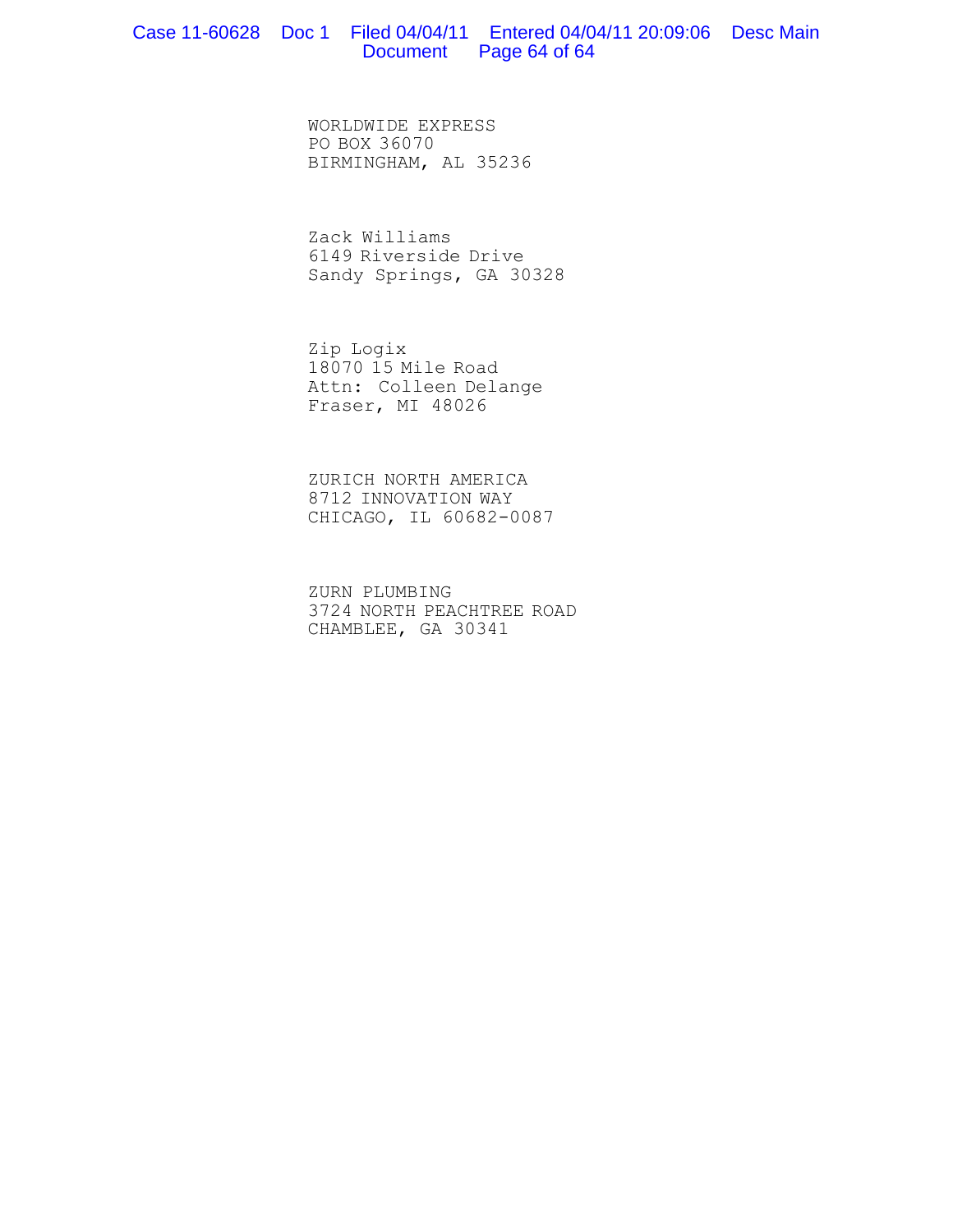WORLDWIDE EXPRESS
PO BOX 36070
BIRMINGHAM, AL 35236

Zack Williams
6149 Riverside Drive
Sandy Springs, GA 30328

Zip Logix
18070 15 Mile Road
Attn: Colleen Delange
Fraser, MI 48026

ZURICH NORTH AMERICA
8712 INNOVATION WAY
CHICAGO, IL 60682-0087

ZURN PLUMBING
3724 NORTH PEACHTREE ROAD
CHAMBLEE, GA 30341